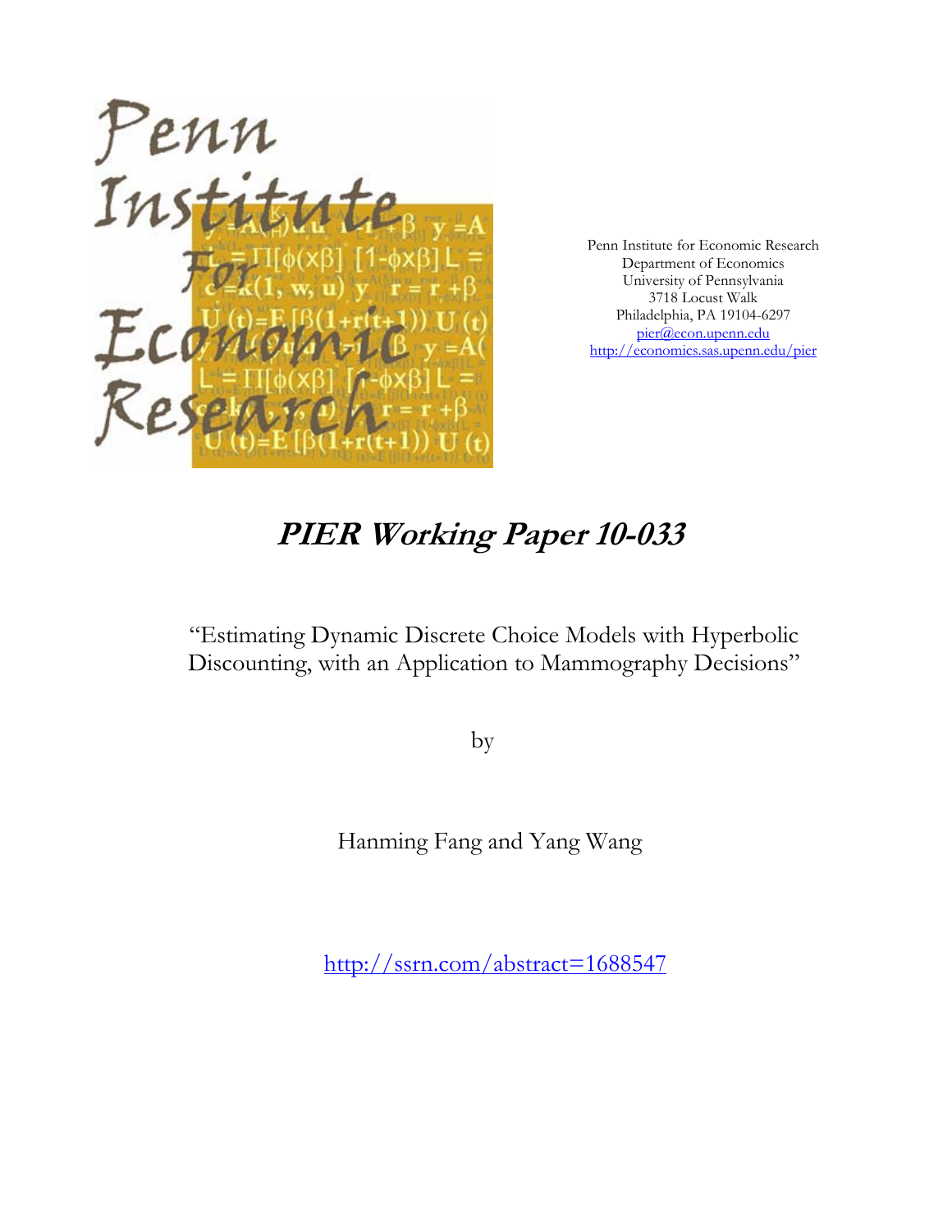Penn Institute for Economic Research
Department of Economics
University of Pennsylvania
3718 Locust Walk
Philadelphia, PA 19104-6297
pier@econ.upenn.edu
http://economics.sas.upenn.edu/pier

# *PIER Working Paper 10-033*

"Estimating Dynamic Discrete Choice Models with Hyperbolic Discounting, with an Application to Mammography Decisions"

by

Hanming Fang and Yang Wang

http://ssrn.com/abstract=1688547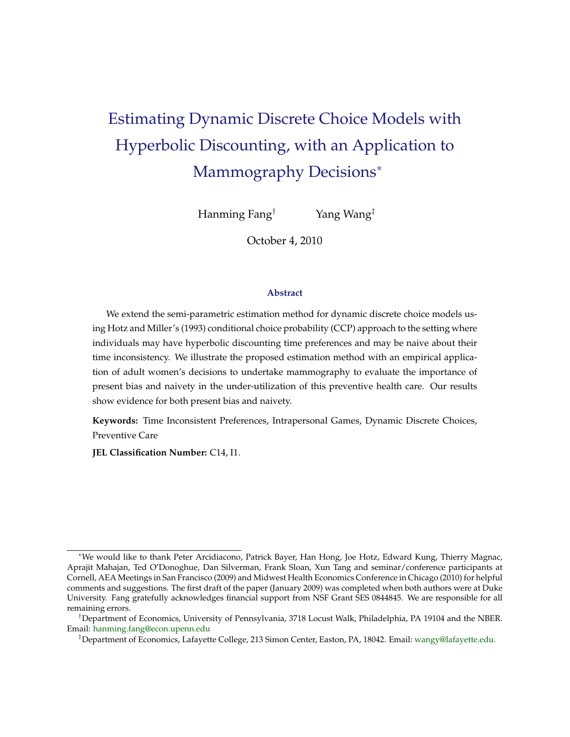# Estimating Dynamic Discrete Choice Models with Hyperbolic Discounting, with an Application to Mammography Decisions*

Hanming Fang[†] Yang Wang[‡]

October 4, 2010

### Abstract

We extend the semi-parametric estimation method for dynamic discrete choice models using Hotz and Miller's (1993) conditional choice probability (CCP) approach to the setting where individuals may have hyperbolic discounting time preferences and may be naive about their time inconsistency. We illustrate the proposed estimation method with an empirical application of adult women's decisions to undertake mammography to evaluate the importance of present bias and naivety in the under-utilization of this preventive health care. Our results show evidence for both present bias and naivety.

**Keywords:** Time Inconsistent Preferences, Intrapersonal Games, Dynamic Discrete Choices, Preventive Care

**JEL Classification Number:** C14, I1.

---

*We would like to thank Peter Arcidiacono, Patrick Bayer, Han Hong, Joe Hotz, Edward Kung, Thierry Magnac, Aprajit Mahajan, Ted O'Donoghue, Dan Silverman, Frank Sloan, Xun Tang and seminar/conference participants at Cornell, AEA Meetings in San Francisco (2009) and Midwest Health Economics Conference in Chicago (2010) for helpful comments and suggestions. The first draft of the paper (January 2009) was completed when both authors were at Duke University. Fang gratefully acknowledges financial support from NSF Grant SES 0844845. We are responsible for all remaining errors.

[†]Department of Economics, University of Pennsylvania, 3718 Locust Walk, Philadelphia, PA 19104 and the NBER. Email: hanming.fang@econ.upenn.edu

[‡]Department of Economics, Lafayette College, 213 Simon Center, Easton, PA, 18042. Email: wangy@lafayette.edu.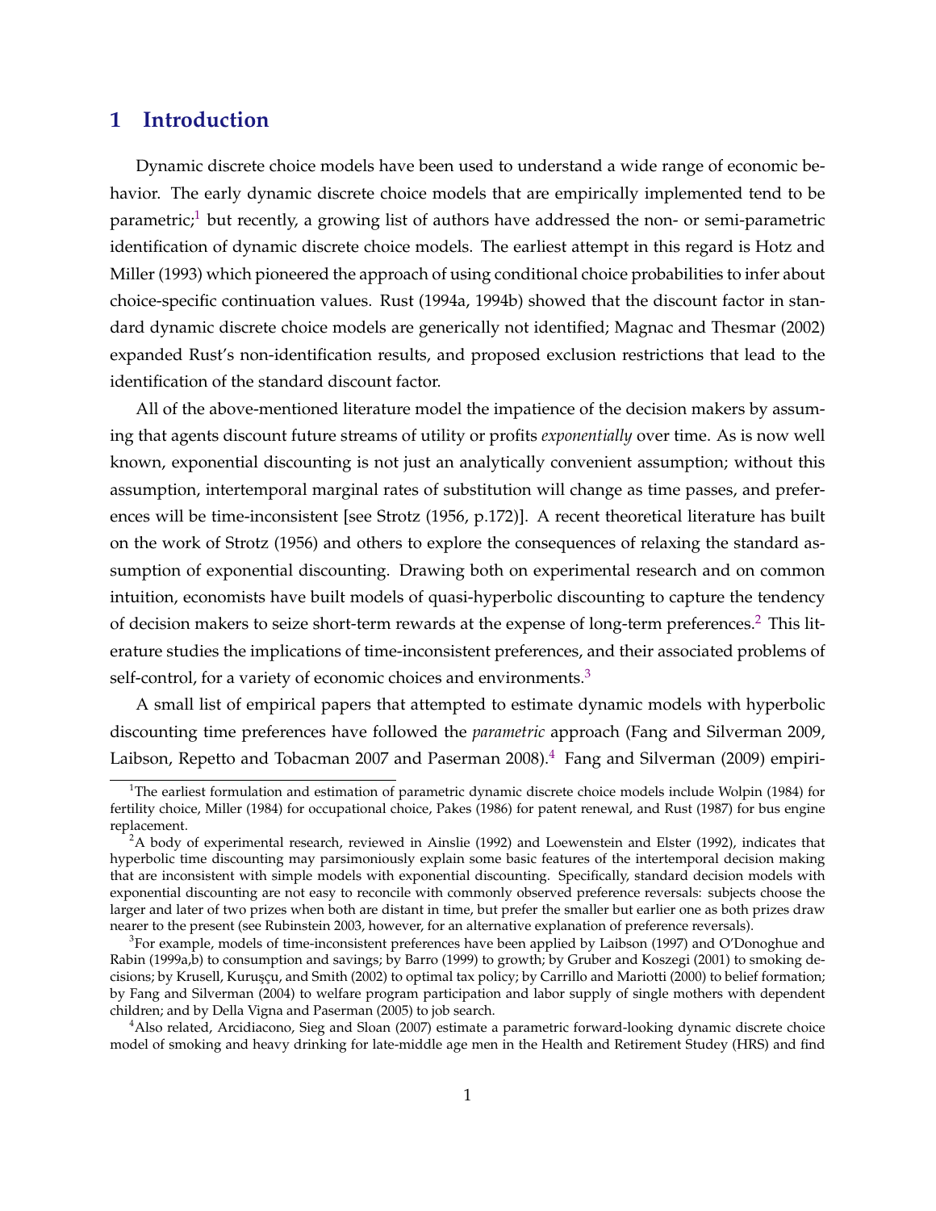# 1 Introduction

Dynamic discrete choice models have been used to understand a wide range of economic behavior. The early dynamic discrete choice models that are empirically implemented tend to be parametric;[1] but recently, a growing list of authors have addressed the non- or semi-parametric identification of dynamic discrete choice models. The earliest attempt in this regard is Hotz and Miller (1993) which pioneered the approach of using conditional choice probabilities to infer about choice-specific continuation values. Rust (1994a, 1994b) showed that the discount factor in standard dynamic discrete choice models are generically not identified; Magnac and Thesmar (2002) expanded Rust's non-identification results, and proposed exclusion restrictions that lead to the identification of the standard discount factor.

All of the above-mentioned literature model the impatience of the decision makers by assuming that agents discount future streams of utility or profits *exponentially* over time. As is now well known, exponential discounting is not just an analytically convenient assumption; without this assumption, intertemporal marginal rates of substitution will change as time passes, and preferences will be time-inconsistent [see Strotz (1956, p.172)]. A recent theoretical literature has built on the work of Strotz (1956) and others to explore the consequences of relaxing the standard assumption of exponential discounting. Drawing both on experimental research and on common intuition, economists have built models of quasi-hyperbolic discounting to capture the tendency of decision makers to seize short-term rewards at the expense of long-term preferences.[2] This literature studies the implications of time-inconsistent preferences, and their associated problems of self-control, for a variety of economic choices and environments.[3]

A small list of empirical papers that attempted to estimate dynamic models with hyperbolic discounting time preferences have followed the *parametric* approach (Fang and Silverman 2009, Laibson, Repetto and Tobacman 2007 and Paserman 2008).[4] Fang and Silverman (2009) empiri-

[1] The earliest formulation and estimation of parametric dynamic discrete choice models include Wolpin (1984) for fertility choice, Miller (1984) for occupational choice, Pakes (1986) for patent renewal, and Rust (1987) for bus engine replacement.

[2] A body of experimental research, reviewed in Ainslie (1992) and Loewenstein and Elster (1992), indicates that hyperbolic time discounting may parsimoniously explain some basic features of the intertemporal decision making that are inconsistent with simple models with exponential discounting. Specifically, standard decision models with exponential discounting are not easy to reconcile with commonly observed preference reversals: subjects choose the larger and later of two prizes when both are distant in time, but prefer the smaller but earlier one as both prizes draw nearer to the present (see Rubinstein 2003, however, for an alternative explanation of preference reversals).

[3] For example, models of time-inconsistent preferences have been applied by Laibson (1997) and O'Donoghue and Rabin (1999a,b) to consumption and savings; by Barro (1999) to growth; by Gruber and Koszegi (2001) to smoking decisions; by Krusell, Kuruşçu, and Smith (2002) to optimal tax policy; by Carrillo and Mariotti (2000) to belief formation; by Fang and Silverman (2004) to welfare program participation and labor supply of single mothers with dependent children; and by Della Vigna and Paserman (2005) to job search.

[4] Also related, Arcidiacono, Sieg and Sloan (2007) estimate a parametric forward-looking dynamic discrete choice model of smoking and heavy drinking for late-middle age men in the Health and Retirement Studey (HRS) and find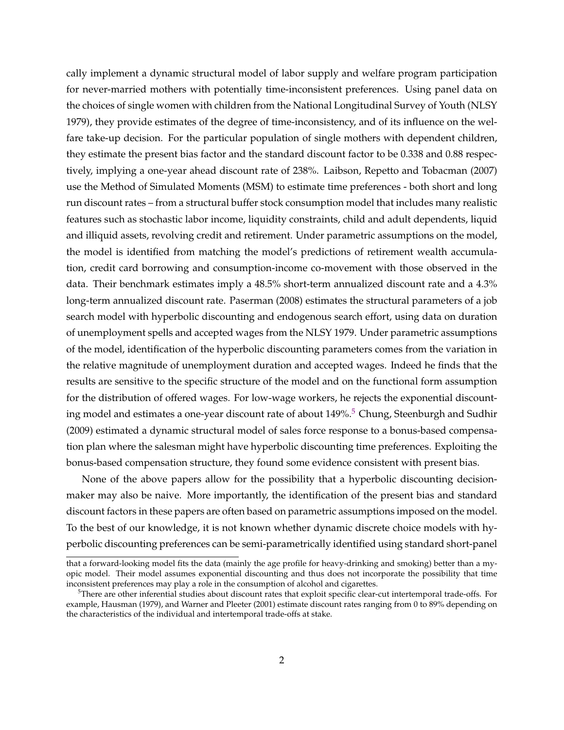cally implement a dynamic structural model of labor supply and welfare program participation for never-married mothers with potentially time-inconsistent preferences. Using panel data on the choices of single women with children from the National Longitudinal Survey of Youth (NLSY 1979), they provide estimates of the degree of time-inconsistency, and of its influence on the welfare take-up decision. For the particular population of single mothers with dependent children, they estimate the present bias factor and the standard discount factor to be 0.338 and 0.88 respectively, implying a one-year ahead discount rate of 238%. Laibson, Repetto and Tobacman (2007) use the Method of Simulated Moments (MSM) to estimate time preferences - both short and long run discount rates – from a structural buffer stock consumption model that includes many realistic features such as stochastic labor income, liquidity constraints, child and adult dependents, liquid and illiquid assets, revolving credit and retirement. Under parametric assumptions on the model, the model is identified from matching the model's predictions of retirement wealth accumulation, credit card borrowing and consumption-income co-movement with those observed in the data. Their benchmark estimates imply a 48.5% short-term annualized discount rate and a 4.3% long-term annualized discount rate. Paserman (2008) estimates the structural parameters of a job search model with hyperbolic discounting and endogenous search effort, using data on duration of unemployment spells and accepted wages from the NLSY 1979. Under parametric assumptions of the model, identification of the hyperbolic discounting parameters comes from the variation in the relative magnitude of unemployment duration and accepted wages. Indeed he finds that the results are sensitive to the specific structure of the model and on the functional form assumption for the distribution of offered wages. For low-wage workers, he rejects the exponential discounting model and estimates a one-year discount rate of about 149%.[5] Chung, Steenburgh and Sudhir (2009) estimated a dynamic structural model of sales force response to a bonus-based compensation plan where the salesman might have hyperbolic discounting time preferences. Exploiting the bonus-based compensation structure, they found some evidence consistent with present bias.

None of the above papers allow for the possibility that a hyperbolic discounting decision-maker may also be naive. More importantly, the identification of the present bias and standard discount factors in these papers are often based on parametric assumptions imposed on the model. To the best of our knowledge, it is not known whether dynamic discrete choice models with hyperbolic discounting preferences can be semi-parametrically identified using standard short-panel

that a forward-looking model fits the data (mainly the age profile for heavy-drinking and smoking) better than a myopic model. Their model assumes exponential discounting and thus does not incorporate the possibility that time inconsistent preferences may play a role in the consumption of alcohol and cigarettes.

[5] There are other inferential studies about discount rates that exploit specific clear-cut intertemporal trade-offs. For example, Hausman (1979), and Warner and Pleeter (2001) estimate discount rates ranging from 0 to 89% depending on the characteristics of the individual and intertemporal trade-offs at stake.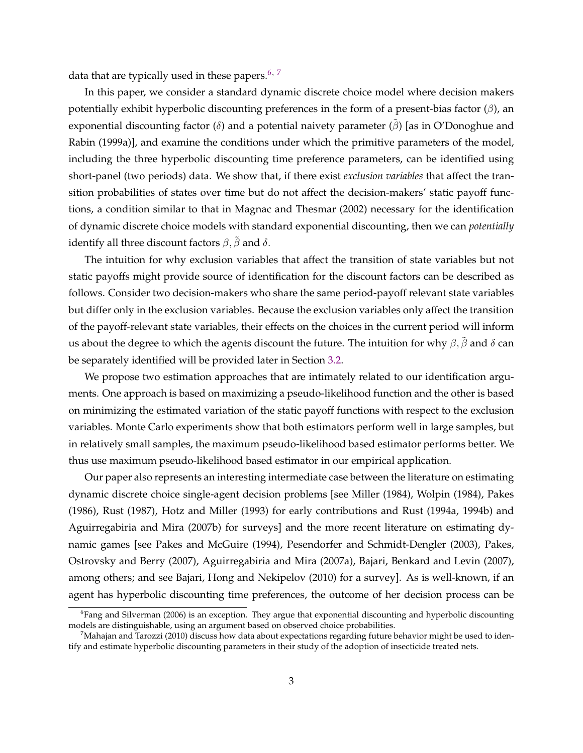data that are typically used in these papers.[6, 7]

In this paper, we consider a standard dynamic discrete choice model where decision makers potentially exhibit hyperbolic discounting preferences in the form of a present-bias factor ($\beta$), an exponential discounting factor ($\delta$) and a potential naivety parameter ($\tilde{\beta}$) [as in O'Donoghue and Rabin (1999a)], and examine the conditions under which the primitive parameters of the model, including the three hyperbolic discounting time preference parameters, can be identified using short-panel (two periods) data. We show that, if there exist *exclusion variables* that affect the transition probabilities of states over time but do not affect the decision-makers' static payoff functions, a condition similar to that in Magnac and Thesmar (2002) necessary for the identification of dynamic discrete choice models with standard exponential discounting, then we can *potentially* identify all three discount factors $\beta, \tilde{\beta}$ and $\delta$.

The intuition for why exclusion variables that affect the transition of state variables but not static payoffs might provide source of identification for the discount factors can be described as follows. Consider two decision-makers who share the same period-payoff relevant state variables but differ only in the exclusion variables. Because the exclusion variables only affect the transition of the payoff-relevant state variables, their effects on the choices in the current period will inform us about the degree to which the agents discount the future. The intuition for why $\beta, \tilde{\beta}$ and $\delta$ can be separately identified will be provided later in Section 3.2.

We propose two estimation approaches that are intimately related to our identification arguments. One approach is based on maximizing a pseudo-likelihood function and the other is based on minimizing the estimated variation of the static payoff functions with respect to the exclusion variables. Monte Carlo experiments show that both estimators perform well in large samples, but in relatively small samples, the maximum pseudo-likelihood based estimator performs better. We thus use maximum pseudo-likelihood based estimator in our empirical application.

Our paper also represents an interesting intermediate case between the literature on estimating dynamic discrete choice single-agent decision problems [see Miller (1984), Wolpin (1984), Pakes (1986), Rust (1987), Hotz and Miller (1993) for early contributions and Rust (1994a, 1994b) and Aguirregabiria and Mira (2007b) for surveys] and the more recent literature on estimating dynamic games [see Pakes and McGuire (1994), Pesendorfer and Schmidt-Dengler (2003), Pakes, Ostrovsky and Berry (2007), Aguirregabiria and Mira (2007a), Bajari, Benkard and Levin (2007), among others; and see Bajari, Hong and Nekipelov (2010) for a survey]. As is well-known, if an agent has hyperbolic discounting time preferences, the outcome of her decision process can be

[6] Fang and Silverman (2006) is an exception. They argue that exponential discounting and hyperbolic discounting models are distinguishable, using an argument based on observed choice probabilities.

[7] Mahajan and Tarozzi (2010) discuss how data about expectations regarding future behavior might be used to identify and estimate hyperbolic discounting parameters in their study of the adoption of insecticide treated nets.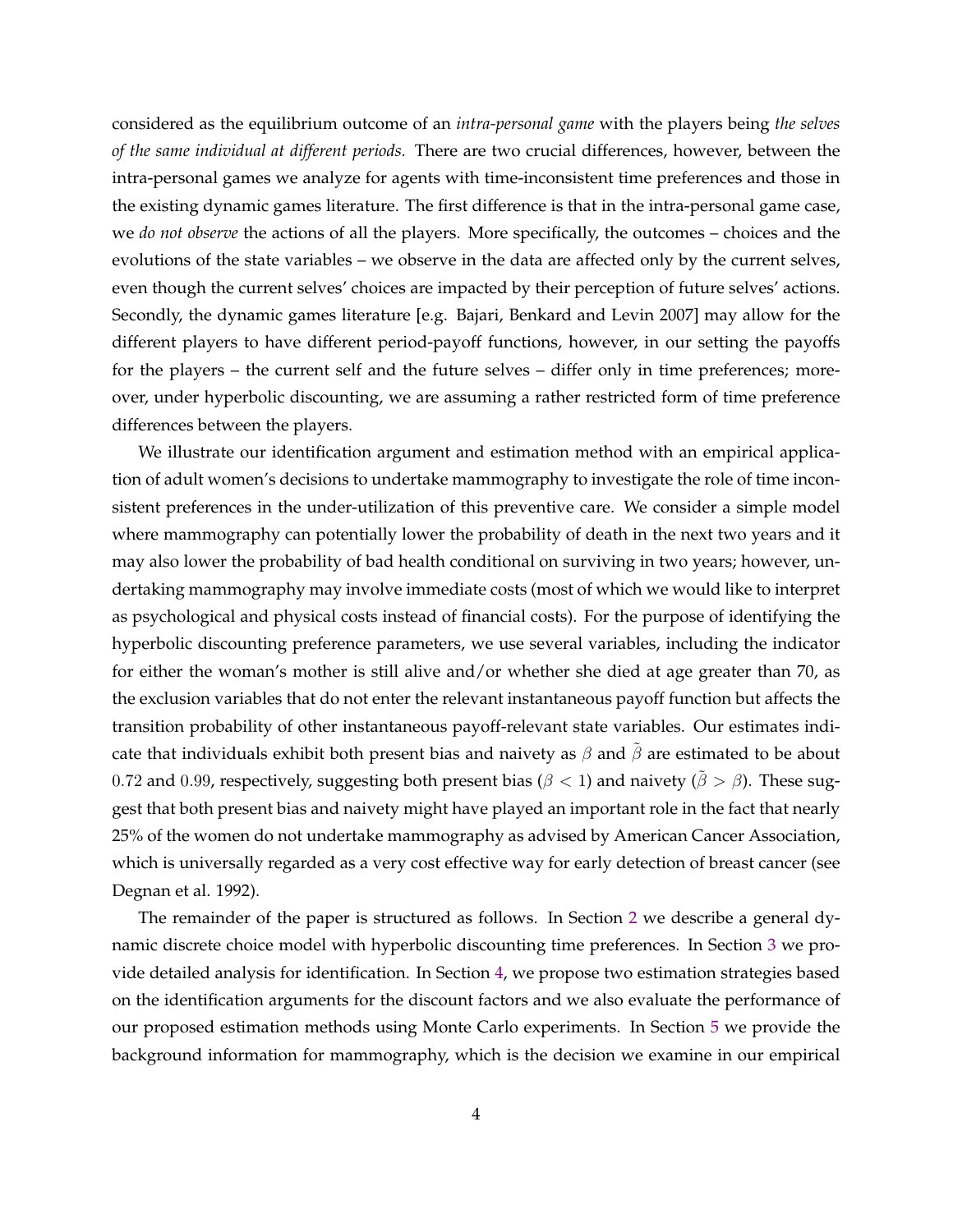considered as the equilibrium outcome of an *intra-personal game* with the players being *the selves of the same individual at different periods.* There are two crucial differences, however, between the intra-personal games we analyze for agents with time-inconsistent time preferences and those in the existing dynamic games literature. The first difference is that in the intra-personal game case, we *do not observe* the actions of all the players. More specifically, the outcomes – choices and the evolutions of the state variables – we observe in the data are affected only by the current selves, even though the current selves' choices are impacted by their perception of future selves' actions. Secondly, the dynamic games literature [e.g. Bajari, Benkard and Levin 2007] may allow for the different players to have different period-payoff functions, however, in our setting the payoffs for the players – the current self and the future selves – differ only in time preferences; moreover, under hyperbolic discounting, we are assuming a rather restricted form of time preference differences between the players.

We illustrate our identification argument and estimation method with an empirical application of adult women's decisions to undertake mammography to investigate the role of time inconsistent preferences in the under-utilization of this preventive care. We consider a simple model where mammography can potentially lower the probability of death in the next two years and it may also lower the probability of bad health conditional on surviving in two years; however, undertaking mammography may involve immediate costs (most of which we would like to interpret as psychological and physical costs instead of financial costs). For the purpose of identifying the hyperbolic discounting preference parameters, we use several variables, including the indicator for either the woman's mother is still alive and/or whether she died at age greater than 70, as the exclusion variables that do not enter the relevant instantaneous payoff function but affects the transition probability of other instantaneous payoff-relevant state variables. Our estimates indicate that individuals exhibit both present bias and naivety as $\beta$ and $\tilde{\beta}$ are estimated to be about $0.72$ and $0.99$, respectively, suggesting both present bias ($\beta < 1$) and naivety ($\tilde{\beta} > \beta$). These suggest that both present bias and naivety might have played an important role in the fact that nearly 25% of the women do not undertake mammography as advised by American Cancer Association, which is universally regarded as a very cost effective way for early detection of breast cancer (see Degnan et al. 1992).

The remainder of the paper is structured as follows. In Section 2 we describe a general dynamic discrete choice model with hyperbolic discounting time preferences. In Section 3 we provide detailed analysis for identification. In Section 4, we propose two estimation strategies based on the identification arguments for the discount factors and we also evaluate the performance of our proposed estimation methods using Monte Carlo experiments. In Section 5 we provide the background information for mammography, which is the decision we examine in our empirical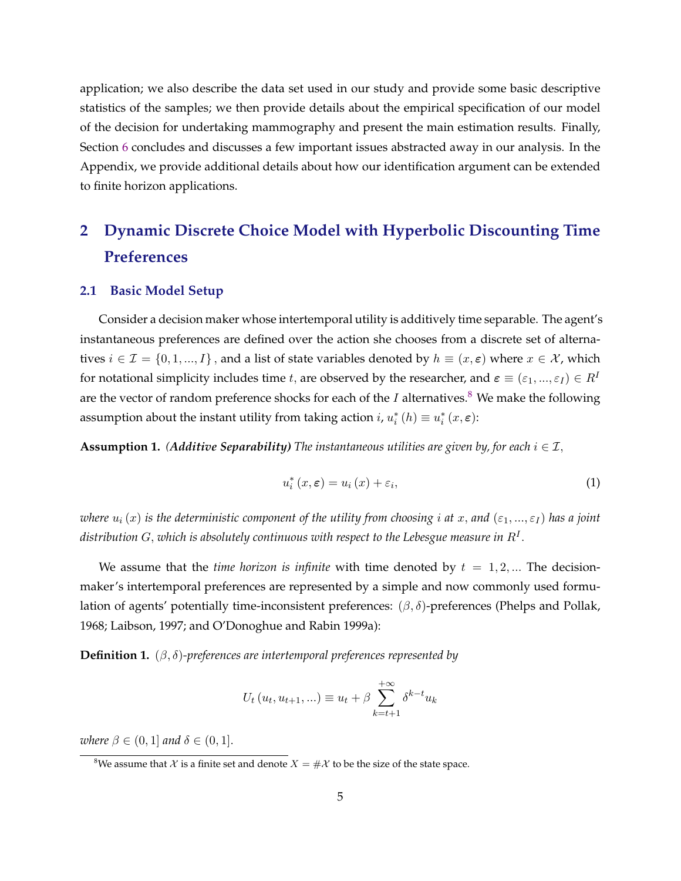application; we also describe the data set used in our study and provide some basic descriptive statistics of the samples; we then provide details about the empirical specification of our model of the decision for undertaking mammography and present the main estimation results. Finally, Section 6 concludes and discusses a few important issues abstracted away in our analysis. In the Appendix, we provide additional details about how our identification argument can be extended to finite horizon applications.

## 2 Dynamic Discrete Choice Model with Hyperbolic Discounting Time Preferences

### 2.1 Basic Model Setup

Consider a decision maker whose intertemporal utility is additively time separable. The agent's instantaneous preferences are defined over the action she chooses from a discrete set of alternatives $i \in \mathcal{I} = \{0, 1, ..., I\}$, and a list of state variables denoted by $h \equiv (x, \boldsymbol{\varepsilon})$ where $x \in \mathcal{X}$, which for notational simplicity includes time $t$, are observed by the researcher, and $\boldsymbol{\varepsilon} \equiv (\varepsilon_1, ..., \varepsilon_I) \in R^I$ are the vector of random preference shocks for each of the $I$ alternatives.[8] We make the following assumption about the instant utility from taking action $i$, $u_i^*(h) \equiv u_i^*(x, \boldsymbol{\varepsilon})$:

**Assumption 1.** ***(Additive Separability)*** *The instantaneous utilities are given by, for each $i \in \mathcal{I}$,*

$$u_i^*(x, \boldsymbol{\varepsilon}) = u_i(x) + \varepsilon_i, \tag{1}$$

*where $u_i(x)$ is the deterministic component of the utility from choosing $i$ at $x$, and $(\varepsilon_1, ..., \varepsilon_I)$ has a joint distribution $G$, which is absolutely continuous with respect to the Lebesgue measure in $R^I$.*

We assume that the *time horizon is infinite* with time denoted by $t = 1, 2, ...$ The decision-maker's intertemporal preferences are represented by a simple and now commonly used formulation of agents' potentially time-inconsistent preferences: $(\beta, \delta)$-preferences (Phelps and Pollak, 1968; Laibson, 1997; and O'Donoghue and Rabin 1999a):

**Definition 1.** *$(\beta, \delta)$-preferences are intertemporal preferences represented by*

$$U_t(u_t, u_{t+1}, ...) \equiv u_t + \beta \sum_{k=t+1}^{+\infty} \delta^{k-t} u_k$$

*where $\beta \in (0, 1]$ and $\delta \in (0, 1]$.*

[8] We assume that $\mathcal{X}$ is a finite set and denote $X = \#\mathcal{X}$ to be the size of the state space.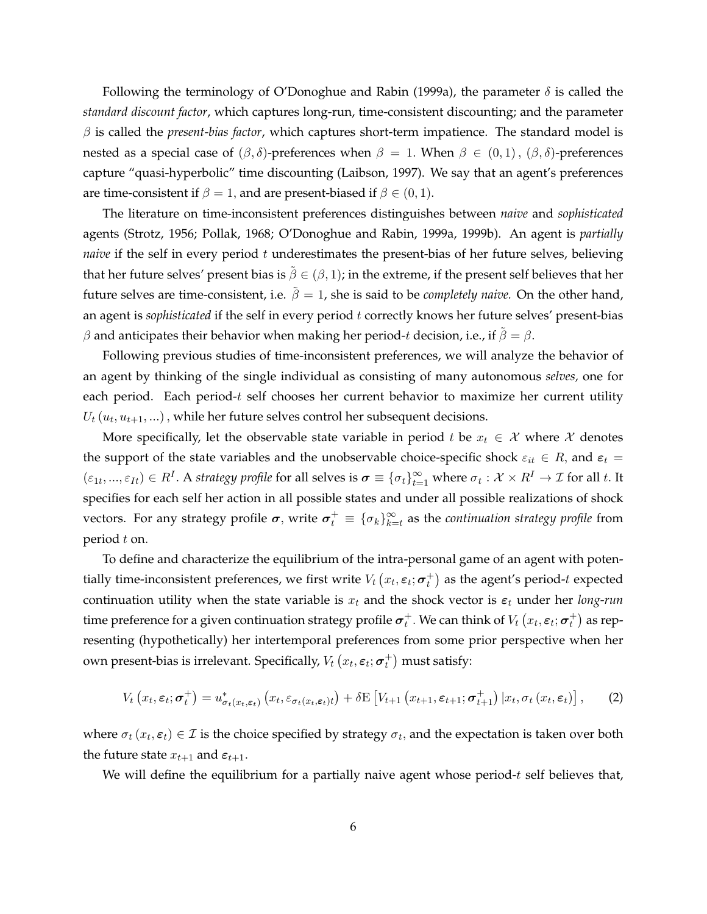Following the terminology of O'Donoghue and Rabin (1999a), the parameter $\delta$ is called the *standard discount factor*, which captures long-run, time-consistent discounting; and the parameter $\beta$ is called the *present-bias factor*, which captures short-term impatience. The standard model is nested as a special case of $(\beta, \delta)$-preferences when $\beta = 1$. When $\beta \in (0, 1)$, $(\beta, \delta)$-preferences capture "quasi-hyperbolic" time discounting (Laibson, 1997). We say that an agent's preferences are time-consistent if $\beta = 1$, and are present-biased if $\beta \in (0, 1)$.

The literature on time-inconsistent preferences distinguishes between *naive* and *sophisticated* agents (Strotz, 1956; Pollak, 1968; O'Donoghue and Rabin, 1999a, 1999b). An agent is *partially naive* if the self in every period $t$ underestimates the present-bias of her future selves, believing that her future selves' present bias is $\tilde{\beta} \in (\beta, 1)$; in the extreme, if the present self believes that her future selves are time-consistent, i.e. $\tilde{\beta} = 1$, she is said to be *completely naive.* On the other hand, an agent is *sophisticated* if the self in every period $t$ correctly knows her future selves' present-bias $\beta$ and anticipates their behavior when making her period-$t$ decision, i.e., if $\tilde{\beta} = \beta$.

Following previous studies of time-inconsistent preferences, we will analyze the behavior of an agent by thinking of the single individual as consisting of many autonomous *selves,* one for each period. Each period-$t$ self chooses her current behavior to maximize her current utility $U_t(u_t, u_{t+1}, ...)$, while her future selves control her subsequent decisions.

More specifically, let the observable state variable in period $t$ be $x_t \in \mathcal{X}$ where $\mathcal{X}$ denotes the support of the state variables and the unobservable choice-specific shock $\varepsilon_{it} \in R$, and $\boldsymbol{\varepsilon}_t = (\varepsilon_{1t}, ..., \varepsilon_{It}) \in R^I$. A *strategy profile* for all selves is $\boldsymbol{\sigma} \equiv \{\sigma_t\}_{t=1}^{\infty}$ where $\sigma_t : \mathcal{X} \times R^I \rightarrow \mathcal{I}$ for all $t$. It specifies for each self her action in all possible states and under all possible realizations of shock vectors. For any strategy profile $\boldsymbol{\sigma}$, write $\boldsymbol{\sigma}_t^+ \equiv \{\sigma_k\}_{k=t}^{\infty}$ as the *continuation strategy profile* from period $t$ on.

To define and characterize the equilibrium of the intra-personal game of an agent with potentially time-inconsistent preferences, we first write $V_t(x_t, \boldsymbol{\varepsilon}_t; \boldsymbol{\sigma}_t^+)$ as the agent's period-$t$ expected continuation utility when the state variable is $x_t$ and the shock vector is $\boldsymbol{\varepsilon}_t$ under her *long-run* time preference for a given continuation strategy profile $\boldsymbol{\sigma}_t^+$. We can think of $V_t(x_t, \boldsymbol{\varepsilon}_t; \boldsymbol{\sigma}_t^+)$ as representing (hypothetically) her intertemporal preferences from some prior perspective when her own present-bias is irrelevant. Specifically, $V_t(x_t, \boldsymbol{\varepsilon}_t; \boldsymbol{\sigma}_t^+)$ must satisfy:

$$V_t(x_t, \boldsymbol{\varepsilon}_t; \boldsymbol{\sigma}_t^+) = u^*_{\sigma_t(x_t, \boldsymbol{\varepsilon}_t)}(x_t, \varepsilon_{\sigma_t(x_t, \boldsymbol{\varepsilon}_t)t}) + \delta \mathrm{E}\left[V_{t+1}(x_{t+1}, \boldsymbol{\varepsilon}_{t+1}; \boldsymbol{\sigma}_{t+1}^+) \,|x_t, \sigma_t(x_t, \boldsymbol{\varepsilon}_t)\right], \qquad (2)$$

where $\sigma_t(x_t, \boldsymbol{\varepsilon}_t) \in \mathcal{I}$ is the choice specified by strategy $\sigma_t$, and the expectation is taken over both the future state $x_{t+1}$ and $\boldsymbol{\varepsilon}_{t+1}$.

We will define the equilibrium for a partially naive agent whose period-$t$ self believes that,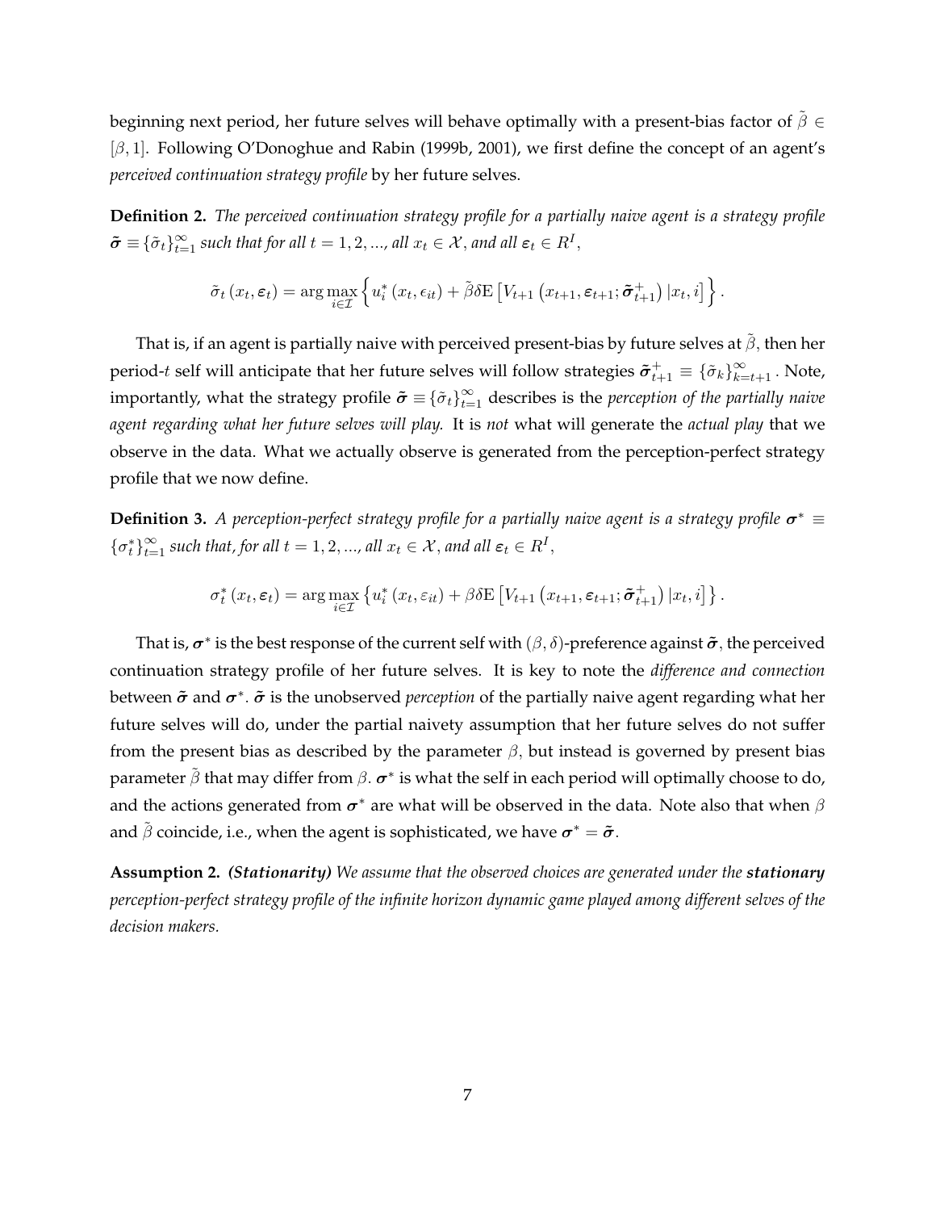beginning next period, her future selves will behave optimally with a present-bias factor of $\tilde{\beta} \in [\beta, 1]$. Following O'Donoghue and Rabin (1999b, 2001), we first define the concept of an agent's *perceived continuation strategy profile* by her future selves.

**Definition 2.** *The perceived continuation strategy profile for a partially naive agent is a strategy profile $\tilde{\boldsymbol{\sigma}} \equiv \{\tilde{\sigma}_t\}_{t=1}^{\infty}$ such that for all $t = 1, 2, ...,$ all $x_t \in \mathcal{X}$, and all $\boldsymbol{\varepsilon}_t \in R^I$,*

$$\tilde{\sigma}_t(x_t, \boldsymbol{\varepsilon}_t) = \arg\max_{i \in \mathcal{I}} \left\{ u_i^*(x_t, \epsilon_{it}) + \tilde{\beta}\delta \mathrm{E}\left[V_{t+1}\left(x_{t+1}, \boldsymbol{\varepsilon}_{t+1}; \tilde{\boldsymbol{\sigma}}_{t+1}^{+}\right) | x_t, i\right] \right\}.$$

That is, if an agent is partially naive with perceived present-bias by future selves at $\tilde{\beta}$, then her period-$t$ self will anticipate that her future selves will follow strategies $\tilde{\boldsymbol{\sigma}}_{t+1}^{+} \equiv \{\tilde{\sigma}_k\}_{k=t+1}^{\infty}$. Note, importantly, what the strategy profile $\tilde{\boldsymbol{\sigma}} \equiv \{\tilde{\sigma}_t\}_{t=1}^{\infty}$ describes is the *perception of the partially naive agent regarding what her future selves will play.* It is *not* what will generate the *actual play* that we observe in the data. What we actually observe is generated from the perception-perfect strategy profile that we now define.

**Definition 3.** *A perception-perfect strategy profile for a partially naive agent is a strategy profile $\boldsymbol{\sigma}^* \equiv \{\sigma_t^*\}_{t=1}^{\infty}$ such that, for all $t = 1, 2, ...,$ all $x_t \in \mathcal{X}$, and all $\boldsymbol{\varepsilon}_t \in R^I$,*

$$\sigma_t^*(x_t, \boldsymbol{\varepsilon}_t) = \arg\max_{i \in \mathcal{I}} \left\{ u_i^*(x_t, \varepsilon_{it}) + \beta\delta \mathrm{E}\left[V_{t+1}\left(x_{t+1}, \boldsymbol{\varepsilon}_{t+1}; \tilde{\boldsymbol{\sigma}}_{t+1}^{+}\right) | x_t, i\right] \right\}.$$

That is, $\boldsymbol{\sigma}^*$ is the best response of the current self with $(\beta, \delta)$-preference against $\tilde{\boldsymbol{\sigma}}$, the perceived continuation strategy profile of her future selves. It is key to note the *difference and connection* between $\tilde{\boldsymbol{\sigma}}$ and $\boldsymbol{\sigma}^*$. $\tilde{\boldsymbol{\sigma}}$ is the unobserved *perception* of the partially naive agent regarding what her future selves will do, under the partial naivety assumption that her future selves do not suffer from the present bias as described by the parameter $\beta$, but instead is governed by present bias parameter $\tilde{\beta}$ that may differ from $\beta$. $\boldsymbol{\sigma}^*$ is what the self in each period will optimally choose to do, and the actions generated from $\boldsymbol{\sigma}^*$ are what will be observed in the data. Note also that when $\beta$ and $\tilde{\beta}$ coincide, i.e., when the agent is sophisticated, we have $\boldsymbol{\sigma}^* = \tilde{\boldsymbol{\sigma}}$.

**Assumption 2.** ***(Stationarity)*** *We assume that the observed choices are generated under the* ***stationary*** *perception-perfect strategy profile of the infinite horizon dynamic game played among different selves of the decision makers.*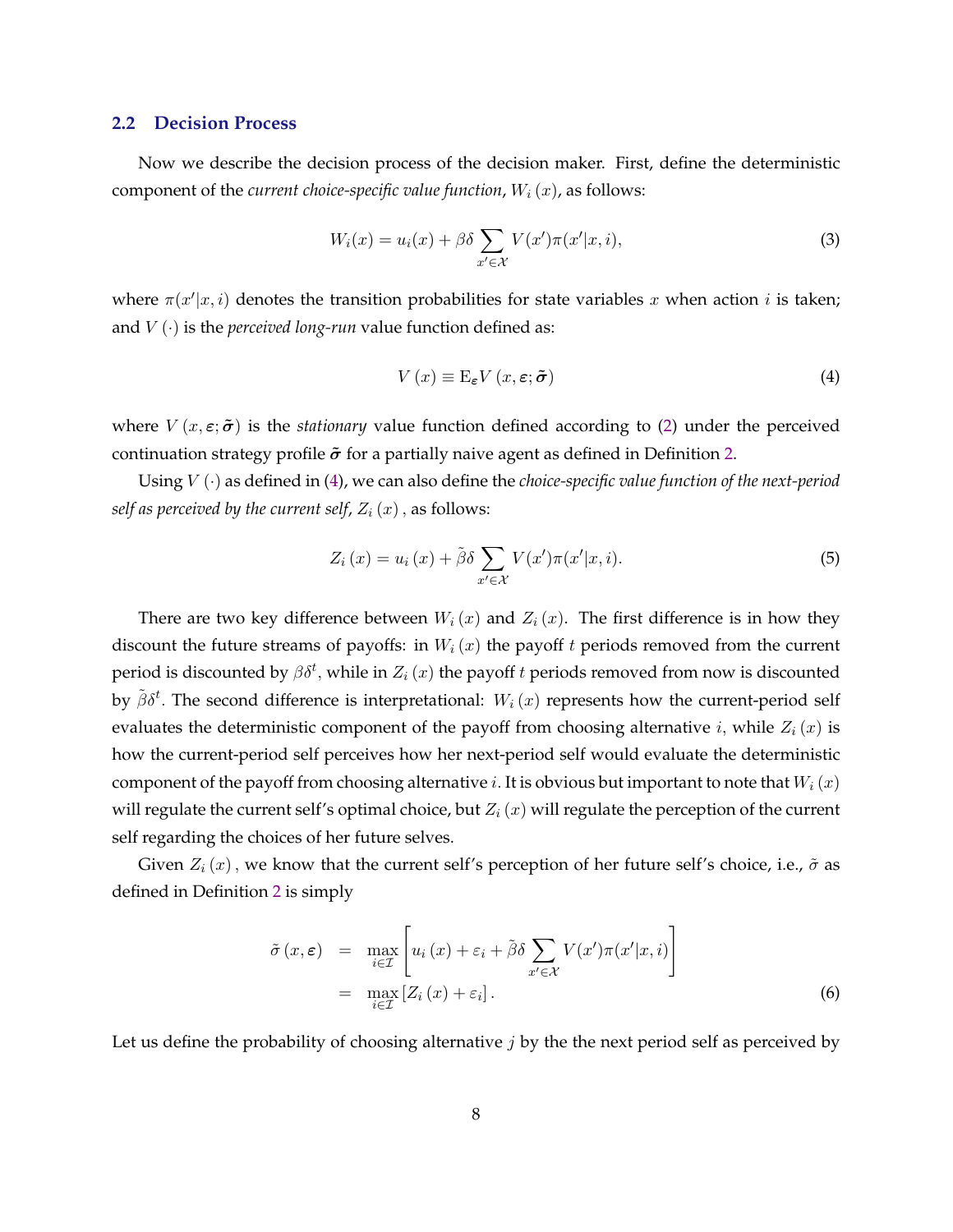## 2.2 Decision Process

Now we describe the decision process of the decision maker. First, define the deterministic component of the *current choice-specific value function*, $W_i(x)$, as follows:

$$W_i(x) = u_i(x) + \beta\delta \sum_{x' \in \mathcal{X}} V(x')\pi(x'|x, i), \tag{3}$$

where $\pi(x'|x, i)$ denotes the transition probabilities for state variables $x$ when action $i$ is taken; and $V(\cdot)$ is the *perceived long-run* value function defined as:

$$V(x) \equiv \mathrm{E}_{\boldsymbol{\varepsilon}} V(x, \boldsymbol{\varepsilon}; \tilde{\boldsymbol{\sigma}}) \tag{4}$$

where $V(x, \boldsymbol{\varepsilon}; \tilde{\boldsymbol{\sigma}})$ is the *stationary* value function defined according to (2) under the perceived continuation strategy profile $\tilde{\boldsymbol{\sigma}}$ for a partially naive agent as defined in Definition 2.

Using $V(\cdot)$ as defined in (4), we can also define the *choice-specific value function of the next-period self as perceived by the current self*, $Z_i(x)$, as follows:

$$Z_i(x) = u_i(x) + \tilde{\beta}\delta \sum_{x' \in \mathcal{X}} V(x')\pi(x'|x, i). \tag{5}$$

There are two key difference between $W_i(x)$ and $Z_i(x)$. The first difference is in how they discount the future streams of payoffs: in $W_i(x)$ the payoff $t$ periods removed from the current period is discounted by $\beta\delta^t$, while in $Z_i(x)$ the payoff $t$ periods removed from now is discounted by $\tilde{\beta}\delta^t$. The second difference is interpretational: $W_i(x)$ represents how the current-period self evaluates the deterministic component of the payoff from choosing alternative $i$, while $Z_i(x)$ is how the current-period self perceives how her next-period self would evaluate the deterministic component of the payoff from choosing alternative $i$. It is obvious but important to note that $W_i(x)$ will regulate the current self's optimal choice, but $Z_i(x)$ will regulate the perception of the current self regarding the choices of her future selves.

Given $Z_i(x)$, we know that the current self's perception of her future self's choice, i.e., $\tilde{\sigma}$ as defined in Definition 2 is simply

$$\begin{aligned}
\tilde{\sigma}(x, \boldsymbol{\varepsilon}) &= \max_{i \in \mathcal{I}} \left[ u_i(x) + \varepsilon_i + \tilde{\beta}\delta \sum_{x' \in \mathcal{X}} V(x')\pi(x'|x, i) \right] \\
&= \max_{i \in \mathcal{I}} \left[ Z_i(x) + \varepsilon_i \right].
\end{aligned} \tag{6}$$

Let us define the probability of choosing alternative $j$ by the the next period self as perceived by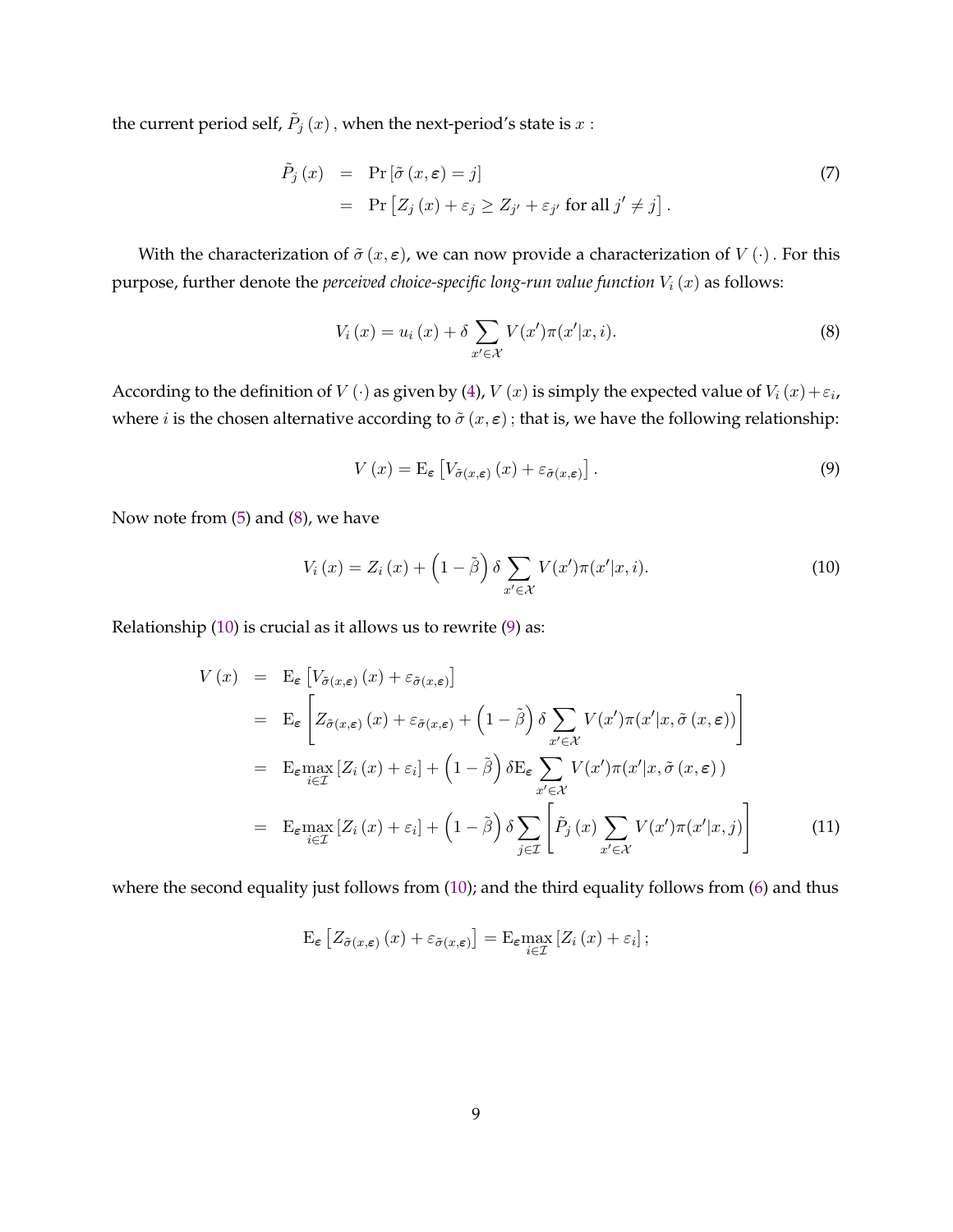the current period self, $\tilde{P}_j(x)$, when the next-period's state is $x$ :

$$
\begin{aligned}
\tilde{P}_j(x) &= \Pr\left[\tilde{\sigma}(x,\boldsymbol{\varepsilon}) = j\right] \\
&= \Pr\left[Z_j(x) + \varepsilon_j \geq Z_{j'} + \varepsilon_{j'} \text{ for all } j' \neq j\right].
\end{aligned} \tag{7}
$$

With the characterization of $\tilde{\sigma}(x,\boldsymbol{\varepsilon})$, we can now provide a characterization of $V(\cdot)$. For this purpose, further denote the *perceived choice-specific long-run value function* $V_i(x)$ as follows:

$$
V_i(x) = u_i(x) + \delta \sum_{x' \in \mathcal{X}} V(x')\pi(x'|x,i). \tag{8}
$$

According to the definition of $V(\cdot)$ as given by (4), $V(x)$ is simply the expected value of $V_i(x) + \varepsilon_i$, where $i$ is the chosen alternative according to $\tilde{\sigma}(x,\boldsymbol{\varepsilon})$; that is, we have the following relationship:

$$
V(x) = \mathrm{E}_{\boldsymbol{\varepsilon}}\left[V_{\tilde{\sigma}(x,\boldsymbol{\varepsilon})}(x) + \varepsilon_{\tilde{\sigma}(x,\boldsymbol{\varepsilon})}\right]. \tag{9}
$$

Now note from (5) and (8), we have

$$
V_i(x) = Z_i(x) + \left(1 - \tilde{\beta}\right)\delta \sum_{x' \in \mathcal{X}} V(x')\pi(x'|x,i). \tag{10}
$$

Relationship (10) is crucial as it allows us to rewrite (9) as:

$$
\begin{aligned}
V(x) &= \mathrm{E}_{\boldsymbol{\varepsilon}}\left[V_{\tilde{\sigma}(x,\boldsymbol{\varepsilon})}(x) + \varepsilon_{\tilde{\sigma}(x,\boldsymbol{\varepsilon})}\right] \\
&= \mathrm{E}_{\boldsymbol{\varepsilon}}\left[Z_{\tilde{\sigma}(x,\boldsymbol{\varepsilon})}(x) + \varepsilon_{\tilde{\sigma}(x,\boldsymbol{\varepsilon})} + \left(1 - \tilde{\beta}\right)\delta \sum_{x' \in \mathcal{X}} V(x')\pi(x'|x,\tilde{\sigma}(x,\boldsymbol{\varepsilon}))\right] \\
&= \mathrm{E}_{\boldsymbol{\varepsilon}}\max_{i \in \mathcal{I}}\left[Z_i(x) + \varepsilon_i\right] + \left(1 - \tilde{\beta}\right)\delta \mathrm{E}_{\boldsymbol{\varepsilon}} \sum_{x' \in \mathcal{X}} V(x')\pi(x'|x,\tilde{\sigma}(x,\boldsymbol{\varepsilon})) \\
&= \mathrm{E}_{\boldsymbol{\varepsilon}}\max_{i \in \mathcal{I}}\left[Z_i(x) + \varepsilon_i\right] + \left(1 - \tilde{\beta}\right)\delta \sum_{j \in \mathcal{I}}\left[\tilde{P}_j(x) \sum_{x' \in \mathcal{X}} V(x')\pi(x'|x,j)\right]
\end{aligned} \tag{11}
$$

where the second equality just follows from (10); and the third equality follows from (6) and thus

$$
\mathrm{E}_{\boldsymbol{\varepsilon}}\left[Z_{\tilde{\sigma}(x,\boldsymbol{\varepsilon})}(x) + \varepsilon_{\tilde{\sigma}(x,\boldsymbol{\varepsilon})}\right] = \mathrm{E}_{\boldsymbol{\varepsilon}}\max_{i \in \mathcal{I}}\left[Z_i(x) + \varepsilon_i\right];
$$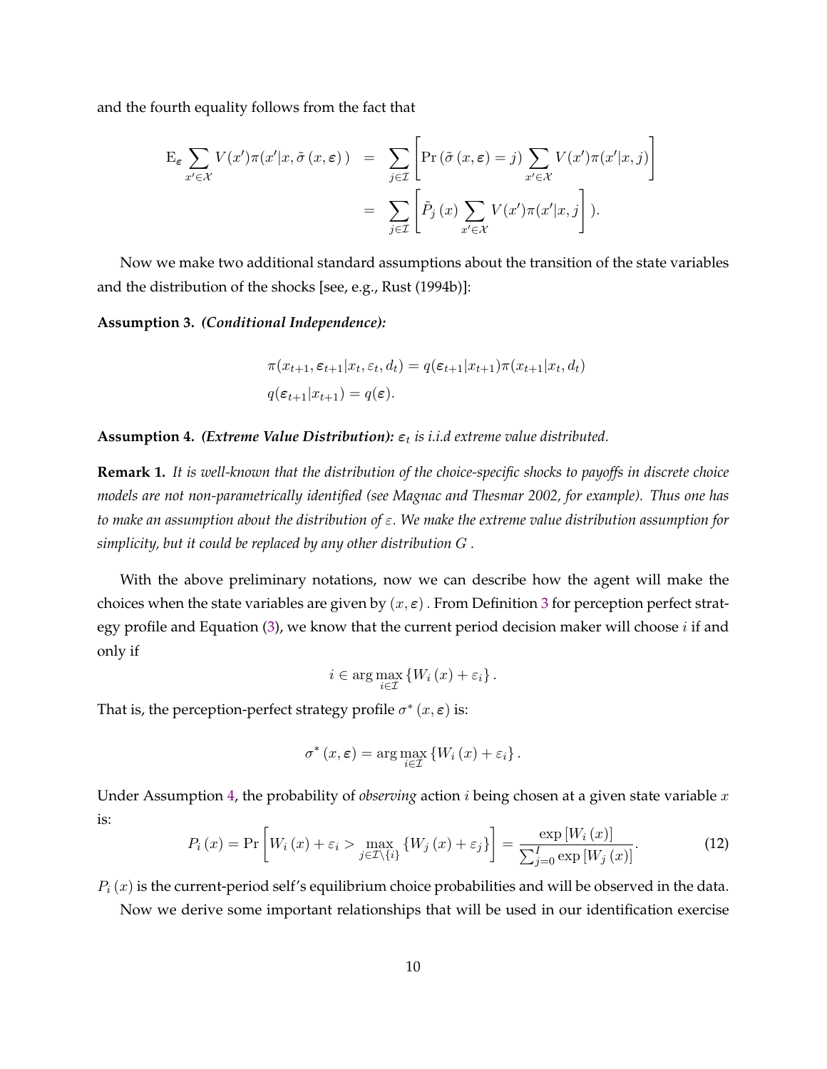and the fourth equality follows from the fact that

$$
\begin{aligned}
\mathrm{E}_{\boldsymbol{\varepsilon}} \sum_{x' \in \mathcal{X}} V(x')\pi(x'|x, \tilde{\sigma}(x, \boldsymbol{\varepsilon})) &= \sum_{j \in \mathcal{I}} \left[ \Pr(\tilde{\sigma}(x, \boldsymbol{\varepsilon}) = j) \sum_{x' \in \mathcal{X}} V(x')\pi(x'|x, j) \right] \\
&= \sum_{j \in \mathcal{I}} \left[ \tilde{P}_j(x) \sum_{x' \in \mathcal{X}} V(x')\pi(x'|x, j \right] ).
\end{aligned}
$$

Now we make two additional standard assumptions about the transition of the state variables and the distribution of the shocks [see, e.g., Rust (1994b)]:

**Assumption 3.** ***(Conditional Independence):***

$$
\begin{aligned}
&\pi(x_{t+1}, \boldsymbol{\varepsilon}_{t+1}|x_t, \varepsilon_t, d_t) = q(\boldsymbol{\varepsilon}_{t+1}|x_{t+1})\pi(x_{t+1}|x_t, d_t) \\
&q(\boldsymbol{\varepsilon}_{t+1}|x_{t+1}) = q(\boldsymbol{\varepsilon}).
\end{aligned}
$$

**Assumption 4.** ***(Extreme Value Distribution):*** *$\boldsymbol{\varepsilon}_t$ is i.i.d extreme value distributed.*

**Remark 1.** *It is well-known that the distribution of the choice-specific shocks to payoffs in discrete choice models are not non-parametrically identified (see Magnac and Thesmar 2002, for example). Thus one has to make an assumption about the distribution of $\varepsilon$. We make the extreme value distribution assumption for simplicity, but it could be replaced by any other distribution $G$.*

With the above preliminary notations, now we can describe how the agent will make the choices when the state variables are given by $(x, \boldsymbol{\varepsilon})$. From Definition 3 for perception perfect strategy profile and Equation (3), we know that the current period decision maker will choose $i$ if and only if

$$
i \in \arg\max_{i \in \mathcal{I}} \{W_i(x) + \varepsilon_i\}.
$$

That is, the perception-perfect strategy profile $\sigma^*(x, \boldsymbol{\varepsilon})$ is:

$$
\sigma^*(x, \boldsymbol{\varepsilon}) = \arg\max_{i \in \mathcal{I}} \{W_i(x) + \varepsilon_i\}.
$$

Under Assumption 4, the probability of *observing* action $i$ being chosen at a given state variable $x$ is:

$$
P_i(x) = \Pr\left[ W_i(x) + \varepsilon_i > \max_{j \in \mathcal{I} \setminus \{i\}} \{W_j(x) + \varepsilon_j\} \right] = \frac{\exp[W_i(x)]}{\sum_{j=0}^{I} \exp[W_j(x)]}. \tag{12}
$$

$P_i(x)$ is the current-period self's equilibrium choice probabilities and will be observed in the data.

Now we derive some important relationships that will be used in our identification exercise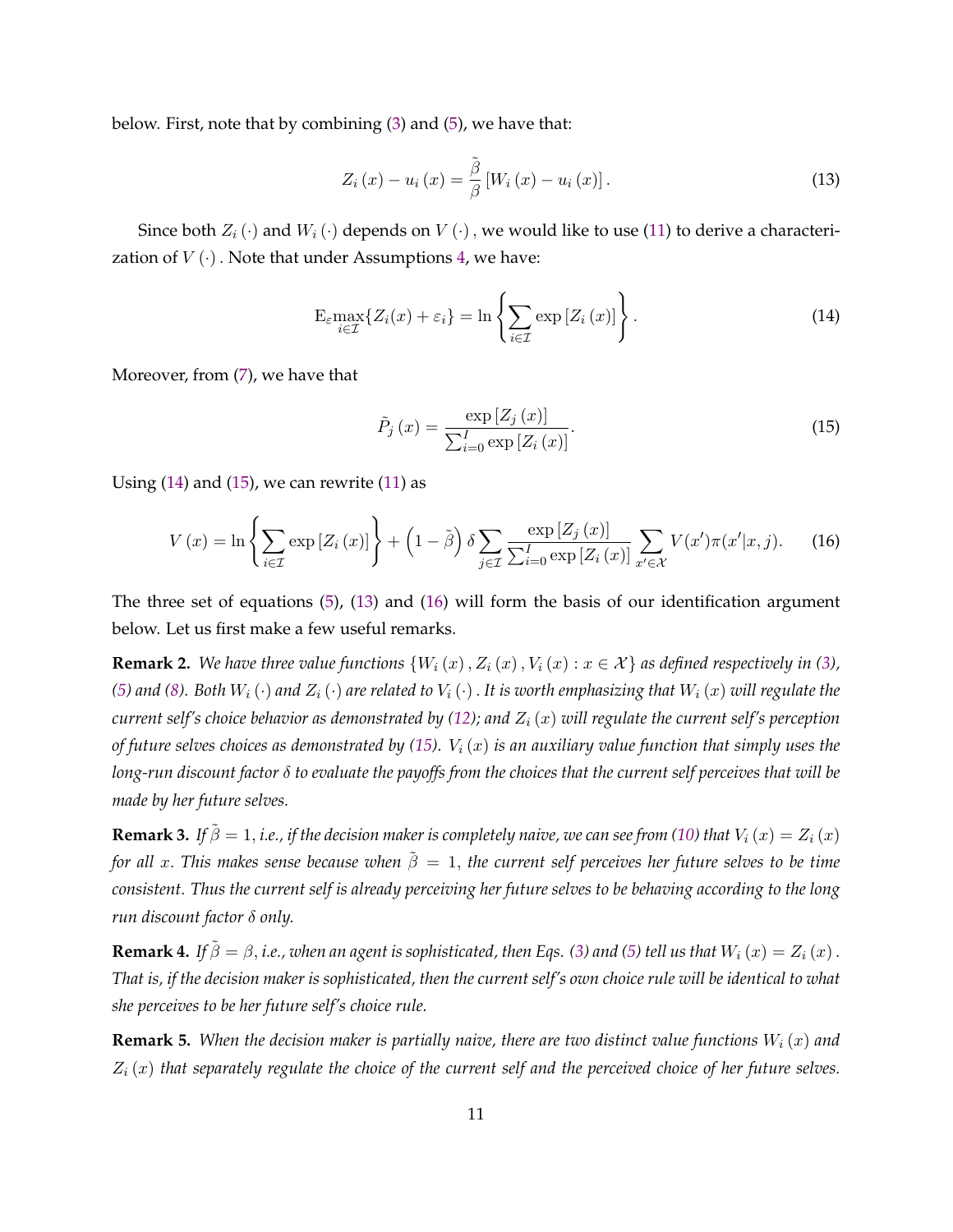below. First, note that by combining (3) and (5), we have that:

$$Z_i\left(x\right) - u_i\left(x\right) = \frac{\tilde{\beta}}{\beta}\left[W_i\left(x\right) - u_i\left(x\right)\right]. \tag{13}$$

Since both $Z_i\left(\cdot\right)$ and $W_i\left(\cdot\right)$ depends on $V\left(\cdot\right)$, we would like to use (11) to derive a characterization of $V\left(\cdot\right)$. Note that under Assumptions 4, we have:

$$\mathrm{E}_{\varepsilon}\max_{i\in\mathcal{I}}\{Z_i(x) + \varepsilon_i\} = \ln\left\{\sum_{i\in\mathcal{I}}\exp\left[Z_i\left(x\right)\right]\right\}. \tag{14}$$

Moreover, from (7), we have that

$$\tilde{P}_j\left(x\right) = \frac{\exp\left[Z_j\left(x\right)\right]}{\sum_{i=0}^{I}\exp\left[Z_i\left(x\right)\right]}. \tag{15}$$

Using (14) and (15), we can rewrite (11) as

$$V\left(x\right) = \ln\left\{\sum_{i\in\mathcal{I}}\exp\left[Z_i\left(x\right)\right]\right\} + \left(1-\tilde{\beta}\right)\delta\sum_{j\in\mathcal{I}}\frac{\exp\left[Z_j\left(x\right)\right]}{\sum_{i=0}^{I}\exp\left[Z_i\left(x\right)\right]}\sum_{x'\in\mathcal{X}}V(x')\pi(x'|x,j). \tag{16}$$

The three set of equations (5), (13) and (16) will form the basis of our identification argument below. Let us first make a few useful remarks.

**Remark 2.** *We have three value functions $\{W_i\left(x\right), Z_i\left(x\right), V_i\left(x\right) : x\in\mathcal{X}\}$ as defined respectively in (3), (5) and (8). Both $W_i\left(\cdot\right)$ and $Z_i\left(\cdot\right)$ are related to $V_i\left(\cdot\right)$. It is worth emphasizing that $W_i\left(x\right)$ will regulate the current self's choice behavior as demonstrated by (12); and $Z_i\left(x\right)$ will regulate the current self's perception of future selves choices as demonstrated by (15). $V_i\left(x\right)$ is an auxiliary value function that simply uses the long-run discount factor $\delta$ to evaluate the payoffs from the choices that the current self perceives that will be made by her future selves.*

**Remark 3.** *If $\tilde{\beta} = 1$, i.e., if the decision maker is completely naive, we can see from (10) that $V_i\left(x\right) = Z_i\left(x\right)$ for all $x$. This makes sense because when $\tilde{\beta} = 1$, the current self perceives her future selves to be time consistent. Thus the current self is already perceiving her future selves to be behaving according to the long run discount factor $\delta$ only.*

**Remark 4.** *If $\tilde{\beta} = \beta$, i.e., when an agent is sophisticated, then Eqs. (3) and (5) tell us that $W_i\left(x\right) = Z_i\left(x\right)$. That is, if the decision maker is sophisticated, then the current self's own choice rule will be identical to what she perceives to be her future self's choice rule.*

**Remark 5.** *When the decision maker is partially naive, there are two distinct value functions $W_i\left(x\right)$ and $Z_i\left(x\right)$ that separately regulate the choice of the current self and the perceived choice of her future selves.*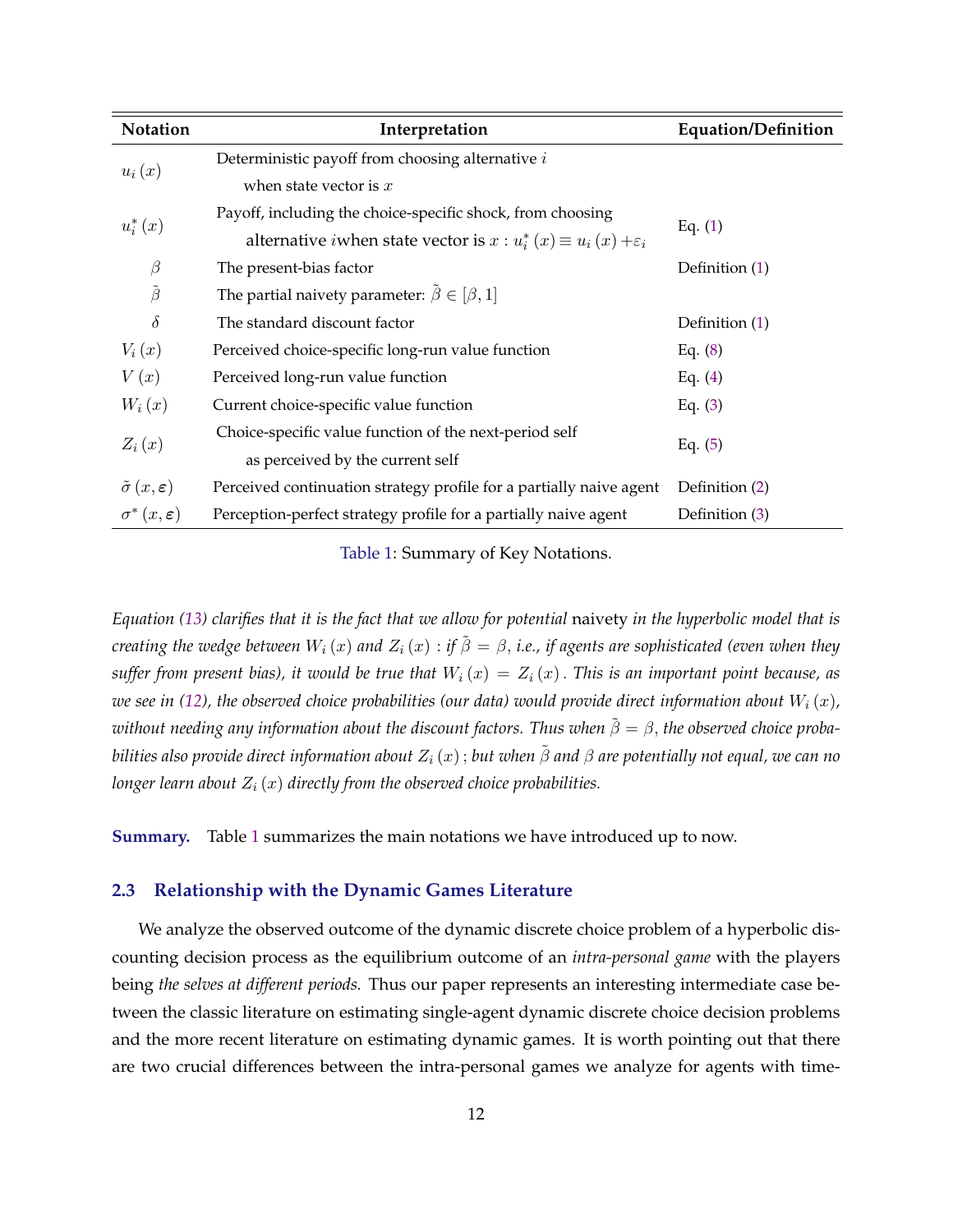| Notation | Interpretation | Equation/Definition |
|---|---|---|
| $u_i(x)$ | Deterministic payoff from choosing alternative $i$ when state vector is $x$ | |
| $u_i^*(x)$ | Payoff, including the choice-specific shock, from choosing alternative $i$when state vector is $x$ : $u_i^*(x) \equiv u_i(x) + \varepsilon_i$ | Eq. (1) |
| $\beta$ | The present-bias factor | Definition (1) |
| $\tilde{\beta}$ | The partial naivety parameter: $\tilde{\beta} \in [\beta, 1]$ | |
| $\delta$ | The standard discount factor | Definition (1) |
| $V_i(x)$ | Perceived choice-specific long-run value function | Eq. (8) |
| $V(x)$ | Perceived long-run value function | Eq. (4) |
| $W_i(x)$ | Current choice-specific value function | Eq. (3) |
| $Z_i(x)$ | Choice-specific value function of the next-period self as perceived by the current self | Eq. (5) |
| $\tilde{\sigma}(x, \boldsymbol{\varepsilon})$ | Perceived continuation strategy profile for a partially naive agent | Definition (2) |
| $\sigma^*(x, \boldsymbol{\varepsilon})$ | Perception-perfect strategy profile for a partially naive agent | Definition (3) |

Table 1: Summary of Key Notations.

*Equation (13) clarifies that it is the fact that we allow for potential* naivety *in the hyperbolic model that is creating the wedge between $W_i(x)$ and $Z_i(x)$ : if $\tilde{\beta} = \beta$, i.e., if agents are sophisticated (even when they suffer from present bias), it would be true that $W_i(x) = Z_i(x)$. This is an important point because, as we see in (12), the observed choice probabilities (our data) would provide direct information about $W_i(x)$, without needing any information about the discount factors. Thus when $\tilde{\beta} = \beta$, the observed choice probabilities also provide direct information about $Z_i(x)$; but when $\tilde{\beta}$ and $\beta$ are potentially not equal, we can no longer learn about $Z_i(x)$ directly from the observed choice probabilities.*

**Summary.** Table 1 summarizes the main notations we have introduced up to now.

### 2.3 Relationship with the Dynamic Games Literature

We analyze the observed outcome of the dynamic discrete choice problem of a hyperbolic discounting decision process as the equilibrium outcome of an *intra-personal game* with the players being *the selves at different periods.* Thus our paper represents an interesting intermediate case between the classic literature on estimating single-agent dynamic discrete choice decision problems and the more recent literature on estimating dynamic games. It is worth pointing out that there are two crucial differences between the intra-personal games we analyze for agents with time-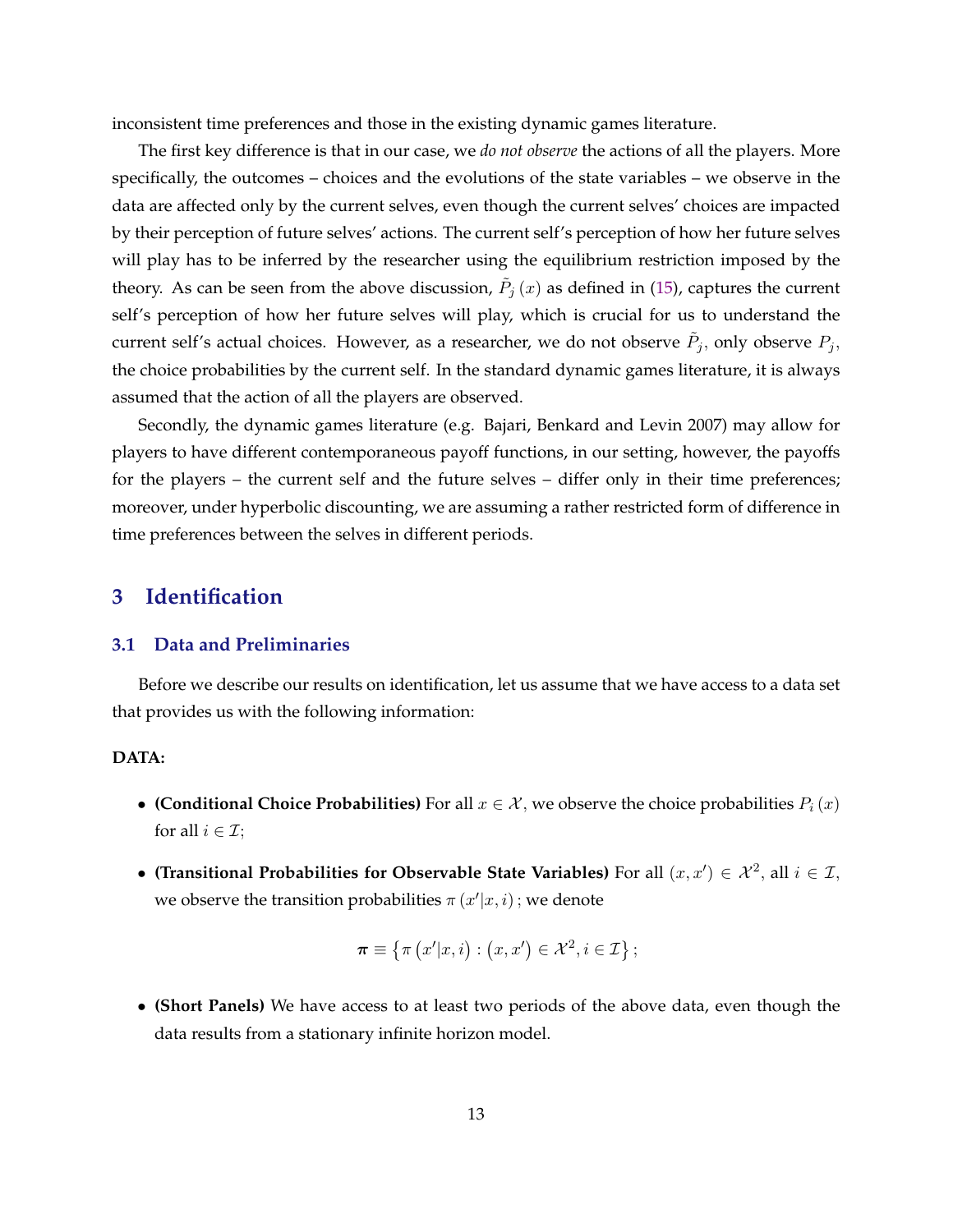inconsistent time preferences and those in the existing dynamic games literature.

The first key difference is that in our case, we *do not observe* the actions of all the players. More specifically, the outcomes – choices and the evolutions of the state variables – we observe in the data are affected only by the current selves, even though the current selves' choices are impacted by their perception of future selves' actions. The current self's perception of how her future selves will play has to be inferred by the researcher using the equilibrium restriction imposed by the theory. As can be seen from the above discussion, $\tilde{P}_j(x)$ as defined in (15), captures the current self's perception of how her future selves will play, which is crucial for us to understand the current self's actual choices. However, as a researcher, we do not observe $\tilde{P}_j$, only observe $P_j$, the choice probabilities by the current self. In the standard dynamic games literature, it is always assumed that the action of all the players are observed.

Secondly, the dynamic games literature (e.g. Bajari, Benkard and Levin 2007) may allow for players to have different contemporaneous payoff functions, in our setting, however, the payoffs for the players – the current self and the future selves – differ only in their time preferences; moreover, under hyperbolic discounting, we are assuming a rather restricted form of difference in time preferences between the selves in different periods.

# 3 Identification

## 3.1 Data and Preliminaries

Before we describe our results on identification, let us assume that we have access to a data set that provides us with the following information:

**DATA:**

- **(Conditional Choice Probabilities)** For all $x \in \mathcal{X}$, we observe the choice probabilities $P_i(x)$ for all $i \in \mathcal{I}$;
- **(Transitional Probabilities for Observable State Variables)** For all $(x, x') \in \mathcal{X}^2$, all $i \in \mathcal{I}$, we observe the transition probabilities $\pi(x'|x, i)$; we denote

$$\boldsymbol{\pi} \equiv \left\{ \pi\left(x'|x, i\right) : \left(x, x'\right) \in \mathcal{X}^2, i \in \mathcal{I} \right\};$$

- **(Short Panels)** We have access to at least two periods of the above data, even though the data results from a stationary infinite horizon model.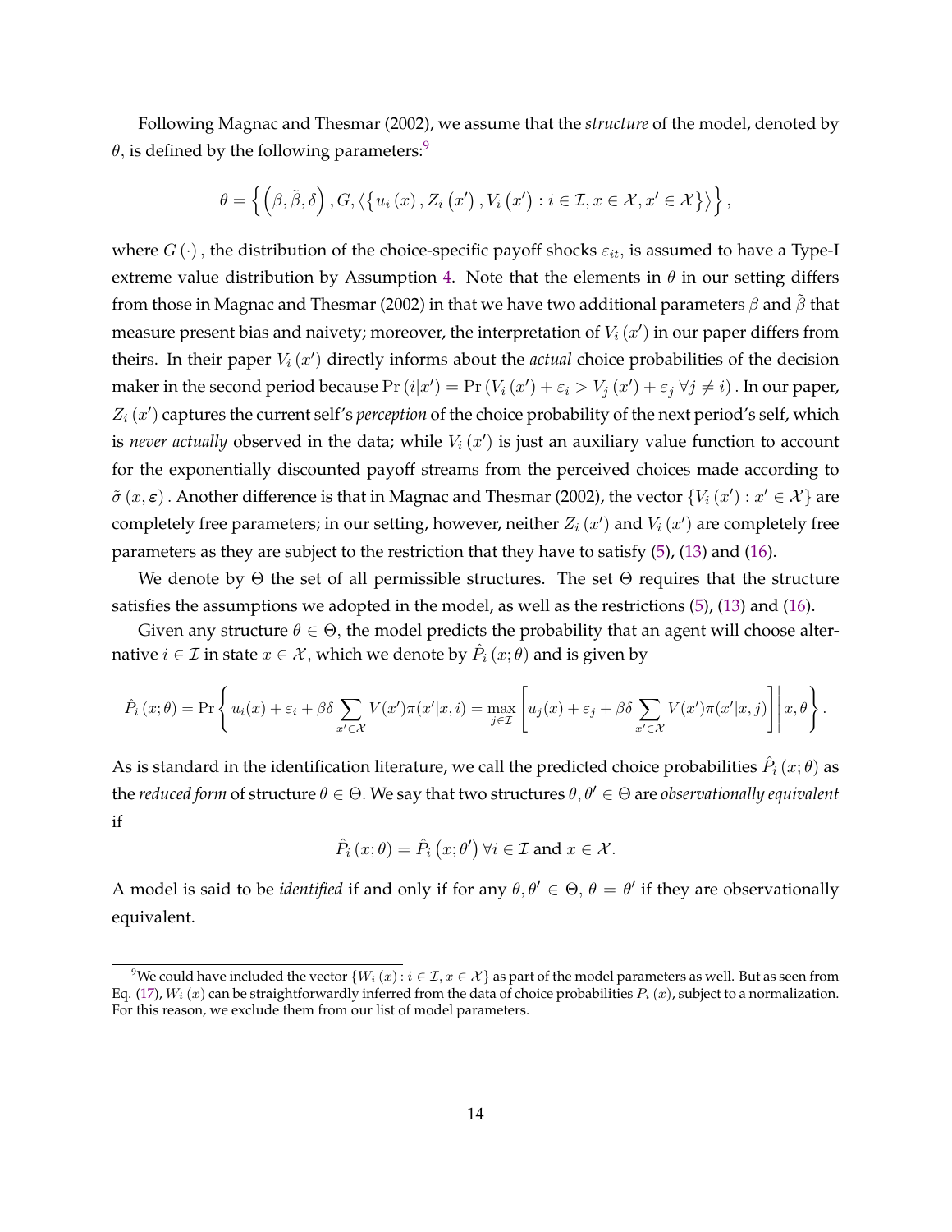Following Magnac and Thesmar (2002), we assume that the *structure* of the model, denoted by $\theta$, is defined by the following parameters:[9]

$$\theta = \left\{ \left(\beta, \tilde{\beta}, \delta\right), G, \left\langle \left\{ u_i\left(x\right), Z_i\left(x'\right), V_i\left(x'\right) : i \in \mathcal{I}, x \in \mathcal{X}, x' \in \mathcal{X} \right\} \right\rangle \right\},$$

where $G\left(\cdot\right)$, the distribution of the choice-specific payoff shocks $\varepsilon_{it}$, is assumed to have a Type-I extreme value distribution by Assumption 4. Note that the elements in $\theta$ in our setting differs from those in Magnac and Thesmar (2002) in that we have two additional parameters $\beta$ and $\tilde{\beta}$ that measure present bias and naivety; moreover, the interpretation of $V_i\left(x'\right)$ in our paper differs from theirs. In their paper $V_i\left(x'\right)$ directly informs about the *actual* choice probabilities of the decision maker in the second period because $\Pr\left(i|x'\right) = \Pr\left(V_i\left(x'\right) + \varepsilon_i > V_j\left(x'\right) + \varepsilon_j \ \forall j \neq i\right)$. In our paper, $Z_i\left(x'\right)$ captures the current self's *perception* of the choice probability of the next period's self, which is *never actually* observed in the data; while $V_i\left(x'\right)$ is just an auxiliary value function to account for the exponentially discounted payoff streams from the perceived choices made according to $\tilde{\sigma}\left(x, \boldsymbol{\varepsilon}\right)$. Another difference is that in Magnac and Thesmar (2002), the vector $\left\{V_i\left(x'\right) : x' \in \mathcal{X}\right\}$ are completely free parameters; in our setting, however, neither $Z_i\left(x'\right)$ and $V_i\left(x'\right)$ are completely free parameters as they are subject to the restriction that they have to satisfy (5), (13) and (16).

We denote by $\Theta$ the set of all permissible structures. The set $\Theta$ requires that the structure satisfies the assumptions we adopted in the model, as well as the restrictions (5), (13) and (16).

Given any structure $\theta \in \Theta$, the model predicts the probability that an agent will choose alternative $i \in \mathcal{I}$ in state $x \in \mathcal{X}$, which we denote by $\hat{P}_i\left(x; \theta\right)$ and is given by

$$\hat{P}_i\left(x; \theta\right) = \Pr\left\{ u_i(x) + \varepsilon_i + \beta\delta \sum_{x' \in \mathcal{X}} V(x')\pi(x'|x, i) = \max_{j \in \mathcal{I}} \left[ u_j(x) + \varepsilon_j + \beta\delta \sum_{x' \in \mathcal{X}} V(x')\pi(x'|x, j) \right] \middle| x, \theta \right\}.$$

As is standard in the identification literature, we call the predicted choice probabilities $\hat{P}_i\left(x; \theta\right)$ as the *reduced form* of structure $\theta \in \Theta$. We say that two structures $\theta, \theta' \in \Theta$ are *observationally equivalent* if

$$\hat{P}_i\left(x; \theta\right) = \hat{P}_i\left(x; \theta'\right) \forall i \in \mathcal{I} \text{ and } x \in \mathcal{X}.$$

A model is said to be *identified* if and only if for any $\theta, \theta' \in \Theta$, $\theta = \theta'$ if they are observationally equivalent.

[9] We could have included the vector $\left\{W_i\left(x\right) : i \in \mathcal{I}, x \in \mathcal{X}\right\}$ as part of the model parameters as well. But as seen from Eq. (17), $W_i\left(x\right)$ can be straightforwardly inferred from the data of choice probabilities $P_i\left(x\right)$, subject to a normalization. For this reason, we exclude them from our list of model parameters.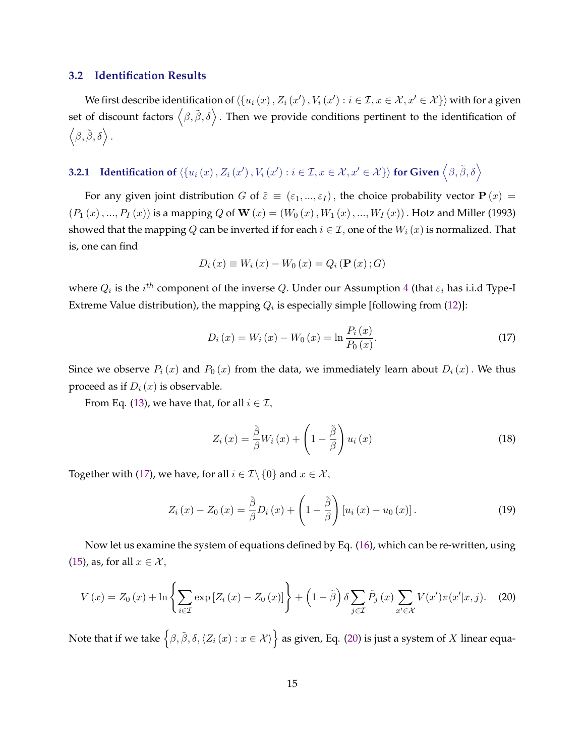### 3.2 Identification Results

We first describe identification of $\langle \{u_i(x), Z_i(x'), V_i(x') : i \in \mathcal{I}, x \in \mathcal{X}, x' \in \mathcal{X}\} \rangle$ with for a given set of discount factors $\left\langle \beta, \tilde{\beta}, \delta \right\rangle$. Then we provide conditions pertinent to the identification of $\left\langle \beta, \tilde{\beta}, \delta \right\rangle$.

#### 3.2.1 Identification of $\langle \{u_i(x), Z_i(x'), V_i(x') : i \in \mathcal{I}, x \in \mathcal{X}, x' \in \mathcal{X}\} \rangle$ for Given $\left\langle \beta, \tilde{\beta}, \delta \right\rangle$

For any given joint distribution $G$ of $\tilde{\varepsilon} \equiv (\varepsilon_1, ..., \varepsilon_I)$, the choice probability vector $\mathbf{P}(x) = (P_1(x), ..., P_I(x))$ is a mapping $Q$ of $\mathbf{W}(x) = (W_0(x), W_1(x), ..., W_I(x))$. Hotz and Miller (1993) showed that the mapping $Q$ can be inverted if for each $i \in \mathcal{I}$, one of the $W_i(x)$ is normalized. That is, one can find

$$D_i(x) \equiv W_i(x) - W_0(x) = Q_i(\mathbf{P}(x); G)$$

where $Q_i$ is the $i^{th}$ component of the inverse $Q$. Under our Assumption 4 (that $\varepsilon_i$ has i.i.d Type-I Extreme Value distribution), the mapping $Q_i$ is especially simple [following from (12)]:

$$D_i(x) = W_i(x) - W_0(x) = \ln \frac{P_i(x)}{P_0(x)}. \tag{17}$$

Since we observe $P_i(x)$ and $P_0(x)$ from the data, we immediately learn about $D_i(x)$. We thus proceed as if $D_i(x)$ is observable.

From Eq. (13), we have that, for all $i \in \mathcal{I}$,

$$Z_i(x) = \frac{\tilde{\beta}}{\beta} W_i(x) + \left(1 - \frac{\tilde{\beta}}{\beta}\right) u_i(x) \tag{18}$$

Together with (17), we have, for all $i \in \mathcal{I} \backslash \{0\}$ and $x \in \mathcal{X}$,

$$Z_i(x) - Z_0(x) = \frac{\tilde{\beta}}{\beta} D_i(x) + \left(1 - \frac{\tilde{\beta}}{\beta}\right) [u_i(x) - u_0(x)]. \tag{19}$$

Now let us examine the system of equations defined by Eq. (16), which can be re-written, using (15), as, for all $x \in \mathcal{X}$,

$$V(x) = Z_0(x) + \ln \left\{ \sum_{i \in \mathcal{I}} \exp [Z_i(x) - Z_0(x)] \right\} + \left(1 - \tilde{\beta}\right) \delta \sum_{j \in \mathcal{I}} \tilde{P}_j(x) \sum_{x' \in \mathcal{X}} V(x') \pi(x'|x, j). \tag{20}$$

Note that if we take $\left\{ \beta, \tilde{\beta}, \delta, \langle Z_i(x) : x \in \mathcal{X} \rangle \right\}$ as given, Eq. (20) is just a system of $X$ linear equa-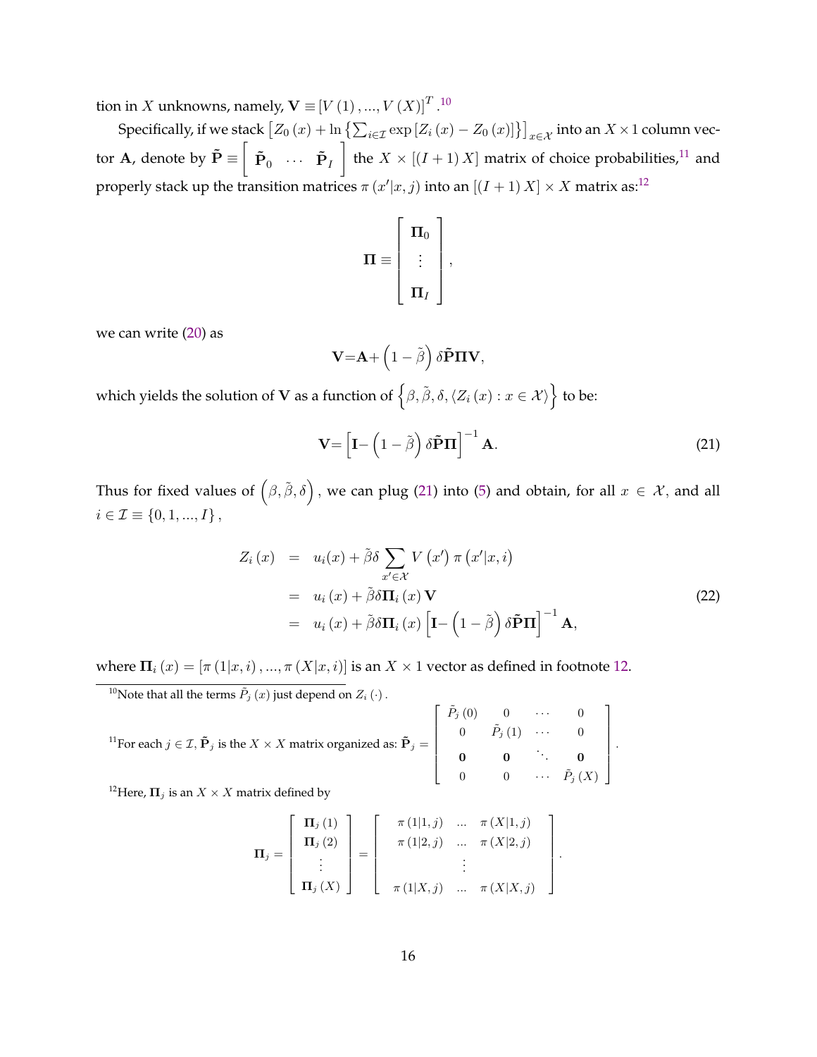tion in $X$ unknowns, namely, $\mathbf{V} \equiv [V(1), ..., V(X)]^T$.[10]

Specifically, if we stack $\left[Z_0(x) + \ln\left\{\sum_{i\in\mathcal{I}} \exp\left[Z_i(x) - Z_0(x)\right]\right\}\right]_{x\in\mathcal{X}}$ into an $X \times 1$ column vector $\mathbf{A}$, denote by $\tilde{\mathbf{P}} \equiv \begin{bmatrix} \tilde{\mathbf{P}}_0 & \cdots & \tilde{\mathbf{P}}_I \end{bmatrix}$ the $X \times [(I+1)X]$ matrix of choice probabilities,[11] and properly stack up the transition matrices $\pi(x'|x,j)$ into an $[(I+1)X] \times X$ matrix as:[12]

$$\mathbf{\Pi} \equiv \begin{bmatrix} \mathbf{\Pi}_0 \\ \vdots \\ \mathbf{\Pi}_I \end{bmatrix},$$

we can write (20) as

$$\mathbf{V}{=}\mathbf{A}{+}\left(1-\tilde{\beta}\right)\delta\tilde{\mathbf{P}}\mathbf{\Pi}\mathbf{V},$$

which yields the solution of $\mathbf{V}$ as a function of $\left\{\beta, \tilde{\beta}, \delta, \langle Z_i(x) : x \in \mathcal{X}\rangle\right\}$ to be:

$$\mathbf{V}{=}\left[\mathbf{I}{-}\left(1-\tilde{\beta}\right)\delta\tilde{\mathbf{P}}\mathbf{\Pi}\right]^{-1}\mathbf{A}. \tag{21}$$

Thus for fixed values of $\left(\beta, \tilde{\beta}, \delta\right)$, we can plug (21) into (5) and obtain, for all $x \in \mathcal{X}$, and all $i \in \mathcal{I} \equiv \{0, 1, ..., I\}$,

$$\begin{aligned}
Z_i(x) &= u_i(x) + \tilde{\beta}\delta \sum_{x'\in\mathcal{X}} V(x')\,\pi(x'|x,i) \\
&= u_i(x) + \tilde{\beta}\delta\mathbf{\Pi}_i(x)\mathbf{V} \\
&= u_i(x) + \tilde{\beta}\delta\mathbf{\Pi}_i(x)\left[\mathbf{I}{-}\left(1-\tilde{\beta}\right)\delta\tilde{\mathbf{P}}\mathbf{\Pi}\right]^{-1}\mathbf{A},
\end{aligned} \tag{22}$$

where $\mathbf{\Pi}_i(x) = [\pi(1|x,i), ..., \pi(X|x,i)]$ is an $X \times 1$ vector as defined in footnote 12.

---

[10] Note that all the terms $\tilde{P}_j(x)$ just depend on $Z_i(\cdot)$.

[11] For each $j \in \mathcal{I}$, $\tilde{\mathbf{P}}_j$ is the $X \times X$ matrix organized as: $\tilde{\mathbf{P}}_j = \begin{bmatrix} \tilde{P}_j(0) & 0 & \cdots & 0 \\ 0 & \tilde{P}_j(1) & \cdots & 0 \\ \mathbf{0} & \mathbf{0} & \ddots & \mathbf{0} \\ 0 & 0 & \cdots & \tilde{P}_j(X) \end{bmatrix}$.

[12] Here, $\mathbf{\Pi}_j$ is an $X \times X$ matrix defined by

$$\mathbf{\Pi}_j = \begin{bmatrix} \mathbf{\Pi}_j(1) \\ \mathbf{\Pi}_j(2) \\ \vdots \\ \mathbf{\Pi}_j(X) \end{bmatrix} = \begin{bmatrix} \pi(1|1,j) & \ldots & \pi(X|1,j) \\ \pi(1|2,j) & \ldots & \pi(X|2,j) \\ & \vdots & \\ \pi(1|X,j) & \ldots & \pi(X|X,j) \end{bmatrix}.$$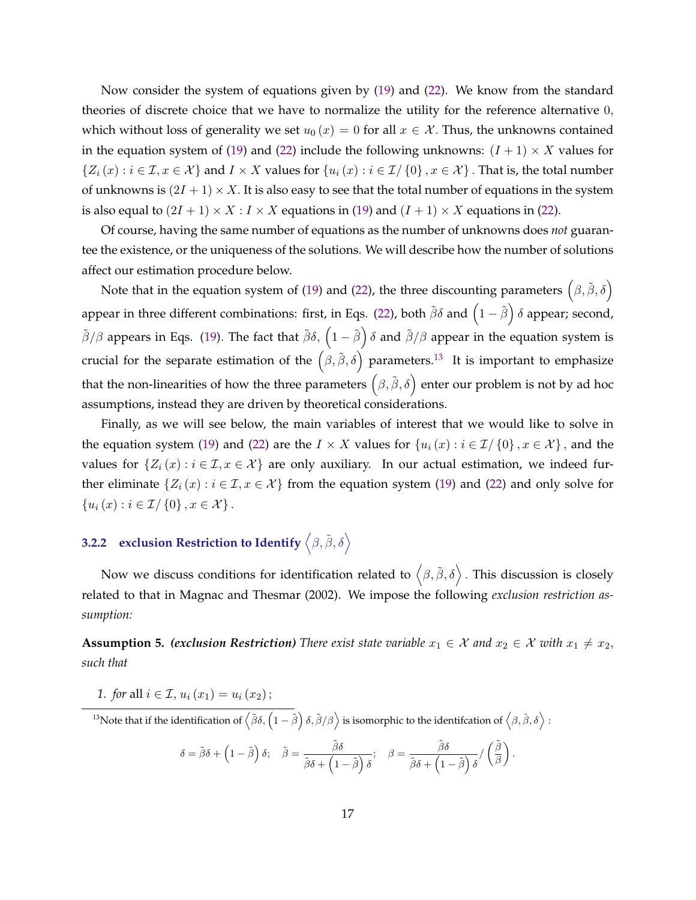Now consider the system of equations given by (19) and (22). We know from the standard theories of discrete choice that we have to normalize the utility for the reference alternative 0, which without loss of generality we set $u_0(x) = 0$ for all $x \in \mathcal{X}$. Thus, the unknowns contained in the equation system of (19) and (22) include the following unknowns: $(I+1) \times X$ values for $\{Z_i(x) : i \in \mathcal{I}, x \in \mathcal{X}\}$ and $I \times X$ values for $\{u_i(x) : i \in \mathcal{I}/\{0\}, x \in \mathcal{X}\}$. That is, the total number of unknowns is $(2I+1) \times X$. It is also easy to see that the total number of equations in the system is also equal to $(2I+1) \times X$ : $I \times X$ equations in (19) and $(I+1) \times X$ equations in (22).

Of course, having the same number of equations as the number of unknowns does *not* guarantee the existence, or the uniqueness of the solutions. We will describe how the number of solutions affect our estimation procedure below.

Note that in the equation system of (19) and (22), the three discounting parameters $\left(\beta, \tilde{\beta}, \delta\right)$ appear in three different combinations: first, in Eqs. (22), both $\tilde{\beta}\delta$ and $\left(1-\tilde{\beta}\right)\delta$ appear; second, $\tilde{\beta}/\beta$ appears in Eqs. (19). The fact that $\tilde{\beta}\delta$, $\left(1-\tilde{\beta}\right)\delta$ and $\tilde{\beta}/\beta$ appear in the equation system is crucial for the separate estimation of the $\left(\beta, \tilde{\beta}, \delta\right)$ parameters.[13] It is important to emphasize that the non-linearities of how the three parameters $\left(\beta, \tilde{\beta}, \delta\right)$ enter our problem is not by ad hoc assumptions, instead they are driven by theoretical considerations.

Finally, as we will see below, the main variables of interest that we would like to solve in the equation system (19) and (22) are the $I \times X$ values for $\{u_i(x) : i \in \mathcal{I}/\{0\}, x \in \mathcal{X}\}$, and the values for $\{Z_i(x) : i \in \mathcal{I}, x \in \mathcal{X}\}$ are only auxiliary. In our actual estimation, we indeed further eliminate $\{Z_i(x) : i \in \mathcal{I}, x \in \mathcal{X}\}$ from the equation system (19) and (22) and only solve for $\{u_i(x) : i \in \mathcal{I}/\{0\}, x \in \mathcal{X}\}$.

### 3.2.2 exclusion Restriction to Identify $\left\langle \beta, \tilde{\beta}, \delta \right\rangle$

Now we discuss conditions for identification related to $\left\langle \beta, \tilde{\beta}, \delta \right\rangle$. This discussion is closely related to that in Magnac and Thesmar (2002). We impose the following *exclusion restriction assumption:*

**Assumption 5.** ***(exclusion Restriction)*** *There exist state variable $x_1 \in \mathcal{X}$ and $x_2 \in \mathcal{X}$ with $x_1 \neq x_2$, such that*

1. *for* all $i \in \mathcal{I}$, $u_i(x_1) = u_i(x_2)$;

---

[13] Note that if the identification of $\left\langle \tilde{\beta}\delta, \left(1-\tilde{\beta}\right)\delta, \tilde{\beta}/\beta \right\rangle$ is isomorphic to the identifcation of $\left\langle \beta, \hat{\beta}, \delta \right\rangle$ :

$$\delta = \tilde{\beta}\delta + \left(1-\tilde{\beta}\right)\delta; \quad \tilde{\beta} = \frac{\tilde{\beta}\delta}{\tilde{\beta}\delta + \left(1-\tilde{\beta}\right)\delta}; \quad \beta = \frac{\tilde{\beta}\delta}{\tilde{\beta}\delta + \left(1-\tilde{\beta}\right)\delta} / \left(\frac{\tilde{\beta}}{\beta}\right).$$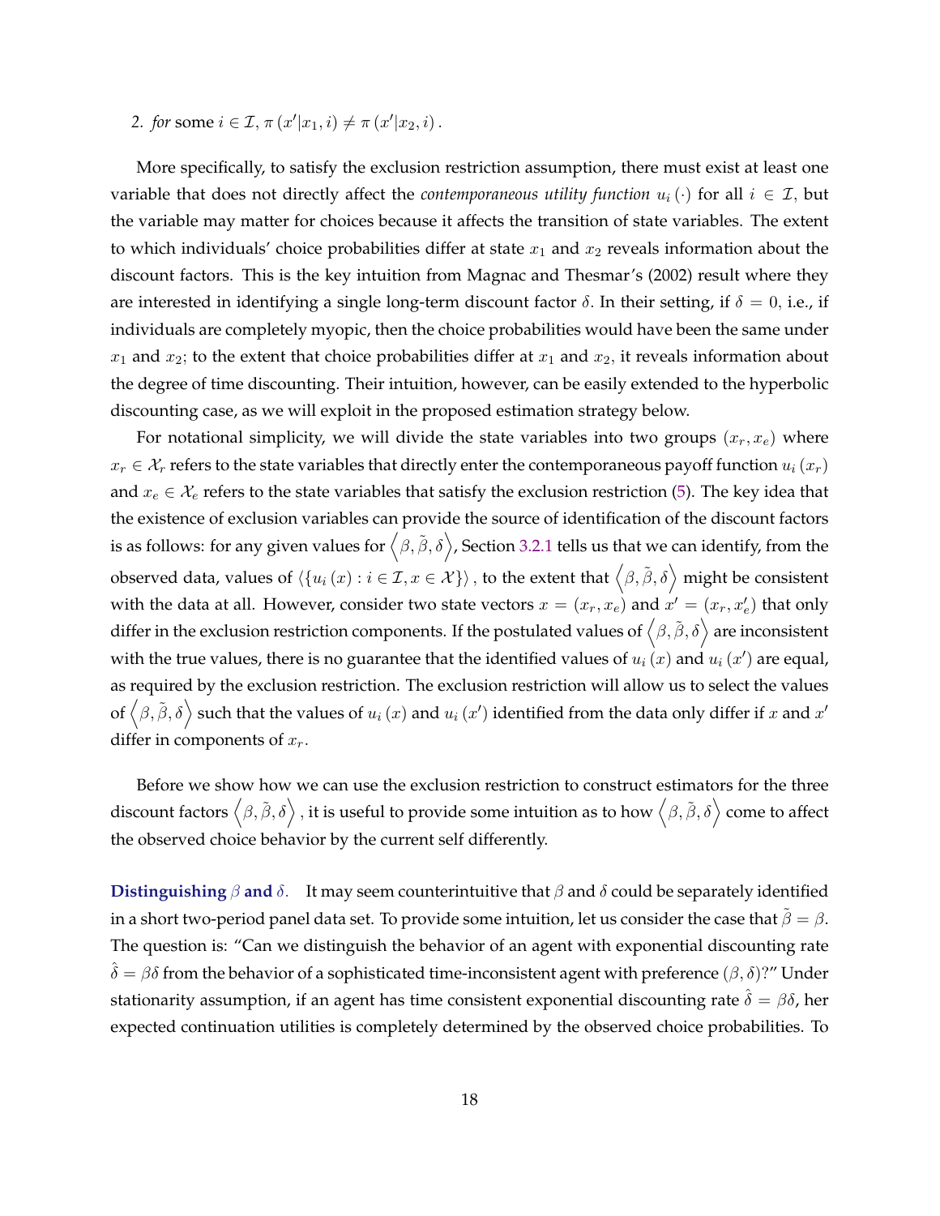2. *for* some $i \in \mathcal{I}$, $\pi(x'|x_1, i) \neq \pi(x'|x_2, i)$.

More specifically, to satisfy the exclusion restriction assumption, there must exist at least one variable that does not directly affect the *contemporaneous utility function* $u_i(\cdot)$ for all $i \in \mathcal{I}$, but the variable may matter for choices because it affects the transition of state variables. The extent to which individuals' choice probabilities differ at state $x_1$ and $x_2$ reveals information about the discount factors. This is the key intuition from Magnac and Thesmar's (2002) result where they are interested in identifying a single long-term discount factor $\delta$. In their setting, if $\delta = 0$, i.e., if individuals are completely myopic, then the choice probabilities would have been the same under $x_1$ and $x_2$; to the extent that choice probabilities differ at $x_1$ and $x_2$, it reveals information about the degree of time discounting. Their intuition, however, can be easily extended to the hyperbolic discounting case, as we will exploit in the proposed estimation strategy below.

For notational simplicity, we will divide the state variables into two groups $(x_r, x_e)$ where $x_r \in \mathcal{X}_r$ refers to the state variables that directly enter the contemporaneous payoff function $u_i(x_r)$ and $x_e \in \mathcal{X}_e$ refers to the state variables that satisfy the exclusion restriction (5). The key idea that the existence of exclusion variables can provide the source of identification of the discount factors is as follows: for any given values for $\langle \beta, \tilde{\beta}, \delta \rangle$, Section 3.2.1 tells us that we can identify, from the observed data, values of $\langle \{u_i(x) : i \in \mathcal{I}, x \in \mathcal{X}\} \rangle$, to the extent that $\langle \beta, \tilde{\beta}, \delta \rangle$ might be consistent with the data at all. However, consider two state vectors $x = (x_r, x_e)$ and $x' = (x_r, x'_e)$ that only differ in the exclusion restriction components. If the postulated values of $\langle \beta, \tilde{\beta}, \delta \rangle$ are inconsistent with the true values, there is no guarantee that the identified values of $u_i(x)$ and $u_i(x')$ are equal, as required by the exclusion restriction. The exclusion restriction will allow us to select the values of $\langle \beta, \tilde{\beta}, \delta \rangle$ such that the values of $u_i(x)$ and $u_i(x')$ identified from the data only differ if $x$ and $x'$ differ in components of $x_r$.

Before we show how we can use the exclusion restriction to construct estimators for the three discount factors $\langle \beta, \tilde{\beta}, \delta \rangle$, it is useful to provide some intuition as to how $\langle \beta, \tilde{\beta}, \delta \rangle$ come to affect the observed choice behavior by the current self differently.

**Distinguishing $\beta$ and $\delta$.** It may seem counterintuitive that $\beta$ and $\delta$ could be separately identified in a short two-period panel data set. To provide some intuition, let us consider the case that $\tilde{\beta} = \beta$. The question is: "Can we distinguish the behavior of an agent with exponential discounting rate $\hat{\delta} = \beta\delta$ from the behavior of a sophisticated time-inconsistent agent with preference $(\beta, \delta)$?" Under stationarity assumption, if an agent has time consistent exponential discounting rate $\hat{\delta} = \beta\delta$, her expected continuation utilities is completely determined by the observed choice probabilities. To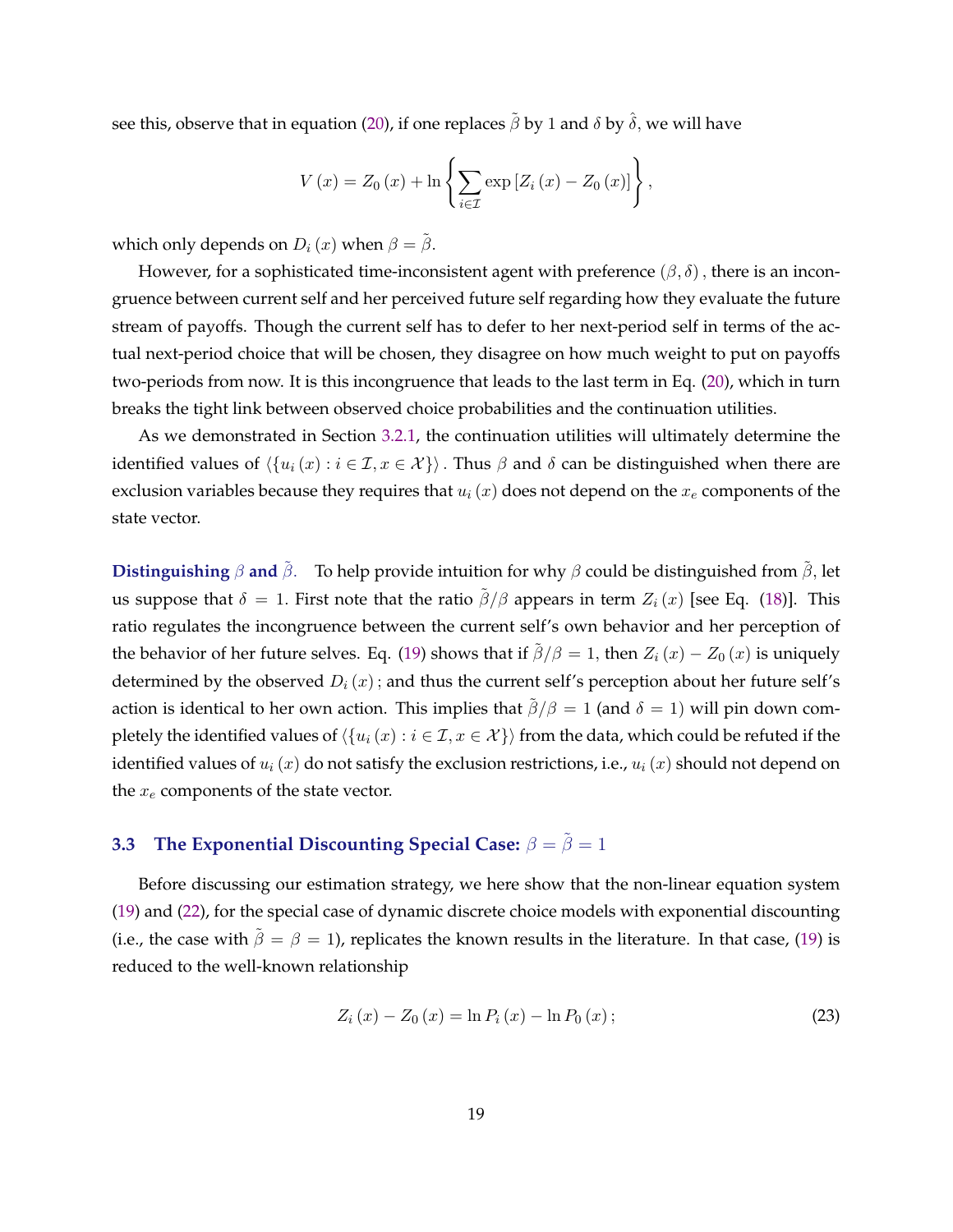see this, observe that in equation (20), if one replaces $\tilde{\beta}$ by 1 and $\delta$ by $\hat{\delta}$, we will have

$$V(x) = Z_0(x) + \ln\left\{\sum_{i\in\mathcal{I}} \exp\left[Z_i(x) - Z_0(x)\right]\right\},$$

which only depends on $D_i(x)$ when $\beta = \tilde{\beta}$.

However, for a sophisticated time-inconsistent agent with preference $(\beta, \delta)$, there is an incongruence between current self and her perceived future self regarding how they evaluate the future stream of payoffs. Though the current self has to defer to her next-period self in terms of the actual next-period choice that will be chosen, they disagree on how much weight to put on payoffs two-periods from now. It is this incongruence that leads to the last term in Eq. (20), which in turn breaks the tight link between observed choice probabilities and the continuation utilities.

As we demonstrated in Section 3.2.1, the continuation utilities will ultimately determine the identified values of $\langle\{u_i(x) : i \in \mathcal{I}, x \in \mathcal{X}\}\rangle$. Thus $\beta$ and $\delta$ can be distinguished when there are exclusion variables because they requires that $u_i(x)$ does not depend on the $x_e$ components of the state vector.

**Distinguishing $\beta$ and $\tilde{\beta}$.** To help provide intuition for why $\beta$ could be distinguished from $\tilde{\beta}$, let us suppose that $\delta = 1$. First note that the ratio $\tilde{\beta}/\beta$ appears in term $Z_i(x)$ [see Eq. (18)]. This ratio regulates the incongruence between the current self's own behavior and her perception of the behavior of her future selves. Eq. (19) shows that if $\tilde{\beta}/\beta = 1$, then $Z_i(x) - Z_0(x)$ is uniquely determined by the observed $D_i(x)$; and thus the current self's perception about her future self's action is identical to her own action. This implies that $\tilde{\beta}/\beta = 1$ (and $\delta = 1$) will pin down completely the identified values of $\langle\{u_i(x) : i \in \mathcal{I}, x \in \mathcal{X}\}\rangle$ from the data, which could be refuted if the identified values of $u_i(x)$ do not satisfy the exclusion restrictions, i.e., $u_i(x)$ should not depend on the $x_e$ components of the state vector.

### 3.3 The Exponential Discounting Special Case: $\beta = \tilde{\beta} = 1$

Before discussing our estimation strategy, we here show that the non-linear equation system (19) and (22), for the special case of dynamic discrete choice models with exponential discounting (i.e., the case with $\tilde{\beta} = \beta = 1$), replicates the known results in the literature. In that case, (19) is reduced to the well-known relationship

$$Z_i(x) - Z_0(x) = \ln P_i(x) - \ln P_0(x); \tag{23}$$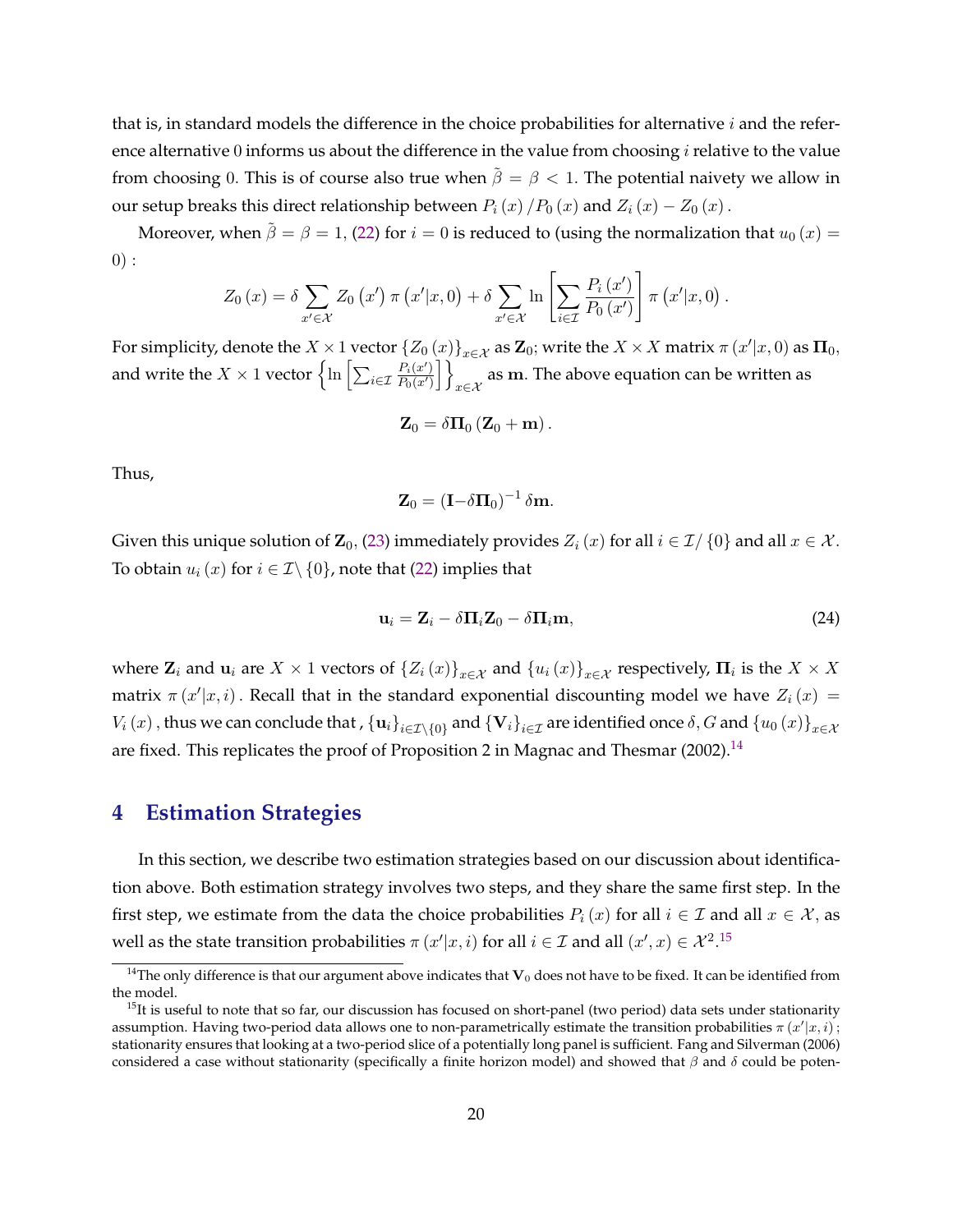that is, in standard models the difference in the choice probabilities for alternative $i$ and the reference alternative $0$ informs us about the difference in the value from choosing $i$ relative to the value from choosing $0$. This is of course also true when $\tilde{\beta} = \beta < 1$. The potential naivety we allow in our setup breaks this direct relationship between $P_i(x)/P_0(x)$ and $Z_i(x) - Z_0(x)$.

Moreover, when $\tilde{\beta} = \beta = 1$, (22) for $i = 0$ is reduced to (using the normalization that $u_0(x) = 0$) :

$$Z_0(x) = \delta \sum_{x' \in \mathcal{X}} Z_0(x') \pi(x'|x, 0) + \delta \sum_{x' \in \mathcal{X}} \ln \left[ \sum_{i \in \mathcal{I}} \frac{P_i(x')}{P_0(x')} \right] \pi(x'|x, 0).$$

For simplicity, denote the $X \times 1$ vector $\{Z_0(x)\}_{x \in \mathcal{X}}$ as $\mathbf{Z}_0$; write the $X \times X$ matrix $\pi(x'|x, 0)$ as $\mathbf{\Pi}_0$, and write the $X \times 1$ vector $\left\{ \ln \left[ \sum_{i \in \mathcal{I}} \frac{P_i(x')}{P_0(x')} \right] \right\}_{x \in \mathcal{X}}$ as $\mathbf{m}$. The above equation can be written as

$$\mathbf{Z}_0 = \delta \mathbf{\Pi}_0 (\mathbf{Z}_0 + \mathbf{m}).$$

Thus,

$$\mathbf{Z}_0 = (\mathbf{I} - \delta \mathbf{\Pi}_0)^{-1} \delta \mathbf{m}.$$

Given this unique solution of $\mathbf{Z}_0$, (23) immediately provides $Z_i(x)$ for all $i \in \mathcal{I}/\{0\}$ and all $x \in \mathcal{X}$. To obtain $u_i(x)$ for $i \in \mathcal{I}\backslash\{0\}$, note that (22) implies that

$$\mathbf{u}_i = \mathbf{Z}_i - \delta \mathbf{\Pi}_i \mathbf{Z}_0 - \delta \mathbf{\Pi}_i \mathbf{m}, \tag{24}$$

where $\mathbf{Z}_i$ and $\mathbf{u}_i$ are $X \times 1$ vectors of $\{Z_i(x)\}_{x \in \mathcal{X}}$ and $\{u_i(x)\}_{x \in \mathcal{X}}$ respectively, $\mathbf{\Pi}_i$ is the $X \times X$ matrix $\pi(x'|x, i)$. Recall that in the standard exponential discounting model we have $Z_i(x) = V_i(x)$, thus we can conclude that , $\{\mathbf{u}_i\}_{i \in \mathcal{I}\backslash\{0\}}$ and $\{\mathbf{V}_i\}_{i \in \mathcal{I}}$ are identified once $\delta, G$ and $\{u_0(x)\}_{x \in \mathcal{X}}$ are fixed. This replicates the proof of Proposition 2 in Magnac and Thesmar (2002).[14]

## 4 Estimation Strategies

In this section, we describe two estimation strategies based on our discussion about identification above. Both estimation strategy involves two steps, and they share the same first step. In the first step, we estimate from the data the choice probabilities $P_i(x)$ for all $i \in \mathcal{I}$ and all $x \in \mathcal{X}$, as well as the state transition probabilities $\pi(x'|x, i)$ for all $i \in \mathcal{I}$ and all $(x', x) \in \mathcal{X}^2$.[15]

[14] The only difference is that our argument above indicates that $\mathbf{V}_0$ does not have to be fixed. It can be identified from the model.

[15] It is useful to note that so far, our discussion has focused on short-panel (two period) data sets under stationarity assumption. Having two-period data allows one to non-parametrically estimate the transition probabilities $\pi(x'|x, i)$; stationarity ensures that looking at a two-period slice of a potentially long panel is sufficient. Fang and Silverman (2006) considered a case without stationarity (specifically a finite horizon model) and showed that $\beta$ and $\delta$ could be poten-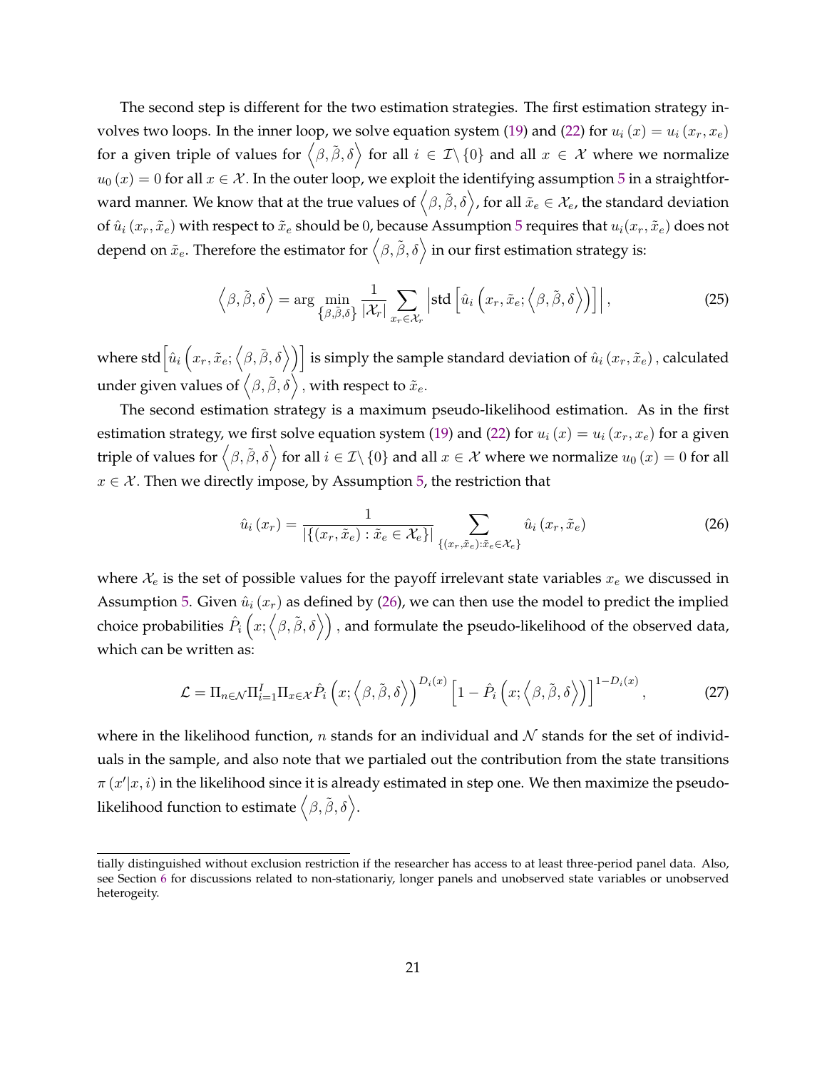The second step is different for the two estimation strategies. The first estimation strategy involves two loops. In the inner loop, we solve equation system (19) and (22) for $u_i(x) = u_i(x_r, x_e)$ for a given triple of values for $\langle \beta, \tilde{\beta}, \delta \rangle$ for all $i \in \mathcal{I} \backslash \{0\}$ and all $x \in \mathcal{X}$ where we normalize $u_0(x) = 0$ for all $x \in \mathcal{X}$. In the outer loop, we exploit the identifying assumption 5 in a straightforward manner. We know that at the true values of $\langle \beta, \tilde{\beta}, \delta \rangle$, for all $\tilde{x}_e \in \mathcal{X}_e$, the standard deviation of $\hat{u}_i(x_r, \tilde{x}_e)$ with respect to $\tilde{x}_e$ should be 0, because Assumption 5 requires that $u_i(x_r, \tilde{x}_e)$ does not depend on $\tilde{x}_e$. Therefore the estimator for $\langle \beta, \tilde{\beta}, \delta \rangle$ in our first estimation strategy is:

$$\left\langle \beta, \tilde{\beta}, \delta \right\rangle = \arg \min_{\{\beta, \tilde{\beta}, \delta\}} \frac{1}{|\mathcal{X}_r|} \sum_{x_r \in \mathcal{X}_r} \left| \text{std} \left[ \hat{u}_i \left( x_r, \tilde{x}_e; \left\langle \beta, \tilde{\beta}, \delta \right\rangle \right) \right] \right|, \tag{25}$$

where $\text{std}\left[ \hat{u}_i \left( x_r, \tilde{x}_e; \left\langle \beta, \tilde{\beta}, \delta \right\rangle \right) \right]$ is simply the sample standard deviation of $\hat{u}_i(x_r, \tilde{x}_e)$, calculated under given values of $\langle \beta, \tilde{\beta}, \delta \rangle$, with respect to $\tilde{x}_e$.

The second estimation strategy is a maximum pseudo-likelihood estimation. As in the first estimation strategy, we first solve equation system (19) and (22) for $u_i(x) = u_i(x_r, x_e)$ for a given triple of values for $\langle \beta, \tilde{\beta}, \delta \rangle$ for all $i \in \mathcal{I} \backslash \{0\}$ and all $x \in \mathcal{X}$ where we normalize $u_0(x) = 0$ for all $x \in \mathcal{X}$. Then we directly impose, by Assumption 5, the restriction that

$$\hat{u}_i(x_r) = \frac{1}{|\{(x_r, \tilde{x}_e) : \tilde{x}_e \in \mathcal{X}_e\}|} \sum_{\{(x_r, \tilde{x}_e) : \tilde{x}_e \in \mathcal{X}_e\}} \hat{u}_i(x_r, \tilde{x}_e) \tag{26}$$

where $\mathcal{X}_e$ is the set of possible values for the payoff irrelevant state variables $x_e$ we discussed in Assumption 5. Given $\hat{u}_i(x_r)$ as defined by (26), we can then use the model to predict the implied choice probabilities $\hat{P}_i \left( x; \left\langle \beta, \tilde{\beta}, \delta \right\rangle \right)$, and formulate the pseudo-likelihood of the observed data, which can be written as:

$$\mathcal{L} = \Pi_{n \in \mathcal{N}} \Pi_{i=1}^{I} \Pi_{x \in \mathcal{X}} \hat{P}_i \left( x; \left\langle \beta, \tilde{\beta}, \delta \right\rangle \right)^{D_i(x)} \left[ 1 - \hat{P}_i \left( x; \left\langle \beta, \tilde{\beta}, \delta \right\rangle \right) \right]^{1 - D_i(x)}, \tag{27}$$

where in the likelihood function, $n$ stands for an individual and $\mathcal{N}$ stands for the set of individuals in the sample, and also note that we partialed out the contribution from the state transitions $\pi(x'|x, i)$ in the likelihood since it is already estimated in step one. We then maximize the pseudo-likelihood function to estimate $\langle \beta, \tilde{\beta}, \delta \rangle$.

tially distinguished without exclusion restriction if the researcher has access to at least three-period panel data. Also, see Section 6 for discussions related to non-stationariy, longer panels and unobserved state variables or unobserved heterogeity.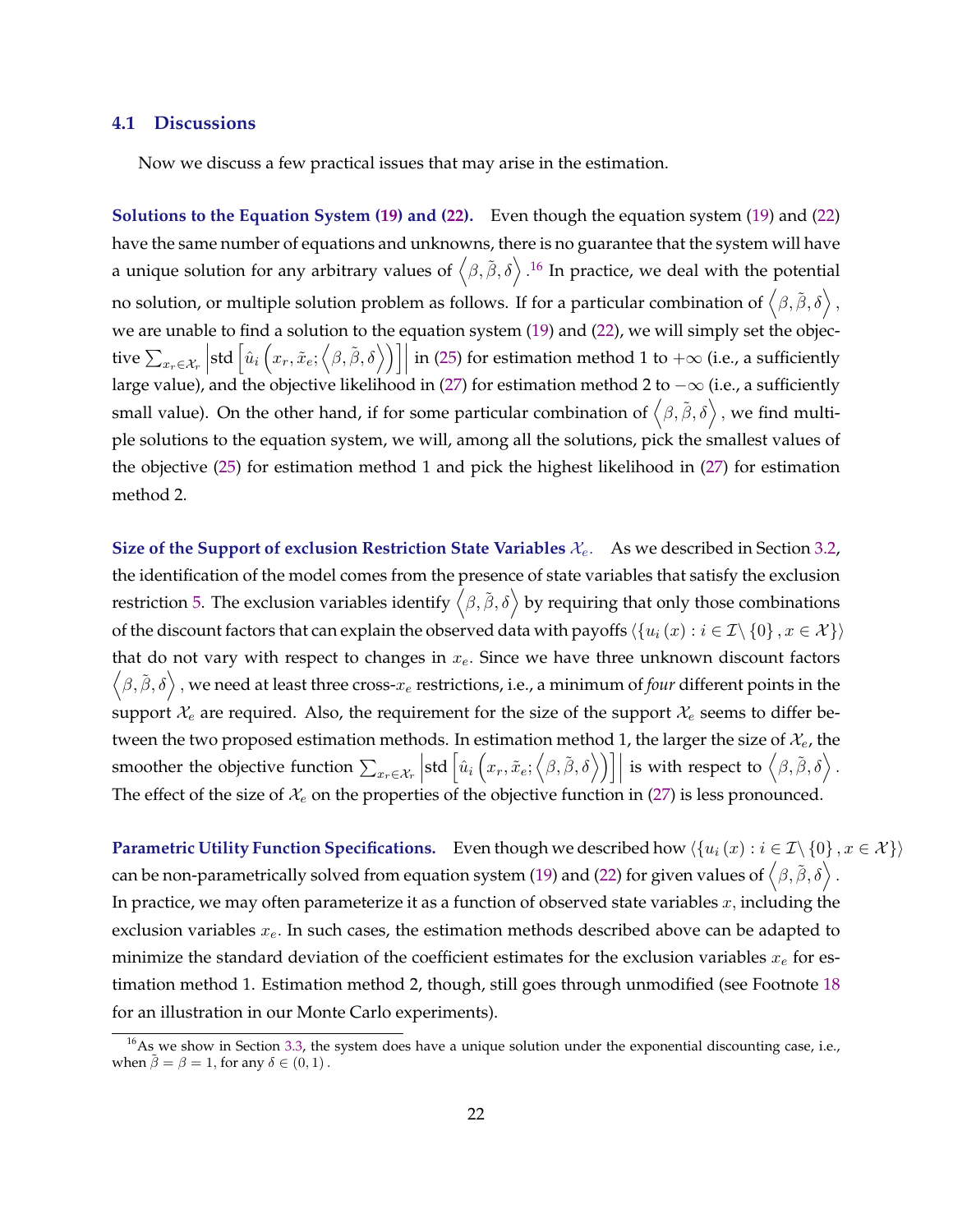### 4.1 Discussions

Now we discuss a few practical issues that may arise in the estimation.

**Solutions to the Equation System (19) and (22).** Even though the equation system (19) and (22) have the same number of equations and unknowns, there is no guarantee that the system will have a unique solution for any arbitrary values of $\left\langle \beta, \tilde{\beta}, \delta \right\rangle$.[16] In practice, we deal with the potential no solution, or multiple solution problem as follows. If for a particular combination of $\left\langle \beta, \tilde{\beta}, \delta \right\rangle$, we are unable to find a solution to the equation system (19) and (22), we will simply set the objective $\sum_{x_r \in \mathcal{X}_r} \left| \text{std} \left[ \hat{u}_i \left( x_r, \tilde{x}_e; \left\langle \beta, \tilde{\beta}, \delta \right\rangle \right) \right] \right|$ in (25) for estimation method 1 to $+\infty$ (i.e., a sufficiently large value), and the objective likelihood in (27) for estimation method 2 to $-\infty$ (i.e., a sufficiently small value). On the other hand, if for some particular combination of $\left\langle \beta, \tilde{\beta}, \delta \right\rangle$, we find multiple solutions to the equation system, we will, among all the solutions, pick the smallest values of the objective (25) for estimation method 1 and pick the highest likelihood in (27) for estimation method 2.

**Size of the Support of exclusion Restriction State Variables $\mathcal{X}_e$.** As we described in Section 3.2, the identification of the model comes from the presence of state variables that satisfy the exclusion restriction 5. The exclusion variables identify $\left\langle \beta, \tilde{\beta}, \delta \right\rangle$ by requiring that only those combinations of the discount factors that can explain the observed data with payoffs $\langle \{u_i(x) : i \in \mathcal{I} \backslash \{0\}, x \in \mathcal{X}\} \rangle$ that do not vary with respect to changes in $x_e$. Since we have three unknown discount factors $\left\langle \beta, \tilde{\beta}, \delta \right\rangle$, we need at least three cross-$x_e$ restrictions, i.e., a minimum of *four* different points in the support $\mathcal{X}_e$ are required. Also, the requirement for the size of the support $\mathcal{X}_e$ seems to differ between the two proposed estimation methods. In estimation method 1, the larger the size of $\mathcal{X}_e$, the smoother the objective function $\sum_{x_r \in \mathcal{X}_r} \left| \text{std} \left[ \hat{u}_i \left( x_r, \tilde{x}_e; \left\langle \beta, \tilde{\beta}, \delta \right\rangle \right) \right] \right|$ is with respect to $\left\langle \beta, \tilde{\beta}, \delta \right\rangle$. The effect of the size of $\mathcal{X}_e$ on the properties of the objective function in (27) is less pronounced.

**Parametric Utility Function Specifications.** Even though we described how $\langle \{u_i(x) : i \in \mathcal{I} \backslash \{0\}, x \in \mathcal{X}\} \rangle$ can be non-parametrically solved from equation system (19) and (22) for given values of $\left\langle \beta, \tilde{\beta}, \delta \right\rangle$. In practice, we may often parameterize it as a function of observed state variables $x$, including the exclusion variables $x_e$. In such cases, the estimation methods described above can be adapted to minimize the standard deviation of the coefficient estimates for the exclusion variables $x_e$ for estimation method 1. Estimation method 2, though, still goes through unmodified (see Footnote 18 for an illustration in our Monte Carlo experiments).

[16] As we show in Section 3.3, the system does have a unique solution under the exponential discounting case, i.e., when $\tilde{\beta} = \beta = 1$, for any $\delta \in (0, 1)$.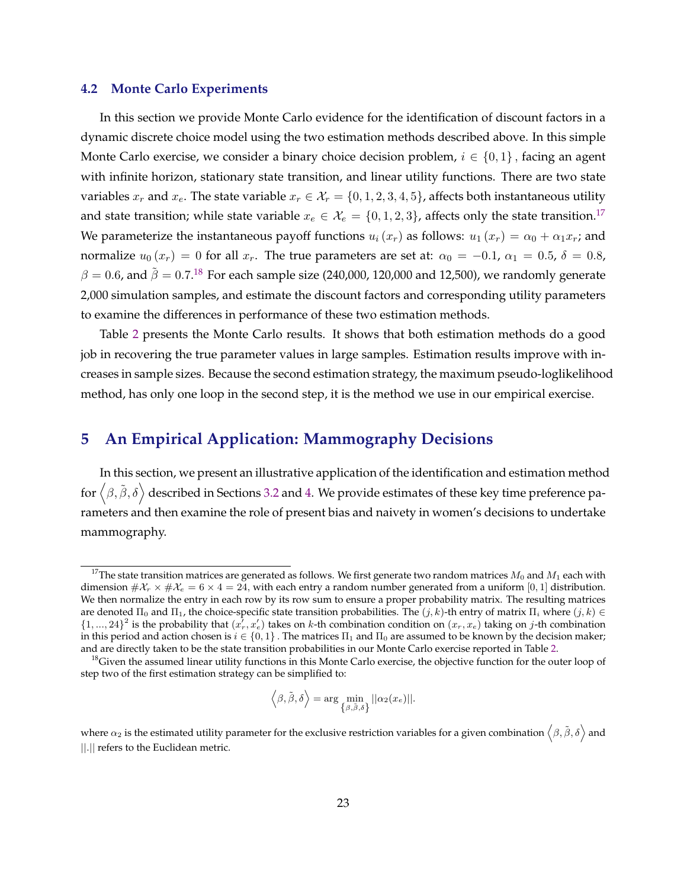### 4.2 Monte Carlo Experiments

In this section we provide Monte Carlo evidence for the identification of discount factors in a dynamic discrete choice model using the two estimation methods described above. In this simple Monte Carlo exercise, we consider a binary choice decision problem, $i \in \{0,1\}$, facing an agent with infinite horizon, stationary state transition, and linear utility functions. There are two state variables $x_r$ and $x_e$. The state variable $x_r \in \mathcal{X}_r = \{0,1,2,3,4,5\}$, affects both instantaneous utility and state transition; while state variable $x_e \in \mathcal{X}_e = \{0,1,2,3\}$, affects only the state transition.[17] We parameterize the instantaneous payoff functions $u_i(x_r)$ as follows: $u_1(x_r) = \alpha_0 + \alpha_1 x_r$; and normalize $u_0(x_r) = 0$ for all $x_r$. The true parameters are set at: $\alpha_0 = -0.1$, $\alpha_1 = 0.5$, $\delta = 0.8$, $\beta = 0.6$, and $\tilde{\beta} = 0.7$.[18] For each sample size (240,000, 120,000 and 12,500), we randomly generate 2,000 simulation samples, and estimate the discount factors and corresponding utility parameters to examine the differences in performance of these two estimation methods.

Table 2 presents the Monte Carlo results. It shows that both estimation methods do a good job in recovering the true parameter values in large samples. Estimation results improve with increases in sample sizes. Because the second estimation strategy, the maximum pseudo-loglikelihood method, has only one loop in the second step, it is the method we use in our empirical exercise.

## 5 An Empirical Application: Mammography Decisions

In this section, we present an illustrative application of the identification and estimation method for $\left\langle \beta, \tilde{\beta}, \delta \right\rangle$ described in Sections 3.2 and 4. We provide estimates of these key time preference parameters and then examine the role of present bias and naivety in women's decisions to undertake mammography.

---

[17] The state transition matrices are generated as follows. We first generate two random matrices $M_0$ and $M_1$ each with dimension $\#\mathcal{X}_r \times \#\mathcal{X}_e = 6 \times 4 = 24$, with each entry a random number generated from a uniform $[0,1]$ distribution. We then normalize the entry in each row by its row sum to ensure a proper probability matrix. The resulting matrices are denoted $\Pi_0$ and $\Pi_1$, the choice-specific state transition probabilities. The $(j,k)$-th entry of matrix $\Pi_i$ where $(j,k) \in \{1,...,24\}^2$ is the probability that $(x_r', x_e')$ takes on $k$-th combination condition on $(x_r, x_e)$ taking on $j$-th combination in this period and action chosen is $i \in \{0,1\}$. The matrices $\Pi_1$ and $\Pi_0$ are assumed to be known by the decision maker; and are directly taken to be the state transition probabilities in our Monte Carlo exercise reported in Table 2.

[18] Given the assumed linear utility functions in this Monte Carlo exercise, the objective function for the outer loop of step two of the first estimation strategy can be simplified to:

$$\left\langle \beta, \tilde{\beta}, \delta \right\rangle = \arg \min_{\left\{\beta, \tilde{\beta}, \delta\right\}} ||\alpha_2(x_e)||.$$

where $\alpha_2$ is the estimated utility parameter for the exclusive restriction variables for a given combination $\left\langle \beta, \tilde{\beta}, \delta \right\rangle$ and $||.||$ refers to the Euclidean metric.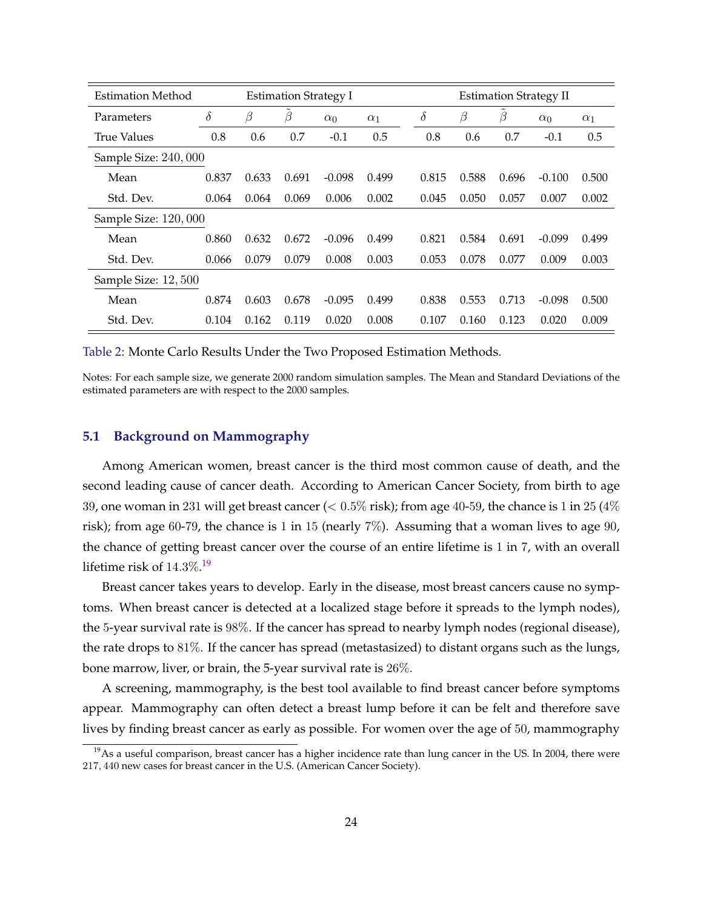| Estimation Method | Estimation Strategy I | | | | | Estimation Strategy II | | | | |
|---|---|---|---|---|---|---|---|---|---|---|
| Parameters | $\delta$ | $\beta$ | $\tilde{\beta}$ | $\alpha_0$ | $\alpha_1$ | $\delta$ | $\beta$ | $\tilde{\beta}$ | $\alpha_0$ | $\alpha_1$ |
| True Values | 0.8 | 0.6 | 0.7 | -0.1 | 0.5 | 0.8 | 0.6 | 0.7 | -0.1 | 0.5 |
| Sample Size: $240,000$ | | | | | | | | | | |
| Mean | 0.837 | 0.633 | 0.691 | -0.098 | 0.499 | 0.815 | 0.588 | 0.696 | -0.100 | 0.500 |
| Std. Dev. | 0.064 | 0.064 | 0.069 | 0.006 | 0.002 | 0.045 | 0.050 | 0.057 | 0.007 | 0.002 |
| Sample Size: $120,000$ | | | | | | | | | | |
| Mean | 0.860 | 0.632 | 0.672 | -0.096 | 0.499 | 0.821 | 0.584 | 0.691 | -0.099 | 0.499 |
| Std. Dev. | 0.066 | 0.079 | 0.079 | 0.008 | 0.003 | 0.053 | 0.078 | 0.077 | 0.009 | 0.003 |
| Sample Size: $12,500$ | | | | | | | | | | |
| Mean | 0.874 | 0.603 | 0.678 | -0.095 | 0.499 | 0.838 | 0.553 | 0.713 | -0.098 | 0.500 |
| Std. Dev. | 0.104 | 0.162 | 0.119 | 0.020 | 0.008 | 0.107 | 0.160 | 0.123 | 0.020 | 0.009 |

Table 2: Monte Carlo Results Under the Two Proposed Estimation Methods.

Notes: For each sample size, we generate 2000 random simulation samples. The Mean and Standard Deviations of the estimated parameters are with respect to the 2000 samples.

### 5.1 Background on Mammography

Among American women, breast cancer is the third most common cause of death, and the second leading cause of cancer death. According to American Cancer Society, from birth to age 39, one woman in 231 will get breast cancer ($< 0.5\%$ risk); from age 40-59, the chance is 1 in 25 (4% risk); from age 60-79, the chance is 1 in 15 (nearly 7%). Assuming that a woman lives to age 90, the chance of getting breast cancer over the course of an entire lifetime is 1 in 7, with an overall lifetime risk of 14.3%.[19]

Breast cancer takes years to develop. Early in the disease, most breast cancers cause no symptoms. When breast cancer is detected at a localized stage before it spreads to the lymph nodes), the 5-year survival rate is 98%. If the cancer has spread to nearby lymph nodes (regional disease), the rate drops to 81%. If the cancer has spread (metastasized) to distant organs such as the lungs, bone marrow, liver, or brain, the 5-year survival rate is 26%.

A screening, mammography, is the best tool available to find breast cancer before symptoms appear. Mammography can often detect a breast lump before it can be felt and therefore save lives by finding breast cancer as early as possible. For women over the age of 50, mammography

[19] As a useful comparison, breast cancer has a higher incidence rate than lung cancer in the US. In 2004, there were 217,440 new cases for breast cancer in the U.S. (American Cancer Society).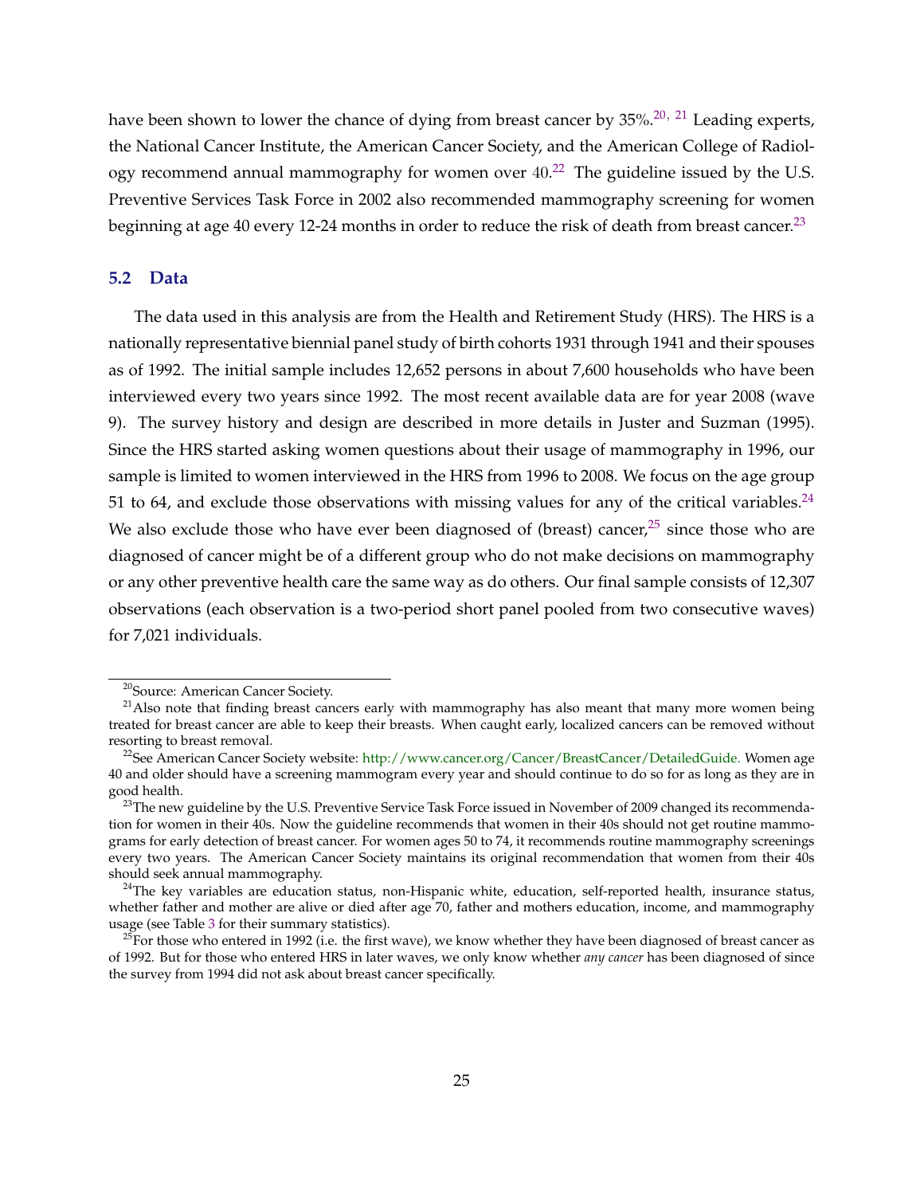have been shown to lower the chance of dying from breast cancer by 35%.[20, 21] Leading experts, the National Cancer Institute, the American Cancer Society, and the American College of Radiology recommend annual mammography for women over 40.[22] The guideline issued by the U.S. Preventive Services Task Force in 2002 also recommended mammography screening for women beginning at age 40 every 12-24 months in order to reduce the risk of death from breast cancer.[23]

### 5.2 Data

The data used in this analysis are from the Health and Retirement Study (HRS). The HRS is a nationally representative biennial panel study of birth cohorts 1931 through 1941 and their spouses as of 1992. The initial sample includes 12,652 persons in about 7,600 households who have been interviewed every two years since 1992. The most recent available data are for year 2008 (wave 9). The survey history and design are described in more details in Juster and Suzman (1995). Since the HRS started asking women questions about their usage of mammography in 1996, our sample is limited to women interviewed in the HRS from 1996 to 2008. We focus on the age group 51 to 64, and exclude those observations with missing values for any of the critical variables.[24] We also exclude those who have ever been diagnosed of (breast) cancer,[25] since those who are diagnosed of cancer might be of a different group who do not make decisions on mammography or any other preventive health care the same way as do others. Our final sample consists of 12,307 observations (each observation is a two-period short panel pooled from two consecutive waves) for 7,021 individuals.

---

[20] Source: American Cancer Society.

[21] Also note that finding breast cancers early with mammography has also meant that many more women being treated for breast cancer are able to keep their breasts. When caught early, localized cancers can be removed without resorting to breast removal.

[22] See American Cancer Society website: http://www.cancer.org/Cancer/BreastCancer/DetailedGuide. Women age 40 and older should have a screening mammogram every year and should continue to do so for as long as they are in good health.

[23] The new guideline by the U.S. Preventive Service Task Force issued in November of 2009 changed its recommendation for women in their 40s. Now the guideline recommends that women in their 40s should not get routine mammograms for early detection of breast cancer. For women ages 50 to 74, it recommends routine mammography screenings every two years. The American Cancer Society maintains its original recommendation that women from their 40s should seek annual mammography.

[24] The key variables are education status, non-Hispanic white, education, self-reported health, insurance status, whether father and mother are alive or died after age 70, father and mothers education, income, and mammography usage (see Table 3 for their summary statistics).

[25] For those who entered in 1992 (i.e. the first wave), we know whether they have been diagnosed of breast cancer as of 1992. But for those who entered HRS in later waves, we only know whether *any cancer* has been diagnosed of since the survey from 1994 did not ask about breast cancer specifically.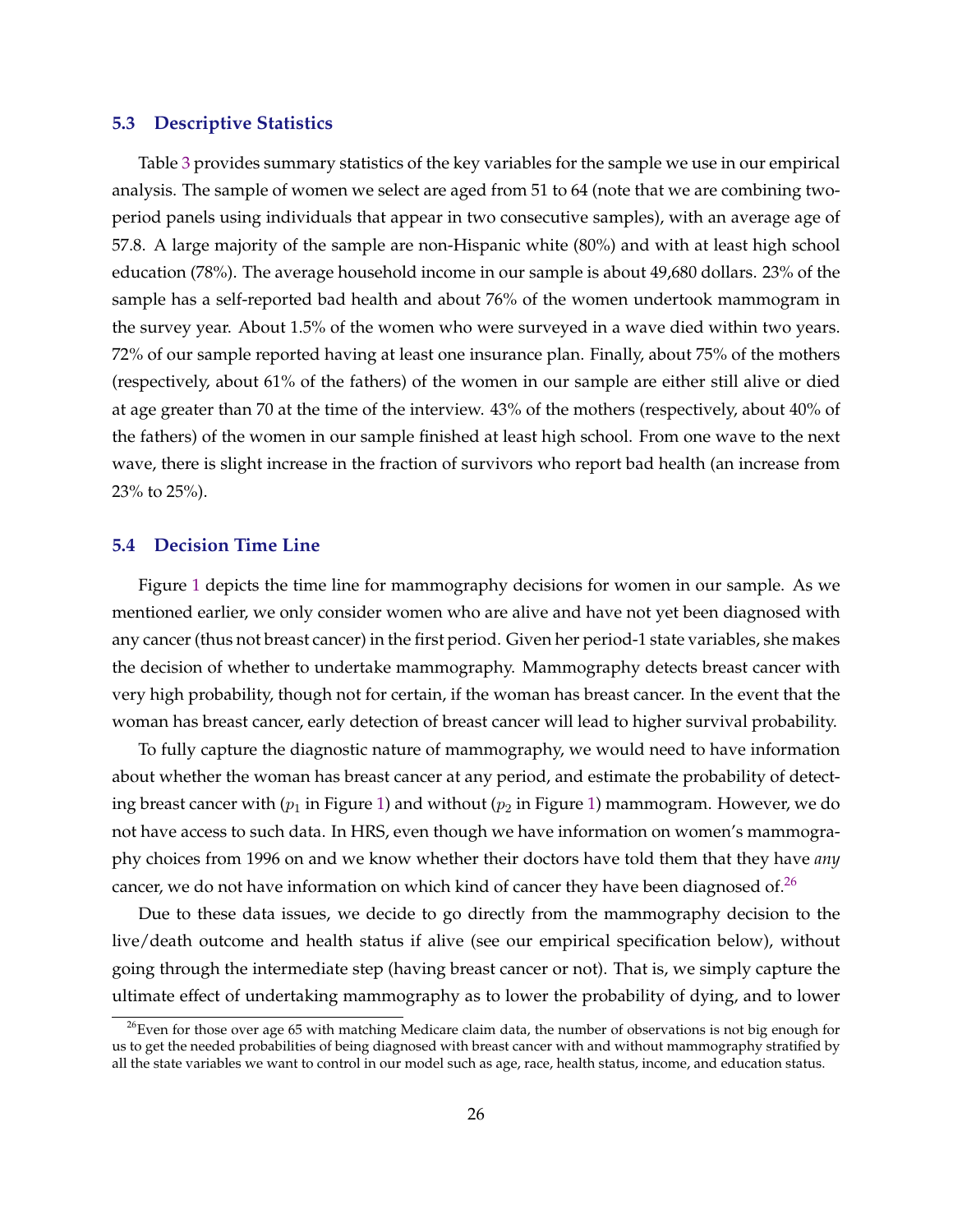### 5.3 Descriptive Statistics

Table 3 provides summary statistics of the key variables for the sample we use in our empirical analysis. The sample of women we select are aged from 51 to 64 (note that we are combining two-period panels using individuals that appear in two consecutive samples), with an average age of 57.8. A large majority of the sample are non-Hispanic white (80%) and with at least high school education (78%). The average household income in our sample is about 49,680 dollars. 23% of the sample has a self-reported bad health and about 76% of the women undertook mammogram in the survey year. About 1.5% of the women who were surveyed in a wave died within two years. 72% of our sample reported having at least one insurance plan. Finally, about 75% of the mothers (respectively, about 61% of the fathers) of the women in our sample are either still alive or died at age greater than 70 at the time of the interview. 43% of the mothers (respectively, about 40% of the fathers) of the women in our sample finished at least high school. From one wave to the next wave, there is slight increase in the fraction of survivors who report bad health (an increase from 23% to 25%).

### 5.4 Decision Time Line

Figure 1 depicts the time line for mammography decisions for women in our sample. As we mentioned earlier, we only consider women who are alive and have not yet been diagnosed with any cancer (thus not breast cancer) in the first period. Given her period-1 state variables, she makes the decision of whether to undertake mammography. Mammography detects breast cancer with very high probability, though not for certain, if the woman has breast cancer. In the event that the woman has breast cancer, early detection of breast cancer will lead to higher survival probability.

To fully capture the diagnostic nature of mammography, we would need to have information about whether the woman has breast cancer at any period, and estimate the probability of detecting breast cancer with ($p_1$ in Figure 1) and without ($p_2$ in Figure 1) mammogram. However, we do not have access to such data. In HRS, even though we have information on women's mammography choices from 1996 on and we know whether their doctors have told them that they have *any* cancer, we do not have information on which kind of cancer they have been diagnosed of.[26]

Due to these data issues, we decide to go directly from the mammography decision to the live/death outcome and health status if alive (see our empirical specification below), without going through the intermediate step (having breast cancer or not). That is, we simply capture the ultimate effect of undertaking mammography as to lower the probability of dying, and to lower

[26] Even for those over age 65 with matching Medicare claim data, the number of observations is not big enough for us to get the needed probabilities of being diagnosed with breast cancer with and without mammography stratified by all the state variables we want to control in our model such as age, race, health status, income, and education status.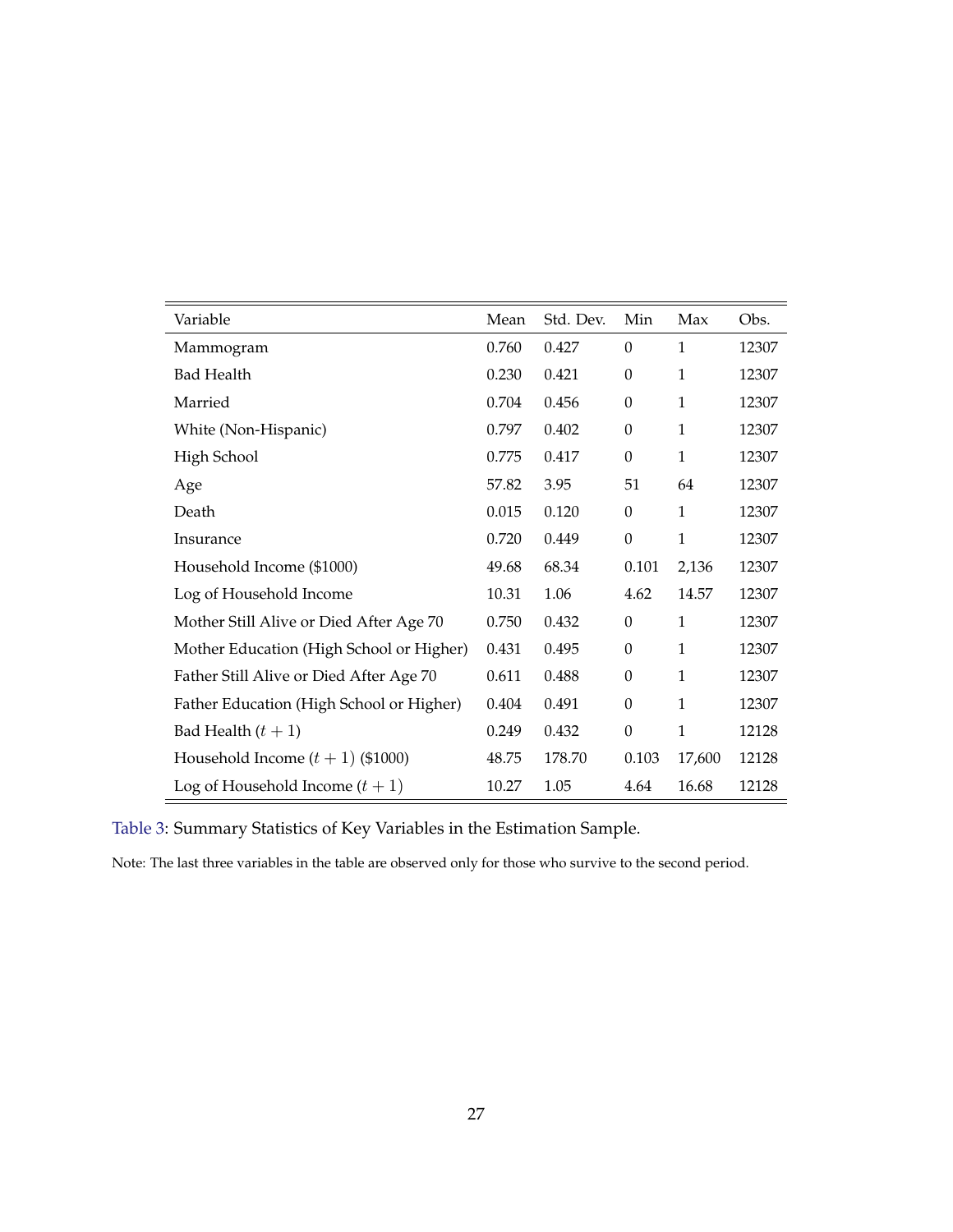| Variable | Mean | Std. Dev. | Min | Max | Obs. |
|---|---|---|---|---|---|
| Mammogram | 0.760 | 0.427 | 0 | 1 | 12307 |
| Bad Health | 0.230 | 0.421 | 0 | 1 | 12307 |
| Married | 0.704 | 0.456 | 0 | 1 | 12307 |
| White (Non-Hispanic) | 0.797 | 0.402 | 0 | 1 | 12307 |
| High School | 0.775 | 0.417 | 0 | 1 | 12307 |
| Age | 57.82 | 3.95 | 51 | 64 | 12307 |
| Death | 0.015 | 0.120 | 0 | 1 | 12307 |
| Insurance | 0.720 | 0.449 | 0 | 1 | 12307 |
| Household Income ($1000) | 49.68 | 68.34 | 0.101 | 2,136 | 12307 |
| Log of Household Income | 10.31 | 1.06 | 4.62 | 14.57 | 12307 |
| Mother Still Alive or Died After Age 70 | 0.750 | 0.432 | 0 | 1 | 12307 |
| Mother Education (High School or Higher) | 0.431 | 0.495 | 0 | 1 | 12307 |
| Father Still Alive or Died After Age 70 | 0.611 | 0.488 | 0 | 1 | 12307 |
| Father Education (High School or Higher) | 0.404 | 0.491 | 0 | 1 | 12307 |
| Bad Health $(t+1)$ | 0.249 | 0.432 | 0 | 1 | 12128 |
| Household Income $(t+1)$ ($1000) | 48.75 | 178.70 | 0.103 | 17,600 | 12128 |
| Log of Household Income $(t+1)$ | 10.27 | 1.05 | 4.64 | 16.68 | 12128 |

Table 3: Summary Statistics of Key Variables in the Estimation Sample.

Note: The last three variables in the table are observed only for those who survive to the second period.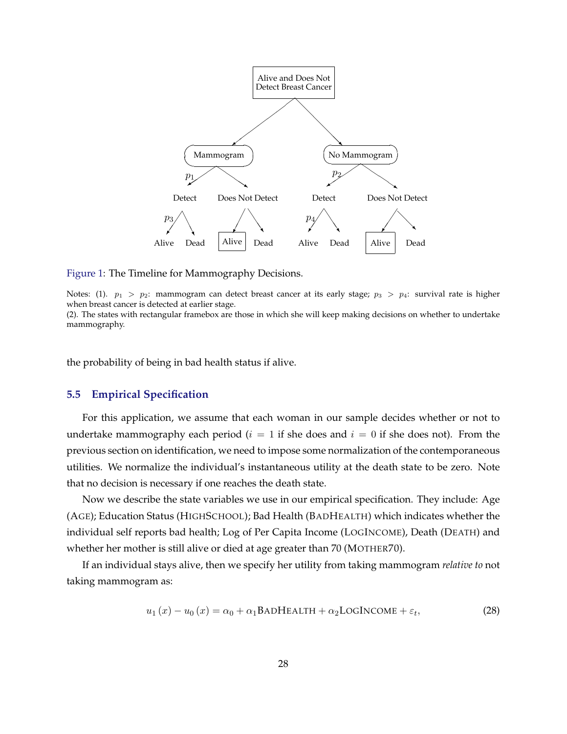Figure 1: The Timeline for Mammography Decisions.

Notes: (1). $p_1 > p_2$: mammogram can detect breast cancer at its early stage; $p_3 > p_4$: survival rate is higher when breast cancer is detected at earlier stage.
(2). The states with rectangular framebox are those in which she will keep making decisions on whether to undertake mammography.

the probability of being in bad health status if alive.

### 5.5 Empirical Specification

For this application, we assume that each woman in our sample decides whether or not to undertake mammography each period ($i = 1$ if she does and $i = 0$ if she does not). From the previous section on identification, we need to impose some normalization of the contemporaneous utilities. We normalize the individual's instantaneous utility at the death state to be zero. Note that no decision is necessary if one reaches the death state.

Now we describe the state variables we use in our empirical specification. They include: Age (AGE); Education Status (HIGHSCHOOL); Bad Health (BADHEALTH) which indicates whether the individual self reports bad health; Log of Per Capita Income (LOGINCOME), Death (DEATH) and whether her mother is still alive or died at age greater than 70 (MOTHER70).

If an individual stays alive, then we specify her utility from taking mammogram *relative to* not taking mammogram as:

$$u_1(x) - u_0(x) = \alpha_0 + \alpha_1 \text{BADHEALTH} + \alpha_2 \text{LOGINCOME} + \varepsilon_t, \tag{28}$$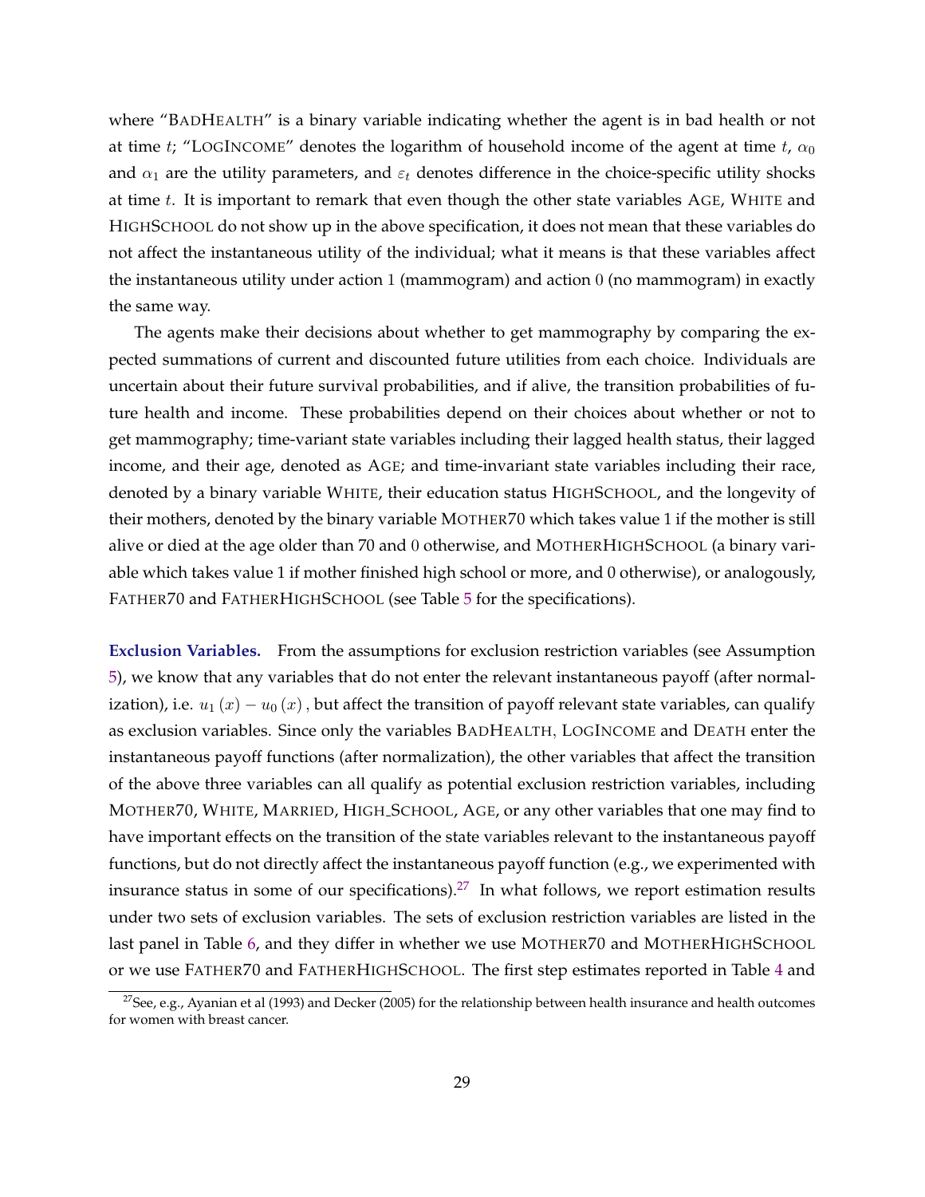where "BADHEALTH" is a binary variable indicating whether the agent is in bad health or not at time $t$; "LOGINCOME" denotes the logarithm of household income of the agent at time $t$, $\alpha_0$ and $\alpha_1$ are the utility parameters, and $\varepsilon_t$ denotes difference in the choice-specific utility shocks at time $t$. It is important to remark that even though the other state variables AGE, WHITE and HIGHSCHOOL do not show up in the above specification, it does not mean that these variables do not affect the instantaneous utility of the individual; what it means is that these variables affect the instantaneous utility under action 1 (mammogram) and action 0 (no mammogram) in exactly the same way.

The agents make their decisions about whether to get mammography by comparing the expected summations of current and discounted future utilities from each choice. Individuals are uncertain about their future survival probabilities, and if alive, the transition probabilities of future health and income. These probabilities depend on their choices about whether or not to get mammography; time-variant state variables including their lagged health status, their lagged income, and their age, denoted as AGE; and time-invariant state variables including their race, denoted by a binary variable WHITE, their education status HIGHSCHOOL, and the longevity of their mothers, denoted by the binary variable MOTHER70 which takes value 1 if the mother is still alive or died at the age older than 70 and 0 otherwise, and MOTHERHIGHSCHOOL (a binary variable which takes value 1 if mother finished high school or more, and 0 otherwise), or analogously, FATHER70 and FATHERHIGHSCHOOL (see Table 5 for the specifications).

**Exclusion Variables.** From the assumptions for exclusion restriction variables (see Assumption 5), we know that any variables that do not enter the relevant instantaneous payoff (after normalization), i.e. $u_1(x) - u_0(x)$, but affect the transition of payoff relevant state variables, can qualify as exclusion variables. Since only the variables BADHEALTH, LOGINCOME and DEATH enter the instantaneous payoff functions (after normalization), the other variables that affect the transition of the above three variables can all qualify as potential exclusion restriction variables, including MOTHER70, WHITE, MARRIED, HIGH_SCHOOL, AGE, or any other variables that one may find to have important effects on the transition of the state variables relevant to the instantaneous payoff functions, but do not directly affect the instantaneous payoff function (e.g., we experimented with insurance status in some of our specifications).[27] In what follows, we report estimation results under two sets of exclusion variables. The sets of exclusion restriction variables are listed in the last panel in Table 6, and they differ in whether we use MOTHER70 and MOTHERHIGHSCHOOL or we use FATHER70 and FATHERHIGHSCHOOL. The first step estimates reported in Table 4 and

[27] See, e.g., Ayanian et al (1993) and Decker (2005) for the relationship between health insurance and health outcomes for women with breast cancer.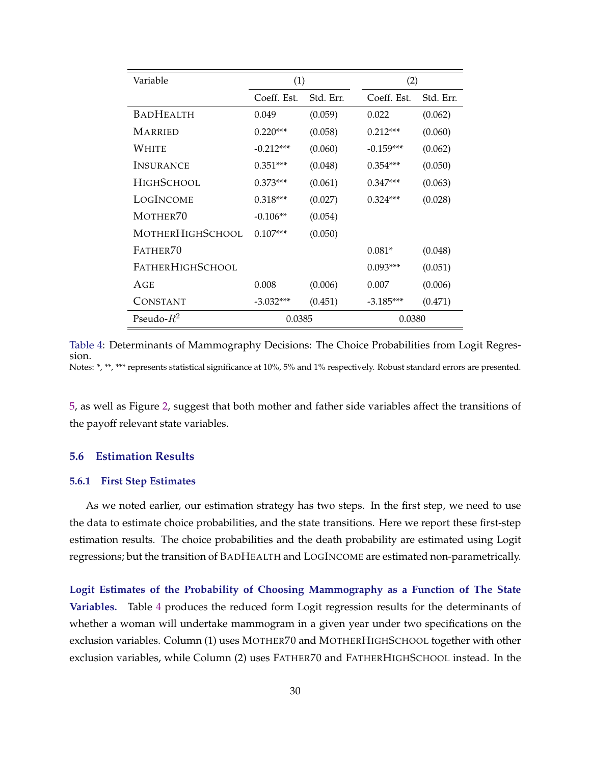| Variable | (1) | | (2) | |
|---|---|---|---|---|
| | Coeff. Est. | Std. Err. | Coeff. Est. | Std. Err. |
| BADHEALTH | 0.049 | (0.059) | 0.022 | (0.062) |
| MARRIED | 0.220*** | (0.058) | 0.212*** | (0.060) |
| WHITE | -0.212*** | (0.060) | -0.159*** | (0.062) |
| INSURANCE | 0.351*** | (0.048) | 0.354*** | (0.050) |
| HIGHSCHOOL | 0.373*** | (0.061) | 0.347*** | (0.063) |
| LOGINCOME | 0.318*** | (0.027) | 0.324*** | (0.028) |
| MOTHER70 | -0.106** | (0.054) | | |
| MOTHERHIGHSCHOOL | 0.107*** | (0.050) | | |
| FATHER70 | | | 0.081* | (0.048) |
| FATHERHIGHSCHOOL | | | 0.093*** | (0.051) |
| AGE | 0.008 | (0.006) | 0.007 | (0.006) |
| CONSTANT | -3.032*** | (0.451) | -3.185*** | (0.471) |
| Pseudo-$R^2$ | 0.0385 | | 0.0380 | |

Table 4: Determinants of Mammography Decisions: The Choice Probabilities from Logit Regression.
Notes: *, **, *** represents statistical significance at 10%, 5% and 1% respectively. Robust standard errors are presented.

5, as well as Figure 2, suggest that both mother and father side variables affect the transitions of the payoff relevant state variables.

## 5.6 Estimation Results

### 5.6.1 First Step Estimates

As we noted earlier, our estimation strategy has two steps. In the first step, we need to use the data to estimate choice probabilities, and the state transitions. Here we report these first-step estimation results. The choice probabilities and the death probability are estimated using Logit regressions; but the transition of BADHEALTH and LOGINCOME are estimated non-parametrically.

**Logit Estimates of the Probability of Choosing Mammography as a Function of The State Variables.** Table 4 produces the reduced form Logit regression results for the determinants of whether a woman will undertake mammogram in a given year under two specifications on the exclusion variables. Column (1) uses MOTHER70 and MOTHERHIGHSCHOOL together with other exclusion variables, while Column (2) uses FATHER70 and FATHERHIGHSCHOOL instead. In the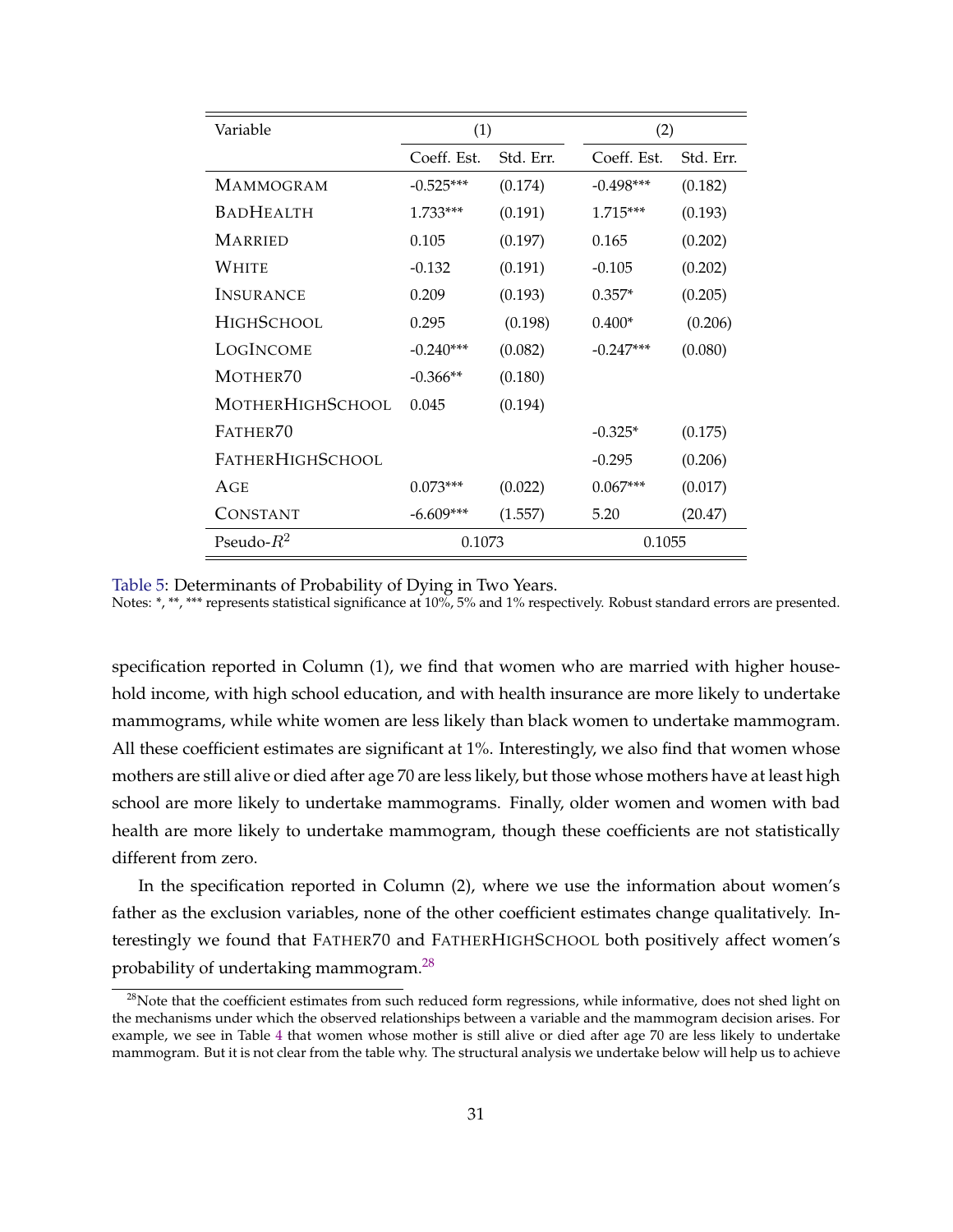| Variable | (1) | | (2) | |
|---|---|---|---|---|
| | Coeff. Est. | Std. Err. | Coeff. Est. | Std. Err. |
| MAMMOGRAM | -0.525*** | (0.174) | -0.498*** | (0.182) |
| BADHEALTH | 1.733*** | (0.191) | 1.715*** | (0.193) |
| MARRIED | 0.105 | (0.197) | 0.165 | (0.202) |
| WHITE | -0.132 | (0.191) | -0.105 | (0.202) |
| INSURANCE | 0.209 | (0.193) | 0.357* | (0.205) |
| HIGHSCHOOL | 0.295 | (0.198) | 0.400* | (0.206) |
| LOGINCOME | -0.240*** | (0.082) | -0.247*** | (0.080) |
| MOTHER70 | -0.366** | (0.180) | | |
| MOTHERHIGHSCHOOL | 0.045 | (0.194) | | |
| FATHER70 | | | -0.325* | (0.175) |
| FATHERHIGHSCHOOL | | | -0.295 | (0.206) |
| AGE | 0.073*** | (0.022) | 0.067*** | (0.017) |
| CONSTANT | -6.609*** | (1.557) | 5.20 | (20.47) |
| Pseudo-$R^2$ | 0.1073 | | 0.1055 | |

Table 5: Determinants of Probability of Dying in Two Years.
Notes: *, **, *** represents statistical significance at 10%, 5% and 1% respectively. Robust standard errors are presented.

specification reported in Column (1), we find that women who are married with higher household income, with high school education, and with health insurance are more likely to undertake mammograms, while white women are less likely than black women to undertake mammogram. All these coefficient estimates are significant at 1%. Interestingly, we also find that women whose mothers are still alive or died after age 70 are less likely, but those whose mothers have at least high school are more likely to undertake mammograms. Finally, older women and women with bad health are more likely to undertake mammogram, though these coefficients are not statistically different from zero.

In the specification reported in Column (2), where we use the information about women's father as the exclusion variables, none of the other coefficient estimates change qualitatively. Interestingly we found that FATHER70 and FATHERHIGHSCHOOL both positively affect women's probability of undertaking mammogram.[28]

[28] Note that the coefficient estimates from such reduced form regressions, while informative, does not shed light on the mechanisms under which the observed relationships between a variable and the mammogram decision arises. For example, we see in Table 4 that women whose mother is still alive or died after age 70 are less likely to undertake mammogram. But it is not clear from the table why. The structural analysis we undertake below will help us to achieve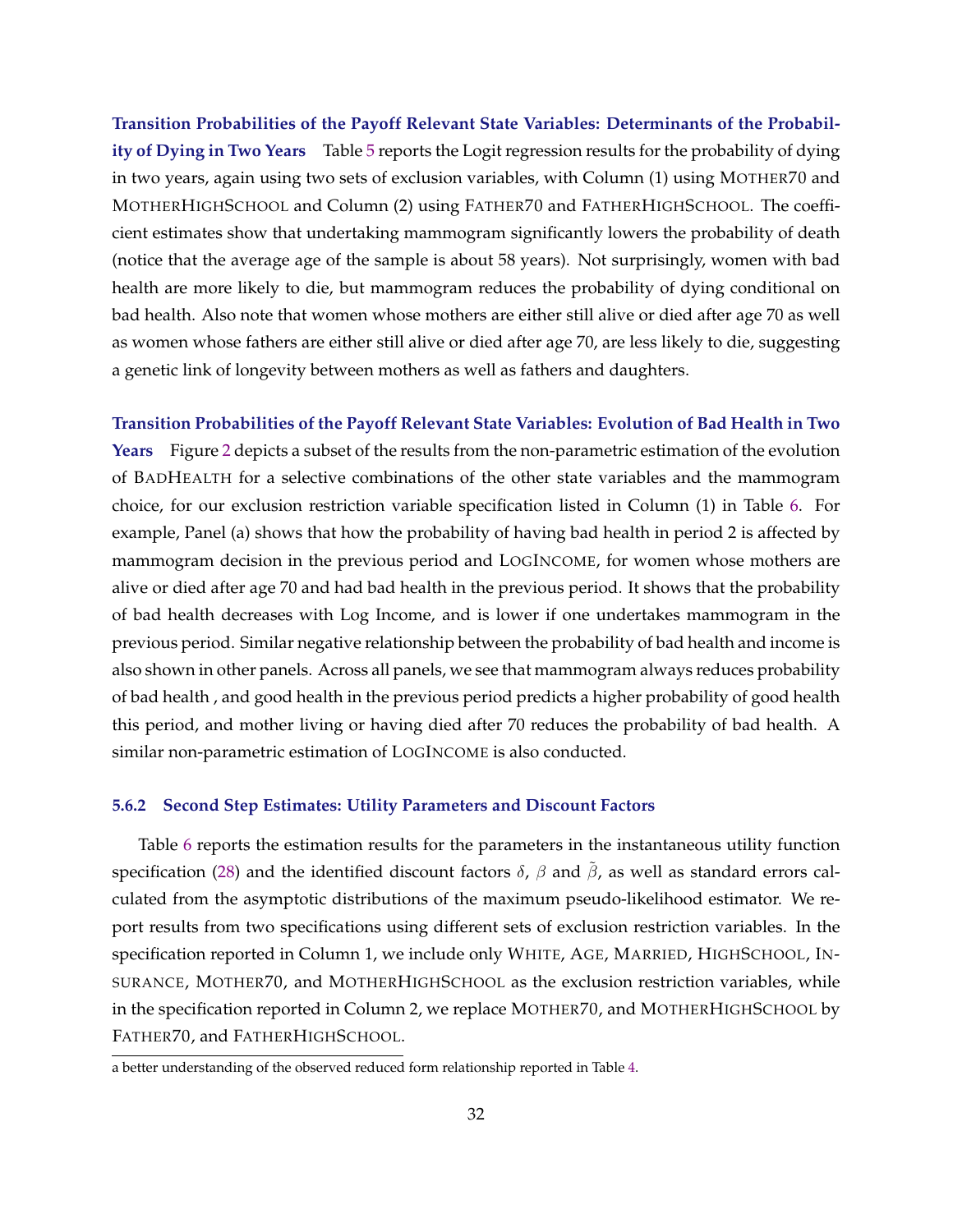**Transition Probabilities of the Payoff Relevant State Variables: Determinants of the Probability of Dying in Two Years** Table 5 reports the Logit regression results for the probability of dying in two years, again using two sets of exclusion variables, with Column (1) using MOTHER70 and MOTHERHIGHSCHOOL and Column (2) using FATHER70 and FATHERHIGHSCHOOL. The coefficient estimates show that undertaking mammogram significantly lowers the probability of death (notice that the average age of the sample is about 58 years). Not surprisingly, women with bad health are more likely to die, but mammogram reduces the probability of dying conditional on bad health. Also note that women whose mothers are either still alive or died after age 70 as well as women whose fathers are either still alive or died after age 70, are less likely to die, suggesting a genetic link of longevity between mothers as well as fathers and daughters.

**Transition Probabilities of the Payoff Relevant State Variables: Evolution of Bad Health in Two Years** Figure 2 depicts a subset of the results from the non-parametric estimation of the evolution of BADHEALTH for a selective combinations of the other state variables and the mammogram choice, for our exclusion restriction variable specification listed in Column (1) in Table 6. For example, Panel (a) shows that how the probability of having bad health in period 2 is affected by mammogram decision in the previous period and LOGINCOME, for women whose mothers are alive or died after age 70 and had bad health in the previous period. It shows that the probability of bad health decreases with Log Income, and is lower if one undertakes mammogram in the previous period. Similar negative relationship between the probability of bad health and income is also shown in other panels. Across all panels, we see that mammogram always reduces probability of bad health , and good health in the previous period predicts a higher probability of good health this period, and mother living or having died after 70 reduces the probability of bad health. A similar non-parametric estimation of LOGINCOME is also conducted.

### 5.6.2 Second Step Estimates: Utility Parameters and Discount Factors

Table 6 reports the estimation results for the parameters in the instantaneous utility function specification (28) and the identified discount factors $\delta$, $\beta$ and $\tilde{\beta}$, as well as standard errors calculated from the asymptotic distributions of the maximum pseudo-likelihood estimator. We report results from two specifications using different sets of exclusion restriction variables. In the specification reported in Column 1, we include only WHITE, AGE, MARRIED, HIGHSCHOOL, INSURANCE, MOTHER70, and MOTHERHIGHSCHOOL as the exclusion restriction variables, while in the specification reported in Column 2, we replace MOTHER70, and MOTHERHIGHSCHOOL by FATHER70, and FATHERHIGHSCHOOL.

a better understanding of the observed reduced form relationship reported in Table 4.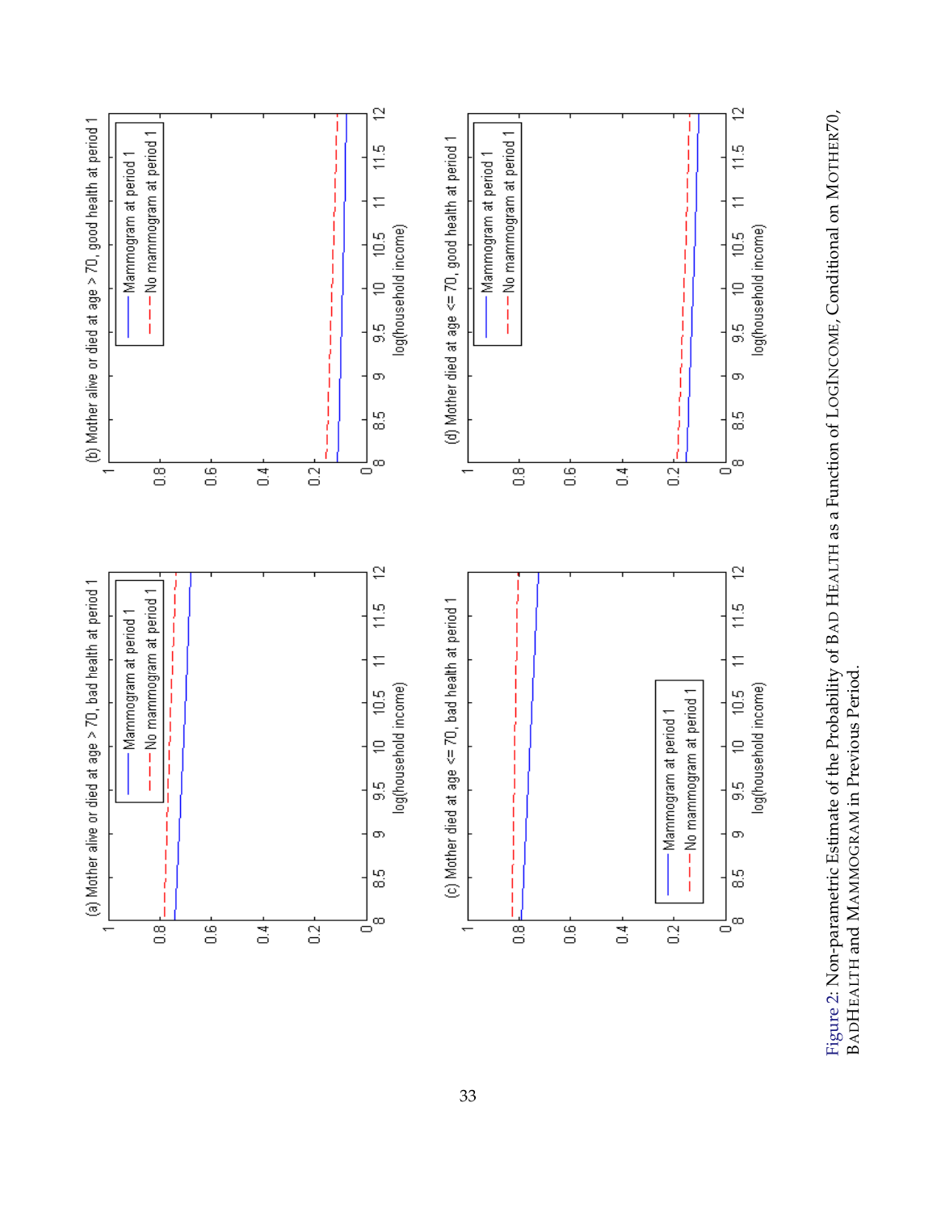Figure 2: Non-parametric Estimate of the Probability of BAD HEALTH as a Function of LOGINCOME, Conditional on MOTHER70, BADHEALTH and MAMMOGRAM in Previous Period.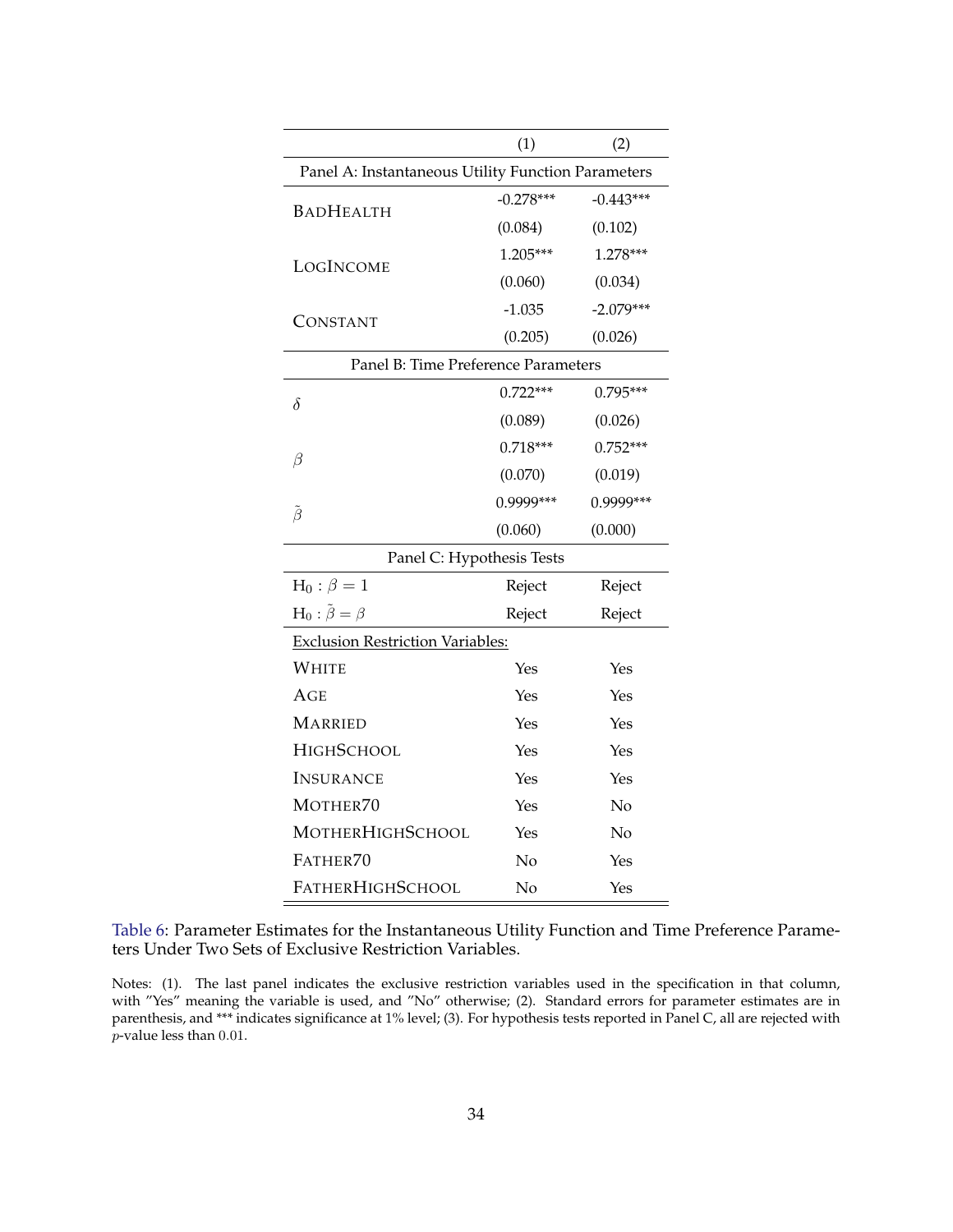| | (1) | (2) |
|---|---|---|
| Panel A: Instantaneous Utility Function Parameters | | |
| BadHealth | -0.278*** | -0.443*** |
| | (0.084) | (0.102) |
| LogIncome | 1.205*** | 1.278*** |
| | (0.060) | (0.034) |
| Constant | -1.035 | -2.079*** |
| | (0.205) | (0.026) |
| Panel B: Time Preference Parameters | | |
| $\delta$ | 0.722*** | 0.795*** |
| | (0.089) | (0.026) |
| $\beta$ | 0.718*** | 0.752*** |
| | (0.070) | (0.019) |
| $\tilde{\beta}$ | 0.9999*** | 0.9999*** |
| | (0.060) | (0.000) |
| Panel C: Hypothesis Tests | | |
| $\text{H}_0 : \beta = 1$ | Reject | Reject |
| $\text{H}_0 : \tilde{\beta} = \beta$ | Reject | Reject |
| Exclusion Restriction Variables: | | |
| White | Yes | Yes |
| Age | Yes | Yes |
| Married | Yes | Yes |
| HighSchool | Yes | Yes |
| Insurance | Yes | Yes |
| Mother70 | Yes | No |
| MotherHighSchool | Yes | No |
| Father70 | No | Yes |
| FatherHighSchool | No | Yes |

Table 6: Parameter Estimates for the Instantaneous Utility Function and Time Preference Parameters Under Two Sets of Exclusive Restriction Variables.

Notes: (1). The last panel indicates the exclusive restriction variables used in the specification in that column, with "Yes" meaning the variable is used, and "No" otherwise; (2). Standard errors for parameter estimates are in parenthesis, and *** indicates significance at 1% level; (3). For hypothesis tests reported in Panel C, all are rejected with $p$-value less than $0.01$.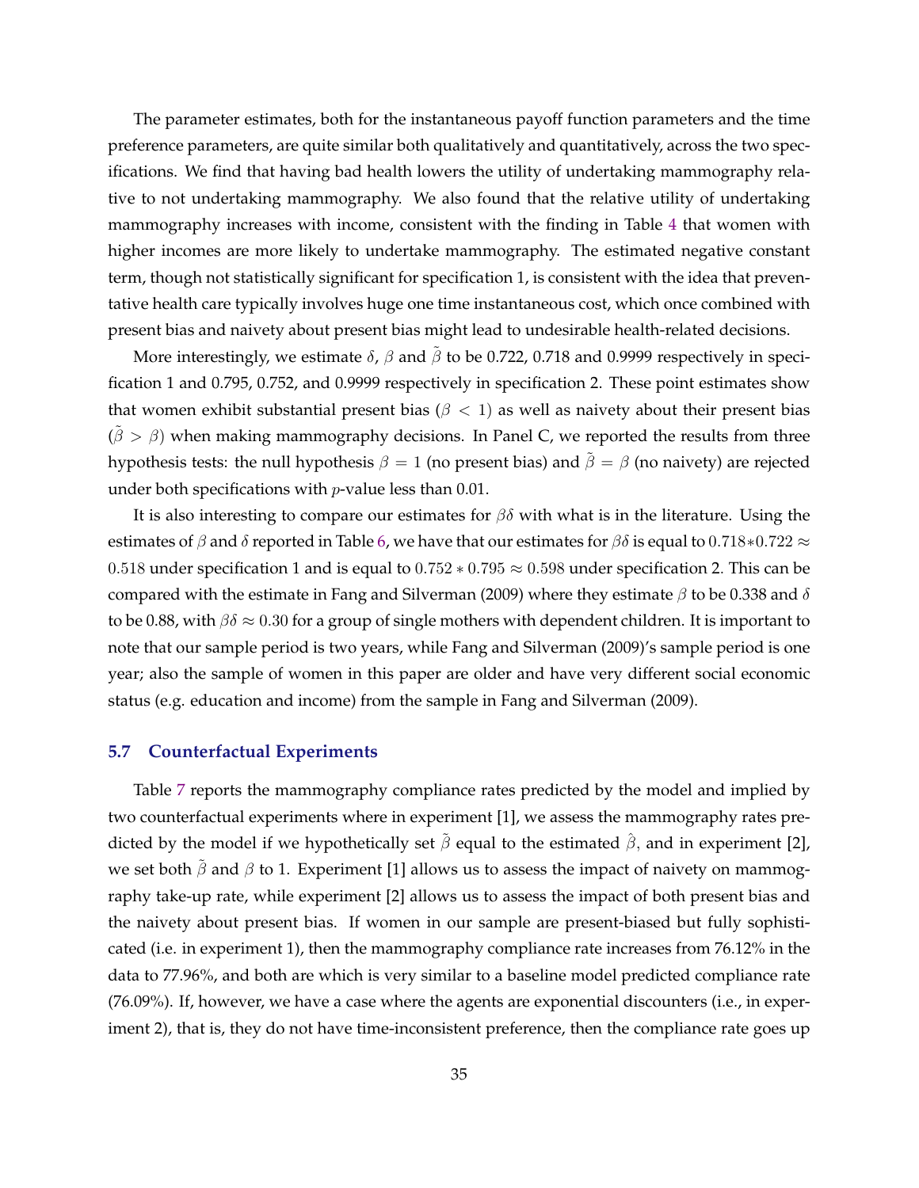The parameter estimates, both for the instantaneous payoff function parameters and the time preference parameters, are quite similar both qualitatively and quantitatively, across the two specifications. We find that having bad health lowers the utility of undertaking mammography relative to not undertaking mammography. We also found that the relative utility of undertaking mammography increases with income, consistent with the finding in Table 4 that women with higher incomes are more likely to undertake mammography. The estimated negative constant term, though not statistically significant for specification 1, is consistent with the idea that preventative health care typically involves huge one time instantaneous cost, which once combined with present bias and naivety about present bias might lead to undesirable health-related decisions.

More interestingly, we estimate $\delta$, $\beta$ and $\tilde{\beta}$ to be 0.722, 0.718 and 0.9999 respectively in specification 1 and 0.795, 0.752, and 0.9999 respectively in specification 2. These point estimates show that women exhibit substantial present bias ($\beta < 1$) as well as naivety about their present bias ($\tilde{\beta} > \beta$) when making mammography decisions. In Panel C, we reported the results from three hypothesis tests: the null hypothesis $\beta = 1$ (no present bias) and $\tilde{\beta} = \beta$ (no naivety) are rejected under both specifications with $p$-value less than 0.01.

It is also interesting to compare our estimates for $\beta\delta$ with what is in the literature. Using the estimates of $\beta$ and $\delta$ reported in Table 6, we have that our estimates for $\beta\delta$ is equal to $0.718 * 0.722 \approx 0.518$ under specification 1 and is equal to $0.752 * 0.795 \approx 0.598$ under specification 2. This can be compared with the estimate in Fang and Silverman (2009) where they estimate $\beta$ to be 0.338 and $\delta$ to be 0.88, with $\beta\delta \approx 0.30$ for a group of single mothers with dependent children. It is important to note that our sample period is two years, while Fang and Silverman (2009)'s sample period is one year; also the sample of women in this paper are older and have very different social economic status (e.g. education and income) from the sample in Fang and Silverman (2009).

### 5.7 Counterfactual Experiments

Table 7 reports the mammography compliance rates predicted by the model and implied by two counterfactual experiments where in experiment [1], we assess the mammography rates predicted by the model if we hypothetically set $\tilde{\beta}$ equal to the estimated $\hat{\beta}$, and in experiment [2], we set both $\tilde{\beta}$ and $\beta$ to 1. Experiment [1] allows us to assess the impact of naivety on mammography take-up rate, while experiment [2] allows us to assess the impact of both present bias and the naivety about present bias. If women in our sample are present-biased but fully sophisticated (i.e. in experiment 1), then the mammography compliance rate increases from 76.12% in the data to 77.96%, and both are which is very similar to a baseline model predicted compliance rate (76.09%). If, however, we have a case where the agents are exponential discounters (i.e., in experiment 2), that is, they do not have time-inconsistent preference, then the compliance rate goes up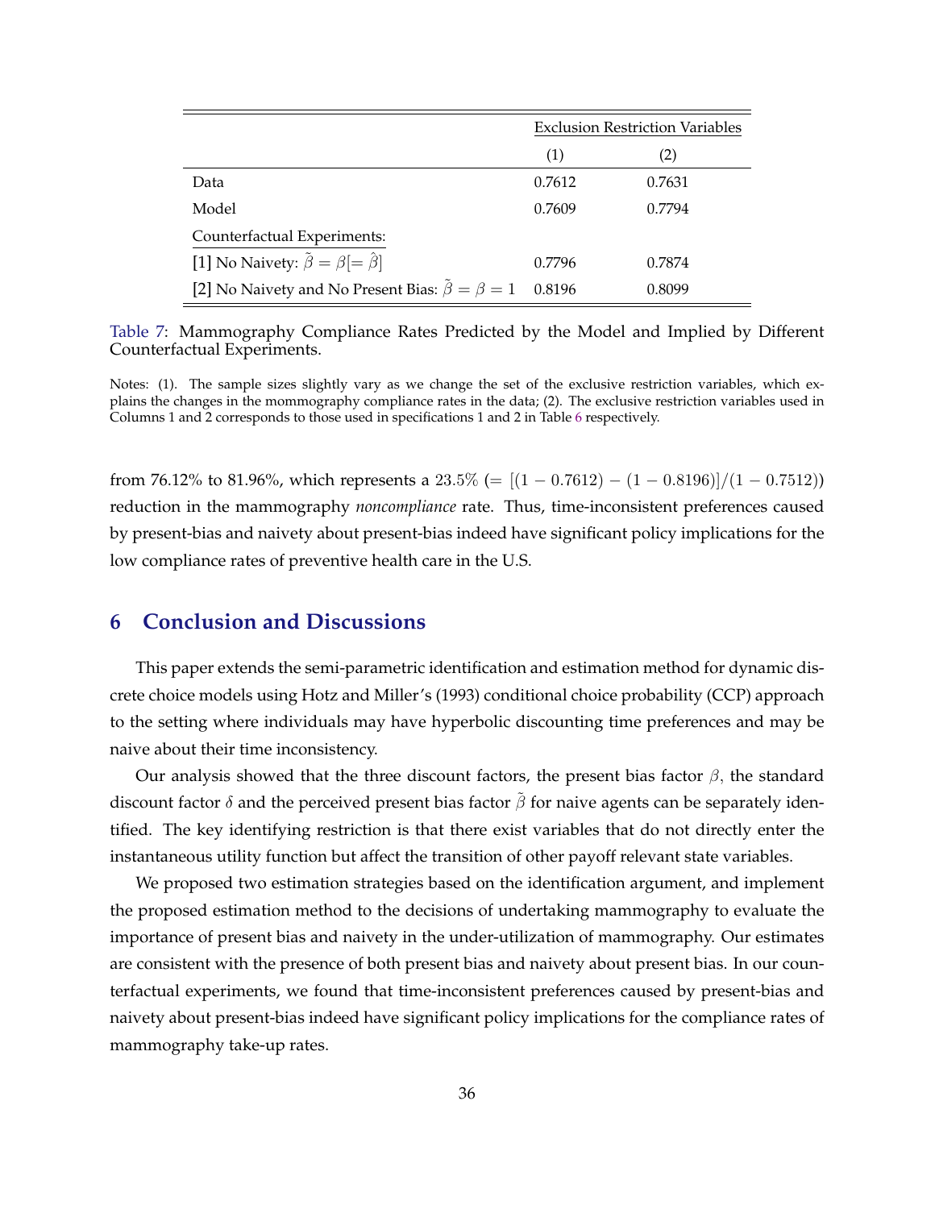| | Exclusion Restriction Variables | |
|---|---|---|
| | (1) | (2) |
| Data | 0.7612 | 0.7631 |
| Model | 0.7609 | 0.7794 |
| Counterfactual Experiments: | | |
| [1] No Naivety: $\tilde{\beta} = \beta [= \hat{\beta}]$ | 0.7796 | 0.7874 |
| [2] No Naivety and No Present Bias: $\tilde{\beta} = \beta = 1$ | 0.8196 | 0.8099 |

Table 7: Mammography Compliance Rates Predicted by the Model and Implied by Different Counterfactual Experiments.

Notes: (1). The sample sizes slightly vary as we change the set of the exclusive restriction variables, which explains the changes in the mommography compliance rates in the data; (2). The exclusive restriction variables used in Columns 1 and 2 corresponds to those used in specifications 1 and 2 in Table 6 respectively.

from 76.12% to 81.96%, which represents a $23.5\%$ $(= [(1 - 0.7612) - (1 - 0.8196)]/(1 - 0.7512))$ reduction in the mammography *noncompliance* rate. Thus, time-inconsistent preferences caused by present-bias and naivety about present-bias indeed have significant policy implications for the low compliance rates of preventive health care in the U.S.

# 6 Conclusion and Discussions

This paper extends the semi-parametric identification and estimation method for dynamic discrete choice models using Hotz and Miller's (1993) conditional choice probability (CCP) approach to the setting where individuals may have hyperbolic discounting time preferences and may be naive about their time inconsistency.

Our analysis showed that the three discount factors, the present bias factor $\beta$, the standard discount factor $\delta$ and the perceived present bias factor $\tilde{\beta}$ for naive agents can be separately identified. The key identifying restriction is that there exist variables that do not directly enter the instantaneous utility function but affect the transition of other payoff relevant state variables.

We proposed two estimation strategies based on the identification argument, and implement the proposed estimation method to the decisions of undertaking mammography to evaluate the importance of present bias and naivety in the under-utilization of mammography. Our estimates are consistent with the presence of both present bias and naivety about present bias. In our counterfactual experiments, we found that time-inconsistent preferences caused by present-bias and naivety about present-bias indeed have significant policy implications for the compliance rates of mammography take-up rates.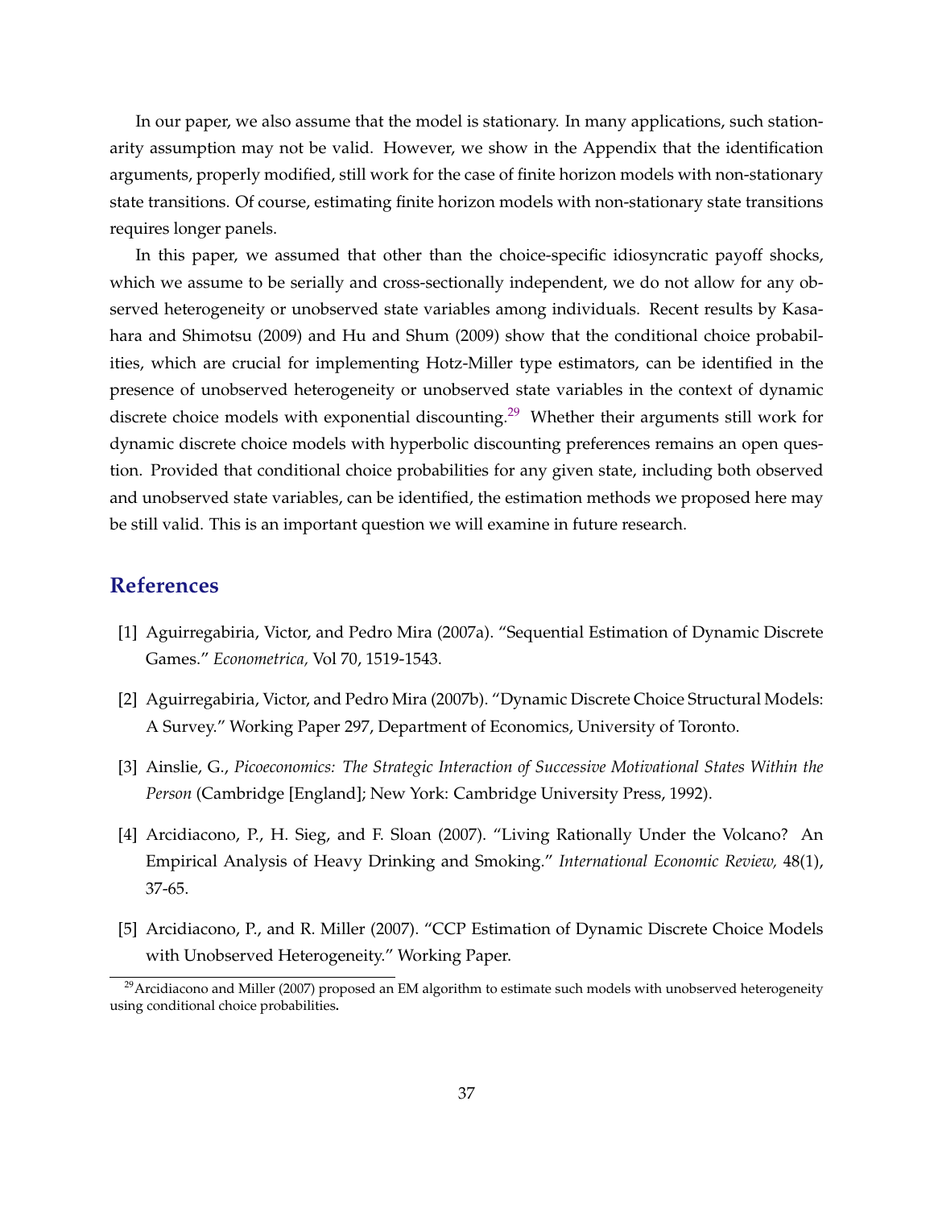In our paper, we also assume that the model is stationary. In many applications, such stationarity assumption may not be valid. However, we show in the Appendix that the identification arguments, properly modified, still work for the case of finite horizon models with non-stationary state transitions. Of course, estimating finite horizon models with non-stationary state transitions requires longer panels.

In this paper, we assumed that other than the choice-specific idiosyncratic payoff shocks, which we assume to be serially and cross-sectionally independent, we do not allow for any observed heterogeneity or unobserved state variables among individuals. Recent results by Kasahara and Shimotsu (2009) and Hu and Shum (2009) show that the conditional choice probabilities, which are crucial for implementing Hotz-Miller type estimators, can be identified in the presence of unobserved heterogeneity or unobserved state variables in the context of dynamic discrete choice models with exponential discounting.[29] Whether their arguments still work for dynamic discrete choice models with hyperbolic discounting preferences remains an open question. Provided that conditional choice probabilities for any given state, including both observed and unobserved state variables, can be identified, the estimation methods we proposed here may be still valid. This is an important question we will examine in future research.

## References

[1] Aguirregabiria, Victor, and Pedro Mira (2007a). "Sequential Estimation of Dynamic Discrete Games." *Econometrica,* Vol 70, 1519-1543.

[2] Aguirregabiria, Victor, and Pedro Mira (2007b). "Dynamic Discrete Choice Structural Models: A Survey." Working Paper 297, Department of Economics, University of Toronto.

[3] Ainslie, G., *Picoeconomics: The Strategic Interaction of Successive Motivational States Within the Person* (Cambridge [England]; New York: Cambridge University Press, 1992).

[4] Arcidiacono, P., H. Sieg, and F. Sloan (2007). "Living Rationally Under the Volcano? An Empirical Analysis of Heavy Drinking and Smoking." *International Economic Review,* 48(1), 37-65.

[5] Arcidiacono, P., and R. Miller (2007). "CCP Estimation of Dynamic Discrete Choice Models with Unobserved Heterogeneity." Working Paper.

[29] Arcidiacono and Miller (2007) proposed an EM algorithm to estimate such models with unobserved heterogeneity using conditional choice probabilities.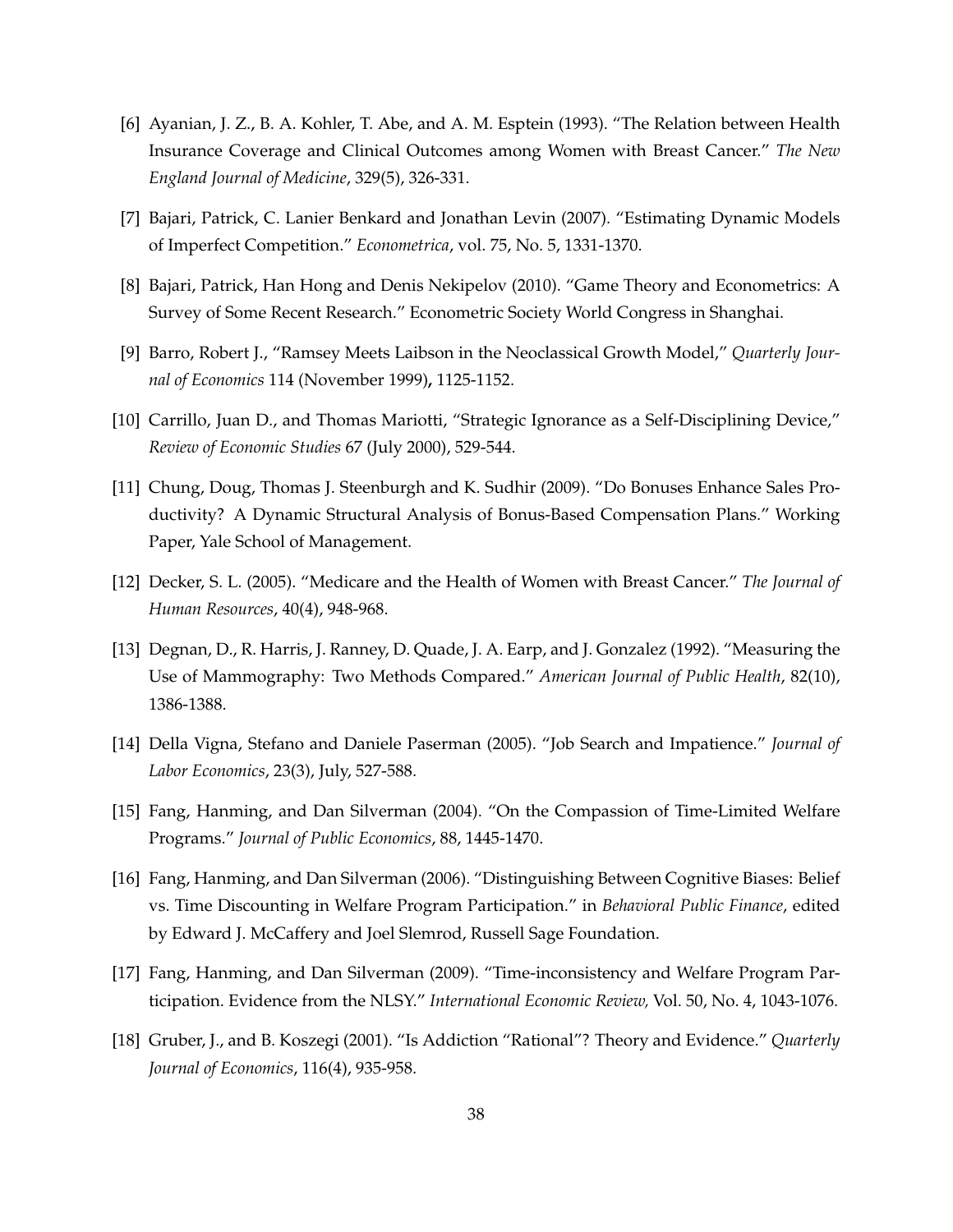[6] Ayanian, J. Z., B. A. Kohler, T. Abe, and A. M. Esptein (1993). "The Relation between Health Insurance Coverage and Clinical Outcomes among Women with Breast Cancer." *The New England Journal of Medicine*, 329(5), 326-331.

[7] Bajari, Patrick, C. Lanier Benkard and Jonathan Levin (2007). "Estimating Dynamic Models of Imperfect Competition." *Econometrica*, vol. 75, No. 5, 1331-1370.

[8] Bajari, Patrick, Han Hong and Denis Nekipelov (2010). "Game Theory and Econometrics: A Survey of Some Recent Research." Econometric Society World Congress in Shanghai.

[9] Barro, Robert J., "Ramsey Meets Laibson in the Neoclassical Growth Model," *Quarterly Journal of Economics* 114 (November 1999), 1125-1152.

[10] Carrillo, Juan D., and Thomas Mariotti, "Strategic Ignorance as a Self-Disciplining Device," *Review of Economic Studies* 67 (July 2000), 529-544.

[11] Chung, Doug, Thomas J. Steenburgh and K. Sudhir (2009). "Do Bonuses Enhance Sales Productivity? A Dynamic Structural Analysis of Bonus-Based Compensation Plans." Working Paper, Yale School of Management.

[12] Decker, S. L. (2005). "Medicare and the Health of Women with Breast Cancer." *The Journal of Human Resources*, 40(4), 948-968.

[13] Degnan, D., R. Harris, J. Ranney, D. Quade, J. A. Earp, and J. Gonzalez (1992). "Measuring the Use of Mammography: Two Methods Compared." *American Journal of Public Health*, 82(10), 1386-1388.

[14] Della Vigna, Stefano and Daniele Paserman (2005). "Job Search and Impatience." *Journal of Labor Economics*, 23(3), July, 527-588.

[15] Fang, Hanming, and Dan Silverman (2004). "On the Compassion of Time-Limited Welfare Programs." *Journal of Public Economics*, 88, 1445-1470.

[16] Fang, Hanming, and Dan Silverman (2006). "Distinguishing Between Cognitive Biases: Belief vs. Time Discounting in Welfare Program Participation." in *Behavioral Public Finance*, edited by Edward J. McCaffery and Joel Slemrod, Russell Sage Foundation.

[17] Fang, Hanming, and Dan Silverman (2009). "Time-inconsistency and Welfare Program Participation. Evidence from the NLSY." *International Economic Review,* Vol. 50, No. 4, 1043-1076.

[18] Gruber, J., and B. Koszegi (2001). "Is Addiction "Rational"? Theory and Evidence." *Quarterly Journal of Economics*, 116(4), 935-958.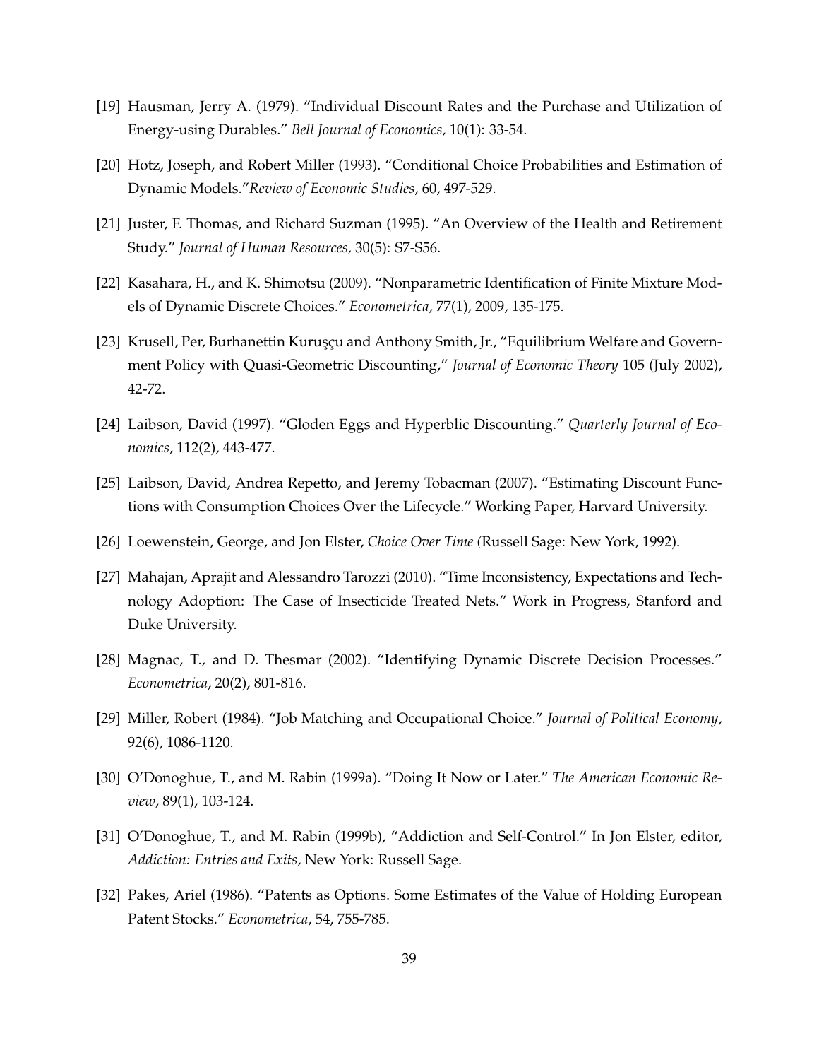[19] Hausman, Jerry A. (1979). "Individual Discount Rates and the Purchase and Utilization of Energy-using Durables." *Bell Journal of Economics,* 10(1): 33-54.

[20] Hotz, Joseph, and Robert Miller (1993). "Conditional Choice Probabilities and Estimation of Dynamic Models."*Review of Economic Studies*, 60, 497-529.

[21] Juster, F. Thomas, and Richard Suzman (1995). "An Overview of the Health and Retirement Study." *Journal of Human Resources,* 30(5): S7-S56.

[22] Kasahara, H., and K. Shimotsu (2009). "Nonparametric Identification of Finite Mixture Models of Dynamic Discrete Choices." *Econometrica*, 77(1), 2009, 135-175.

[23] Krusell, Per, Burhanettin Kuruşçu and Anthony Smith, Jr., "Equilibrium Welfare and Government Policy with Quasi-Geometric Discounting," *Journal of Economic Theory* 105 (July 2002), 42-72.

[24] Laibson, David (1997). "Gloden Eggs and Hyperblic Discounting." *Quarterly Journal of Economics*, 112(2), 443-477.

[25] Laibson, David, Andrea Repetto, and Jeremy Tobacman (2007). "Estimating Discount Functions with Consumption Choices Over the Lifecycle." Working Paper, Harvard University.

[26] Loewenstein, George, and Jon Elster, *Choice Over Time (*Russell Sage: New York, 1992).

[27] Mahajan, Aprajit and Alessandro Tarozzi (2010). "Time Inconsistency, Expectations and Technology Adoption: The Case of Insecticide Treated Nets." Work in Progress, Stanford and Duke University.

[28] Magnac, T., and D. Thesmar (2002). "Identifying Dynamic Discrete Decision Processes." *Econometrica*, 20(2), 801-816.

[29] Miller, Robert (1984). "Job Matching and Occupational Choice." *Journal of Political Economy*, 92(6), 1086-1120.

[30] O'Donoghue, T., and M. Rabin (1999a). "Doing It Now or Later." *The American Economic Review*, 89(1), 103-124.

[31] O'Donoghue, T., and M. Rabin (1999b), "Addiction and Self-Control." In Jon Elster, editor, *Addiction: Entries and Exits*, New York: Russell Sage.

[32] Pakes, Ariel (1986). "Patents as Options. Some Estimates of the Value of Holding European Patent Stocks." *Econometrica*, 54, 755-785.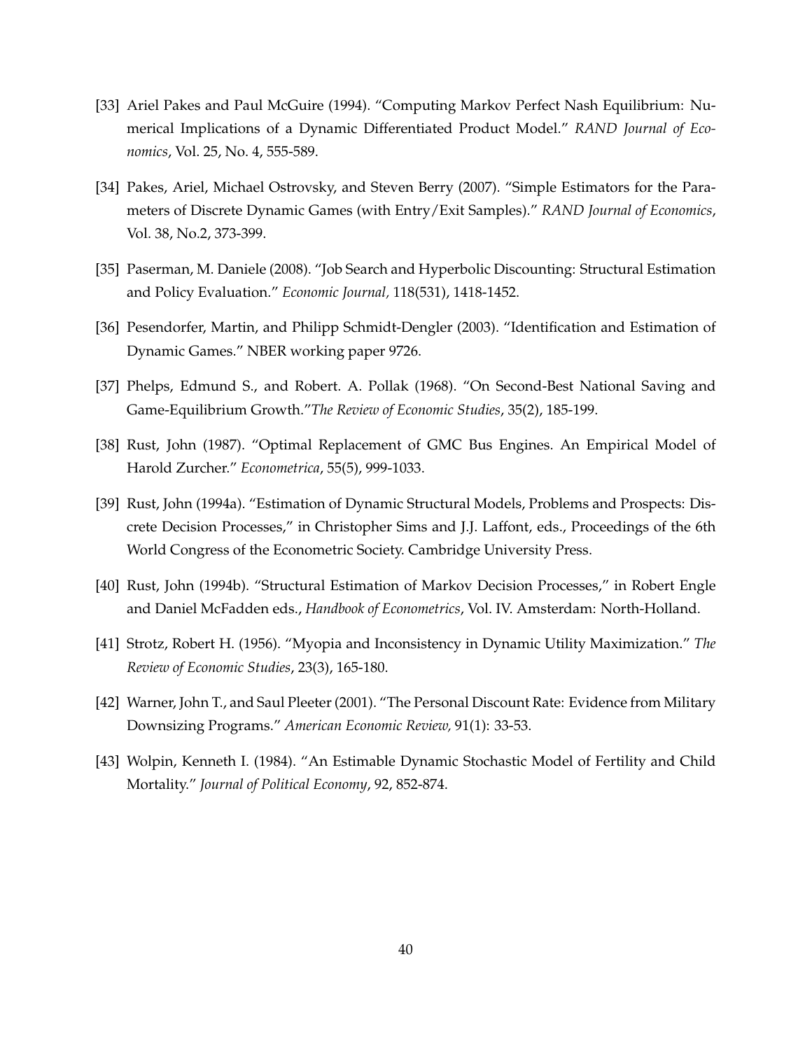[33] Ariel Pakes and Paul McGuire (1994). "Computing Markov Perfect Nash Equilibrium: Numerical Implications of a Dynamic Differentiated Product Model." *RAND Journal of Economics*, Vol. 25, No. 4, 555-589.

[34] Pakes, Ariel, Michael Ostrovsky, and Steven Berry (2007). "Simple Estimators for the Parameters of Discrete Dynamic Games (with Entry/Exit Samples)." *RAND Journal of Economics*, Vol. 38, No.2, 373-399.

[35] Paserman, M. Daniele (2008). "Job Search and Hyperbolic Discounting: Structural Estimation and Policy Evaluation." *Economic Journal*, 118(531), 1418-1452.

[36] Pesendorfer, Martin, and Philipp Schmidt-Dengler (2003). "Identification and Estimation of Dynamic Games." NBER working paper 9726.

[37] Phelps, Edmund S., and Robert. A. Pollak (1968). "On Second-Best National Saving and Game-Equilibrium Growth."*The Review of Economic Studies*, 35(2), 185-199.

[38] Rust, John (1987). "Optimal Replacement of GMC Bus Engines. An Empirical Model of Harold Zurcher." *Econometrica*, 55(5), 999-1033.

[39] Rust, John (1994a). "Estimation of Dynamic Structural Models, Problems and Prospects: Discrete Decision Processes," in Christopher Sims and J.J. Laffont, eds., Proceedings of the 6th World Congress of the Econometric Society. Cambridge University Press.

[40] Rust, John (1994b). "Structural Estimation of Markov Decision Processes," in Robert Engle and Daniel McFadden eds., *Handbook of Econometrics*, Vol. IV. Amsterdam: North-Holland.

[41] Strotz, Robert H. (1956). "Myopia and Inconsistency in Dynamic Utility Maximization." *The Review of Economic Studies*, 23(3), 165-180.

[42] Warner, John T., and Saul Pleeter (2001). "The Personal Discount Rate: Evidence from Military Downsizing Programs." *American Economic Review*, 91(1): 33-53.

[43] Wolpin, Kenneth I. (1984). "An Estimable Dynamic Stochastic Model of Fertility and Child Mortality." *Journal of Political Economy*, 92, 852-874.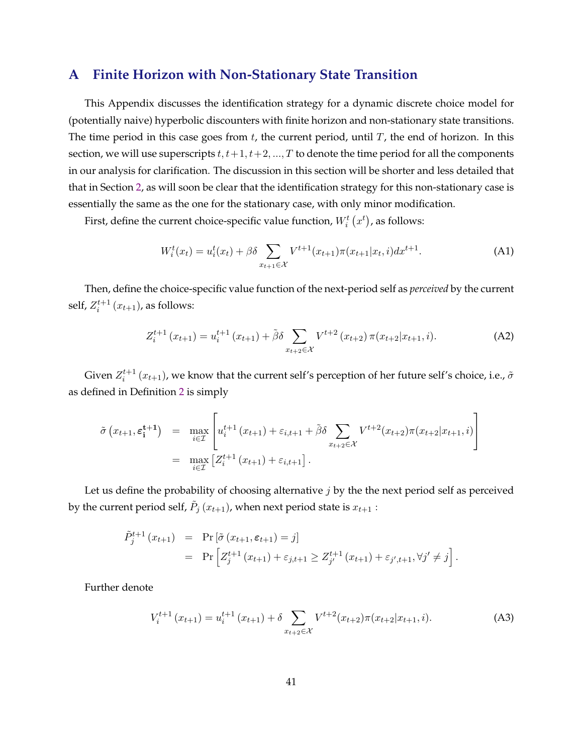## A Finite Horizon with Non-Stationary State Transition

This Appendix discusses the identification strategy for a dynamic discrete choice model for (potentially naive) hyperbolic discounters with finite horizon and non-stationary state transitions. The time period in this case goes from $t$, the current period, until $T$, the end of horizon. In this section, we will use superscripts $t, t+1, t+2, ..., T$ to denote the time period for all the components in our analysis for clarification. The discussion in this section will be shorter and less detailed that that in Section 2, as will soon be clear that the identification strategy for this non-stationary case is essentially the same as the one for the stationary case, with only minor modification.

First, define the current choice-specific value function, $W_i^t\left(x^t\right)$, as follows:

$$W_i^t(x_t) = u_i^t(x_t) + \beta\delta \sum_{x_{t+1}\in\mathcal{X}} V^{t+1}(x_{t+1})\pi(x_{t+1}|x_t, i)dx^{t+1}. \tag{A1}$$

Then, define the choice-specific value function of the next-period self as *perceived* by the current self, $Z_i^{t+1}\left(x_{t+1}\right)$, as follows:

$$Z_i^{t+1}\left(x_{t+1}\right) = u_i^{t+1}\left(x_{t+1}\right) + \tilde{\beta}\delta \sum_{x_{t+2}\in\mathcal{X}} V^{t+2}\left(x_{t+2}\right)\pi(x_{t+2}|x_{t+1}, i). \tag{A2}$$

Given $Z_i^{t+1}\left(x_{t+1}\right)$, we know that the current self's perception of her future self's choice, i.e., $\tilde{\sigma}$ as defined in Definition 2 is simply

$$\begin{aligned}
\tilde{\sigma}\left(x_{t+1}, \boldsymbol{\varepsilon}_{\mathbf{i}}^{\mathbf{t+1}}\right) &= \max_{i\in\mathcal{I}}\left[u_i^{t+1}\left(x_{t+1}\right) + \varepsilon_{i,t+1} + \tilde{\beta}\delta \sum_{x_{t+2}\in\mathcal{X}} V^{t+2}(x_{t+2})\pi(x_{t+2}|x_{t+1}, i)\right] \\
&= \max_{i\in\mathcal{I}}\left[Z_i^{t+1}\left(x_{t+1}\right) + \varepsilon_{i,t+1}\right].
\end{aligned}$$

Let us define the probability of choosing alternative $j$ by the the next period self as perceived by the current period self, $\tilde{P}_j\left(x_{t+1}\right)$, when next period state is $x_{t+1}$ :

$$\begin{aligned}
\tilde{P}_j^{t+1}\left(x_{t+1}\right) &= \Pr\left[\tilde{\sigma}\left(x_{t+1}, \boldsymbol{\varepsilon}_{t+1}\right) = j\right] \\
&= \Pr\left[Z_j^{t+1}\left(x_{t+1}\right) + \varepsilon_{j,t+1} \geq Z_{j'}^{t+1}\left(x_{t+1}\right) + \varepsilon_{j',t+1}, \forall j' \neq j\right].
\end{aligned}$$

Further denote

$$V_i^{t+1}\left(x_{t+1}\right) = u_i^{t+1}\left(x_{t+1}\right) + \delta \sum_{x_{t+2}\in\mathcal{X}} V^{t+2}(x_{t+2})\pi(x_{t+2}|x_{t+1}, i). \tag{A3}$$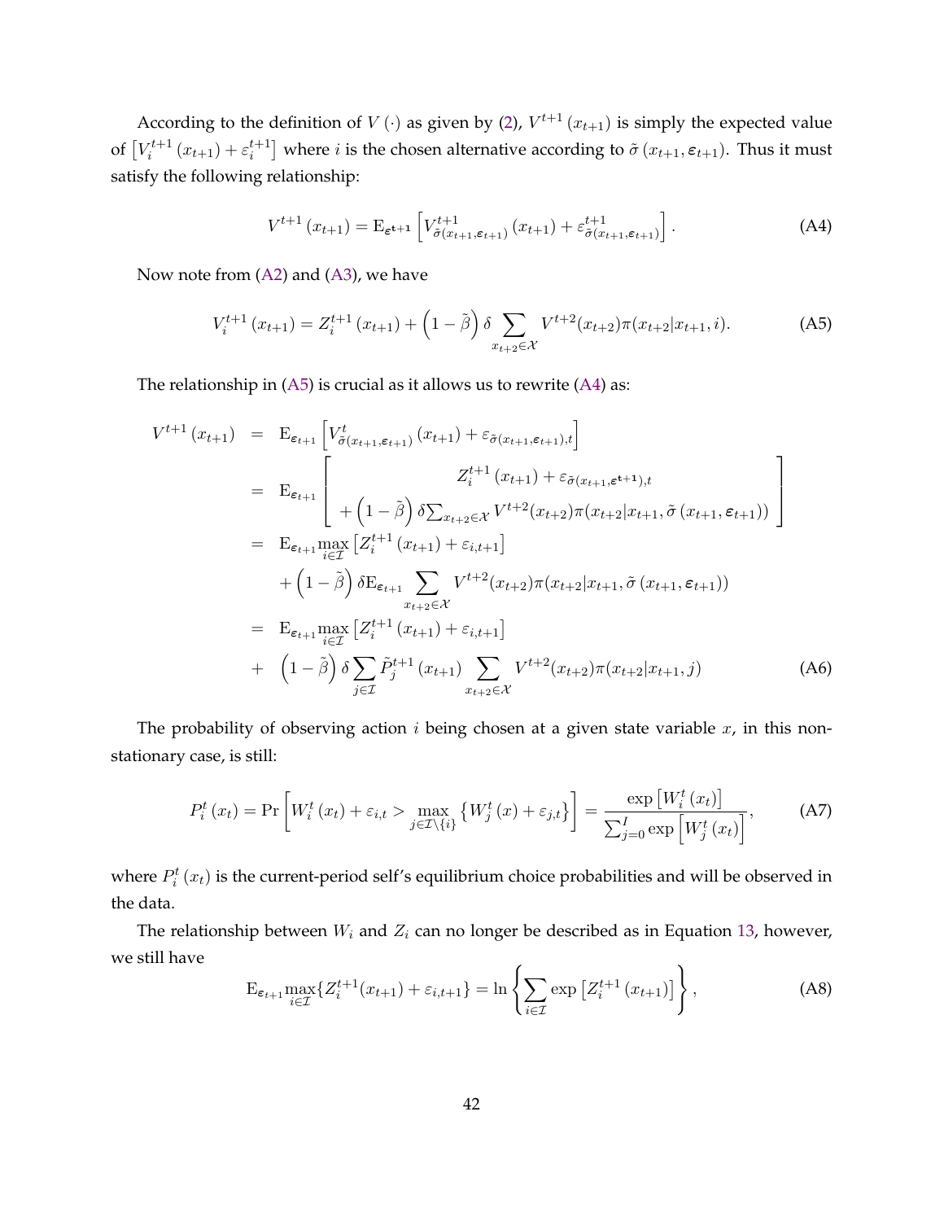According to the definition of $V(\cdot)$ as given by (2), $V^{t+1}(x_{t+1})$ is simply the expected value of $\left[V_i^{t+1}(x_{t+1}) + \varepsilon_i^{t+1}\right]$ where $i$ is the chosen alternative according to $\tilde{\sigma}(x_{t+1}, \boldsymbol{\varepsilon}_{t+1})$. Thus it must satisfy the following relationship:

$$V^{t+1}(x_{t+1}) = \mathrm{E}_{\boldsymbol{\varepsilon}^{\mathbf{t+1}}}\left[V^{t+1}_{\tilde{\sigma}(x_{t+1},\boldsymbol{\varepsilon}_{t+1})}(x_{t+1}) + \varepsilon^{t+1}_{\tilde{\sigma}(x_{t+1},\boldsymbol{\varepsilon}_{t+1})}\right]. \tag{A4}$$

Now note from (A2) and (A3), we have

$$V_i^{t+1}(x_{t+1}) = Z_i^{t+1}(x_{t+1}) + \left(1-\tilde{\beta}\right)\delta \sum_{x_{t+2}\in\mathcal{X}} V^{t+2}(x_{t+2})\pi(x_{t+2}|x_{t+1}, i). \tag{A5}$$

The relationship in (A5) is crucial as it allows us to rewrite (A4) as:

$$\begin{aligned}
V^{t+1}(x_{t+1}) &= \mathrm{E}_{\boldsymbol{\varepsilon}_{t+1}}\left[V^{t}_{\tilde{\sigma}(x_{t+1},\boldsymbol{\varepsilon}_{t+1})}(x_{t+1}) + \varepsilon_{\tilde{\sigma}(x_{t+1},\boldsymbol{\varepsilon}_{t+1}),t}\right] \\
&= \mathrm{E}_{\boldsymbol{\varepsilon}_{t+1}}\left[\begin{array}{c} Z_i^{t+1}(x_{t+1}) + \varepsilon_{\tilde{\sigma}(x_{t+1},\boldsymbol{\varepsilon}^{\mathbf{t+1}}),t} \\ +\left(1-\tilde{\beta}\right)\delta\sum_{x_{t+2}\in\mathcal{X}} V^{t+2}(x_{t+2})\pi(x_{t+2}|x_{t+1},\tilde{\sigma}(x_{t+1},\boldsymbol{\varepsilon}_{t+1}))\end{array}\right] \\
&= \mathrm{E}_{\boldsymbol{\varepsilon}_{t+1}}\max_{i\in\mathcal{I}}\left[Z_i^{t+1}(x_{t+1}) + \varepsilon_{i,t+1}\right] \\
&\quad + \left(1-\tilde{\beta}\right)\delta\mathrm{E}_{\boldsymbol{\varepsilon}_{t+1}}\sum_{x_{t+2}\in\mathcal{X}} V^{t+2}(x_{t+2})\pi(x_{t+2}|x_{t+1},\tilde{\sigma}(x_{t+1},\boldsymbol{\varepsilon}_{t+1})) \\
&= \mathrm{E}_{\boldsymbol{\varepsilon}_{t+1}}\max_{i\in\mathcal{I}}\left[Z_i^{t+1}(x_{t+1}) + \varepsilon_{i,t+1}\right] \\
&\quad + \left(1-\tilde{\beta}\right)\delta\sum_{j\in\mathcal{I}}\tilde{P}_j^{t+1}(x_{t+1})\sum_{x_{t+2}\in\mathcal{X}} V^{t+2}(x_{t+2})\pi(x_{t+2}|x_{t+1},j)
\end{aligned} \tag{A6}$$

The probability of observing action $i$ being chosen at a given state variable $x$, in this non-stationary case, is still:

$$P_i^t(x_t) = \Pr\left[W_i^t(x_t) + \varepsilon_{i,t} > \max_{j\in\mathcal{I}\setminus\{i\}}\left\{W_j^t(x) + \varepsilon_{j,t}\right\}\right] = \frac{\exp\left[W_i^t(x_t)\right]}{\sum_{j=0}^{I}\exp\left[W_j^t(x_t)\right]}, \tag{A7}$$

where $P_i^t(x_t)$ is the current-period self's equilibrium choice probabilities and will be observed in the data.

The relationship between $W_i$ and $Z_i$ can no longer be described as in Equation 13, however, we still have

$$\mathrm{E}_{\boldsymbol{\varepsilon}_{t+1}}\max_{i\in\mathcal{I}}\{Z_i^{t+1}(x_{t+1}) + \varepsilon_{i,t+1}\} = \ln\left\{\sum_{i\in\mathcal{I}}\exp\left[Z_i^{t+1}(x_{t+1})\right]\right\}, \tag{A8}$$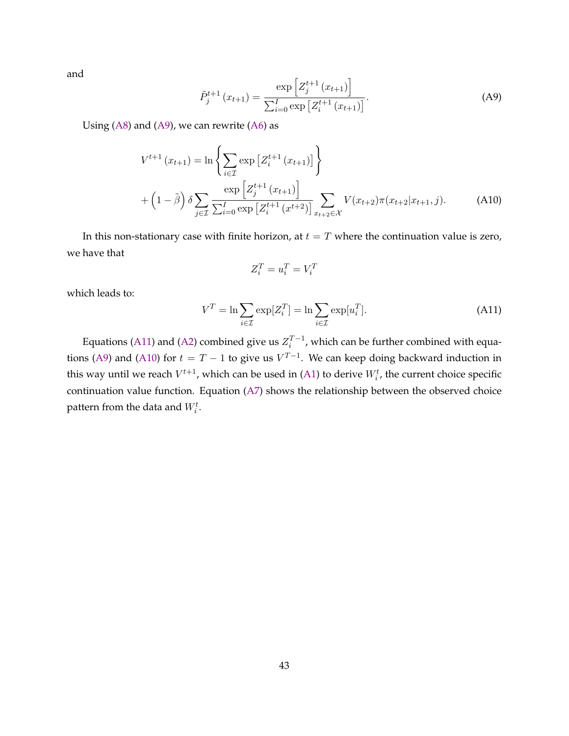and

$$\tilde{P}_j^{t+1}(x_{t+1}) = \frac{\exp\left[Z_j^{t+1}(x_{t+1})\right]}{\sum_{i=0}^{I} \exp\left[Z_i^{t+1}(x_{t+1})\right]}. \tag{A9}$$

Using (A8) and (A9), we can rewrite (A6) as

$$V^{t+1}(x_{t+1}) = \ln\left\{\sum_{i\in\mathcal{I}} \exp\left[Z_i^{t+1}(x_{t+1})\right]\right\}$$
$$+\left(1-\tilde{\beta}\right)\delta \sum_{j\in\mathcal{I}} \frac{\exp\left[Z_j^{t+1}(x_{t+1})\right]}{\sum_{i=0}^{I}\exp\left[Z_i^{t+1}(x^{t+2})\right]} \sum_{x_{t+2}\in\mathcal{X}} V(x_{t+2})\pi(x_{t+2}|x_{t+1}, j). \tag{A10}$$

In this non-stationary case with finite horizon, at $t = T$ where the continuation value is zero, we have that

$$Z_i^T = u_i^T = V_i^T$$

which leads to:

$$V^T = \ln \sum_{i\in\mathcal{I}} \exp[Z_i^T] = \ln \sum_{i\in\mathcal{I}} \exp[u_i^T]. \tag{A11}$$

Equations (A11) and (A2) combined give us $Z_i^{T-1}$, which can be further combined with equations (A9) and (A10) for $t = T-1$ to give us $V^{T-1}$. We can keep doing backward induction in this way until we reach $V^{t+1}$, which can be used in (A1) to derive $W_i^t$, the current choice specific continuation value function. Equation (A7) shows the relationship between the observed choice pattern from the data and $W_i^t$.